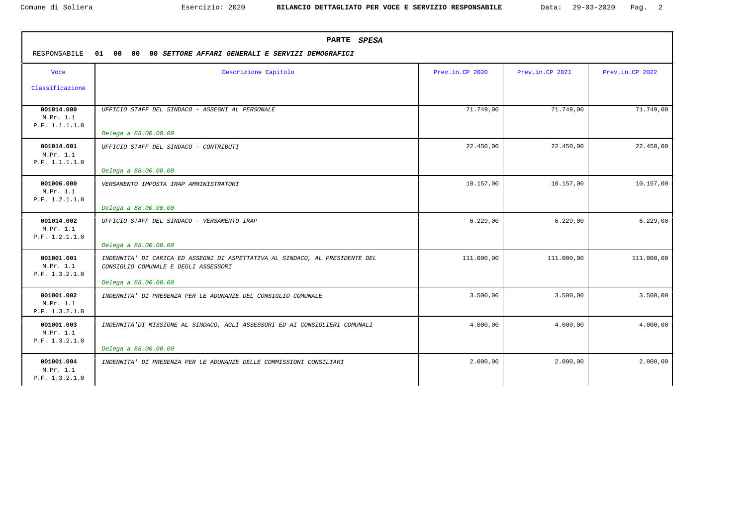## PARTE *SPESA*

RESPONSABILE **01 00 00 00** ***SETTORE AFFARI GENERALI E SERVIZI DEMOGRAFICI***

| Voce Classificazione | Descrizione Capitolo | Prev.in.CP 2020 | Prev.in.CP 2021 | Prev.in.CP 2022 |
|---|---|---|---|---|
| **001014.000** M.Pr. 1.1 P.F. 1.1.1.1.0 | *UFFICIO STAFF DEL SINDACO - ASSEGNI AL PERSONALE* *Delega a 88.00.00.00* | 71.749,00 | 71.749,00 | 71.749,00 |
| **001014.001** M.Pr. 1.1 P.F. 1.1.1.1.0 | *UFFICIO STAFF DEL SINDACO - CONTRIBUTI* *Delega a 88.00.00.00* | 22.450,00 | 22.450,00 | 22.450,00 |
| **001006.000** M.Pr. 1.1 P.F. 1.2.1.1.0 | *VERSAMENTO IMPOSTA IRAP AMMINISTRATORI* *Delega a 88.00.00.00* | 10.157,00 | 10.157,00 | 10.157,00 |
| **001014.002** M.Pr. 1.1 P.F. 1.2.1.1.0 | *UFFICIO STAFF DEL SINDACO - VERSAMENTO IRAP* *Delega a 88.00.00.00* | 6.229,00 | 6.229,00 | 6.229,00 |
| **001001.001** M.Pr. 1.1 P.F. 1.3.2.1.0 | *INDENNITA' DI CARICA ED ASSEGNI DI ASPETTATIVA AL SINDACO, AL PRESIDENTE DEL CONSIGLIO COMUNALE E DEGLI ASSESSORI* *Delega a 88.00.00.00* | 111.000,00 | 111.000,00 | 111.000,00 |
| **001001.002** M.Pr. 1.1 P.F. 1.3.2.1.0 | *INDENNITA' DI PRESENZA PER LE ADUNANZE DEL CONSIGLIO COMUNALE* | 3.500,00 | 3.500,00 | 3.500,00 |
| **001001.003** M.Pr. 1.1 P.F. 1.3.2.1.0 | *INDENNITA'DI MISSIONE AL SINDACO, AGLI ASSESSORI ED AI CONSIGLIERI COMUNALI* *Delega a 88.00.00.00* | 4.000,00 | 4.000,00 | 4.000,00 |
| **001001.004** M.Pr. 1.1 P.F. 1.3.2.1.0 | *INDENNITA' DI PRESENZA PER LE ADUNANZE DELLE COMMISSIONI CONSILIARI* | 2.000,00 | 2.000,00 | 2.000,00 |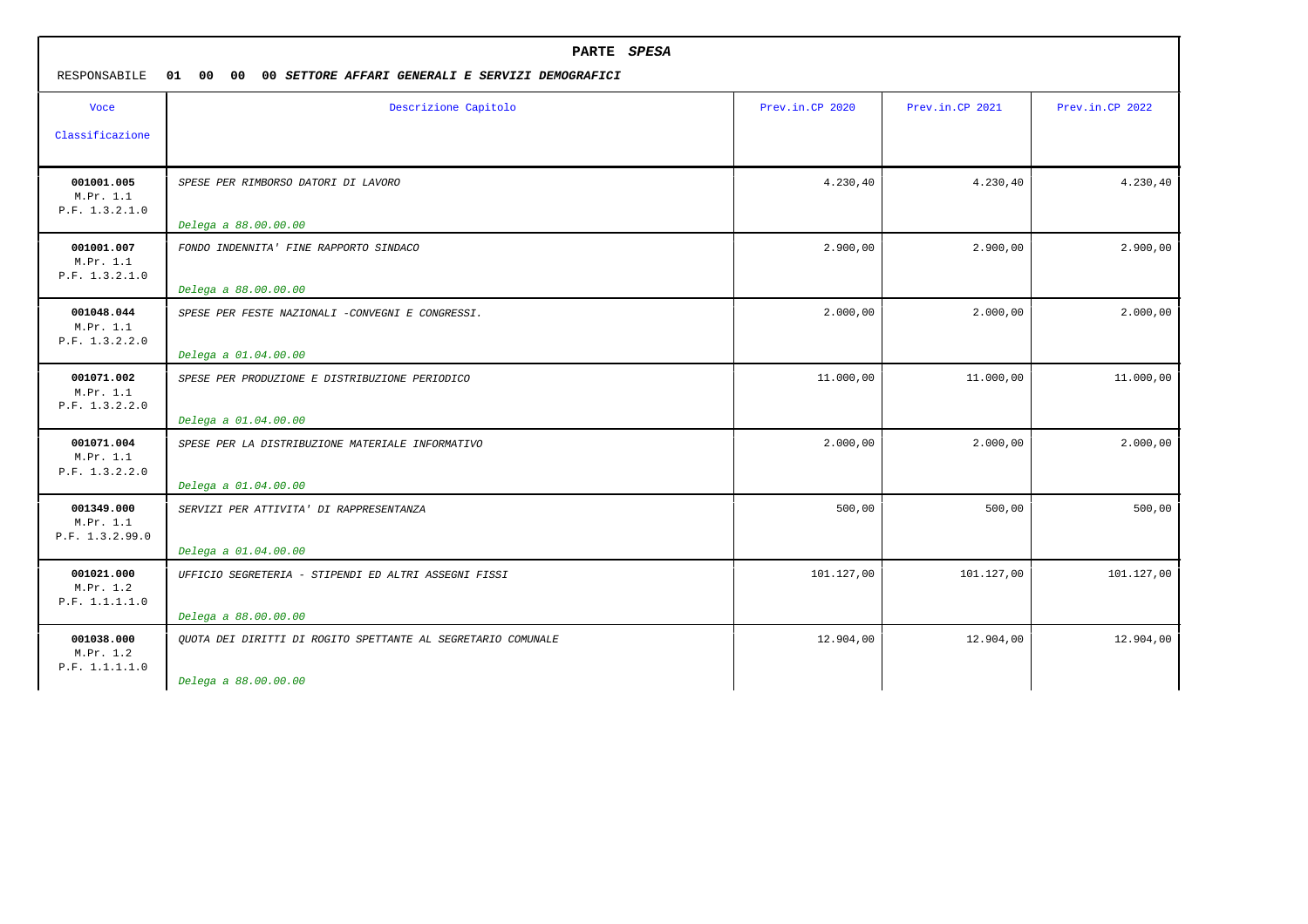**PARTE *SPESA***

RESPONSABILE **01 00 00 00 *SETTORE AFFARI GENERALI E SERVIZI DEMOGRAFICI***

| Voce Classificazione | Descrizione Capitolo | Prev.in.CP 2020 | Prev.in.CP 2021 | Prev.in.CP 2022 |
|---|---|---|---|---|
| **001001.005** M.Pr. 1.1 P.F. 1.3.2.1.0 | *SPESE PER RIMBORSO DATORI DI LAVORO* *Delega a 88.00.00.00* | 4.230,40 | 4.230,40 | 4.230,40 |
| **001001.007** M.Pr. 1.1 P.F. 1.3.2.1.0 | *FONDO INDENNITA' FINE RAPPORTO SINDACO* *Delega a 88.00.00.00* | 2.900,00 | 2.900,00 | 2.900,00 |
| **001048.044** M.Pr. 1.1 P.F. 1.3.2.2.0 | *SPESE PER FESTE NAZIONALI -CONVEGNI E CONGRESSI.* *Delega a 01.04.00.00* | 2.000,00 | 2.000,00 | 2.000,00 |
| **001071.002** M.Pr. 1.1 P.F. 1.3.2.2.0 | *SPESE PER PRODUZIONE E DISTRIBUZIONE PERIODICO* *Delega a 01.04.00.00* | 11.000,00 | 11.000,00 | 11.000,00 |
| **001071.004** M.Pr. 1.1 P.F. 1.3.2.2.0 | *SPESE PER LA DISTRIBUZIONE MATERIALE INFORMATIVO* *Delega a 01.04.00.00* | 2.000,00 | 2.000,00 | 2.000,00 |
| **001349.000** M.Pr. 1.1 P.F. 1.3.2.99.0 | *SERVIZI PER ATTIVITA' DI RAPPRESENTANZA* *Delega a 01.04.00.00* | 500,00 | 500,00 | 500,00 |
| **001021.000** M.Pr. 1.2 P.F. 1.1.1.1.0 | *UFFICIO SEGRETERIA - STIPENDI ED ALTRI ASSEGNI FISSI* *Delega a 88.00.00.00* | 101.127,00 | 101.127,00 | 101.127,00 |
| **001038.000** M.Pr. 1.2 P.F. 1.1.1.1.0 | *QUOTA DEI DIRITTI DI ROGITO SPETTANTE AL SEGRETARIO COMUNALE* *Delega a 88.00.00.00* | 12.904,00 | 12.904,00 | 12.904,00 |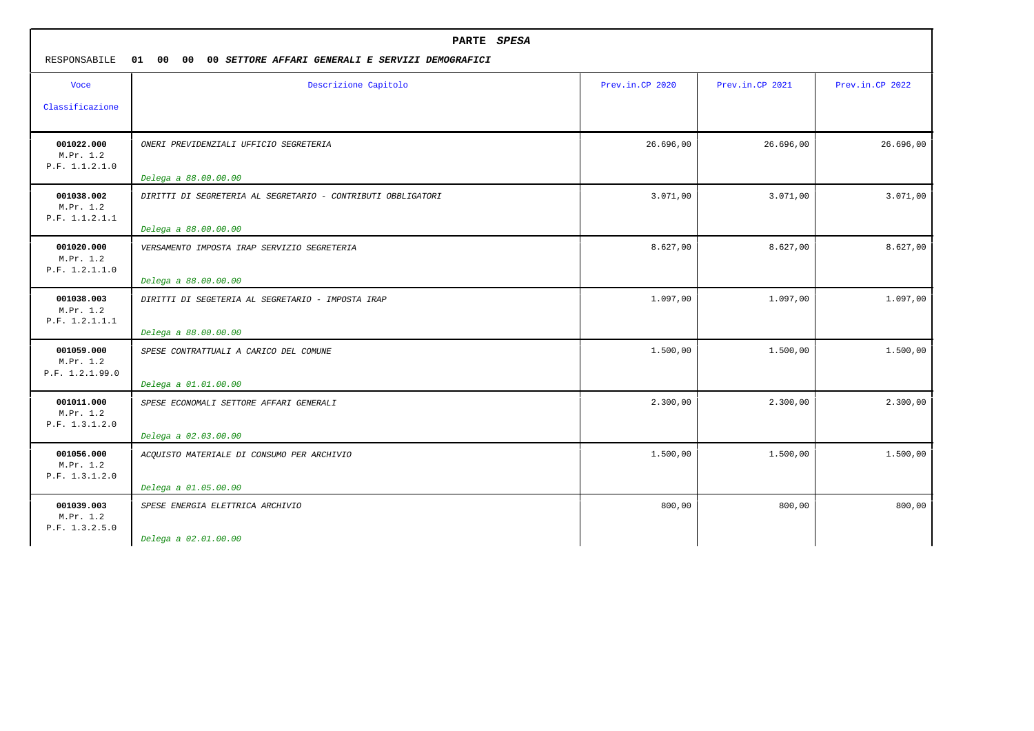**PARTE *SPESA***

RESPONSABILE **01 00 00 00 *SETTORE AFFARI GENERALI E SERVIZI DEMOGRAFICI***

| Voce<br>Classificazione | Descrizione Capitolo | Prev.in.CP 2020 | Prev.in.CP 2021 | Prev.in.CP 2022 |
|---|---|---|---|---|
| **001022.000**<br>M.Pr. 1.2<br>P.F. 1.1.2.1.0 | *ONERI PREVIDENZIALI UFFICIO SEGRETERIA*<br>*Delega a 88.00.00.00* | 26.696,00 | 26.696,00 | 26.696,00 |
| **001038.002**<br>M.Pr. 1.2<br>P.F. 1.1.2.1.1 | *DIRITTI DI SEGRETERIA AL SEGRETARIO - CONTRIBUTI OBBLIGATORI*<br>*Delega a 88.00.00.00* | 3.071,00 | 3.071,00 | 3.071,00 |
| **001020.000**<br>M.Pr. 1.2<br>P.F. 1.2.1.1.0 | *VERSAMENTO IMPOSTA IRAP SERVIZIO SEGRETERIA*<br>*Delega a 88.00.00.00* | 8.627,00 | 8.627,00 | 8.627,00 |
| **001038.003**<br>M.Pr. 1.2<br>P.F. 1.2.1.1.1 | *DIRITTI DI SEGETERIA AL SEGRETARIO - IMPOSTA IRAP*<br>*Delega a 88.00.00.00* | 1.097,00 | 1.097,00 | 1.097,00 |
| **001059.000**<br>M.Pr. 1.2<br>P.F. 1.2.1.99.0 | *SPESE CONTRATTUALI A CARICO DEL COMUNE*<br>*Delega a 01.01.00.00* | 1.500,00 | 1.500,00 | 1.500,00 |
| **001011.000**<br>M.Pr. 1.2<br>P.F. 1.3.1.2.0 | *SPESE ECONOMALI SETTORE AFFARI GENERALI*<br>*Delega a 02.03.00.00* | 2.300,00 | 2.300,00 | 2.300,00 |
| **001056.000**<br>M.Pr. 1.2<br>P.F. 1.3.1.2.0 | *ACQUISTO MATERIALE DI CONSUMO PER ARCHIVIO*<br>*Delega a 01.05.00.00* | 1.500,00 | 1.500,00 | 1.500,00 |
| **001039.003**<br>M.Pr. 1.2<br>P.F. 1.3.2.5.0 | *SPESE ENERGIA ELETTRICA ARCHIVIO*<br>*Delega a 02.01.00.00* | 800,00 | 800,00 | 800,00 |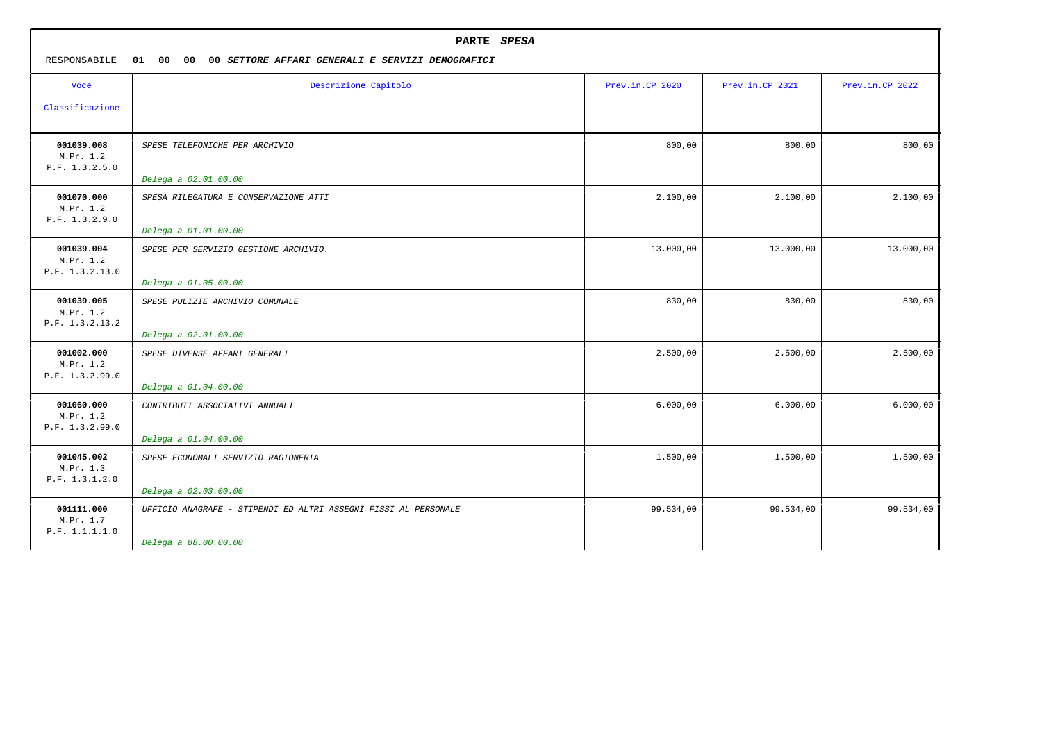## PARTE *SPESA*

RESPONSABILE **01 00 00 00** ***SETTORE AFFARI GENERALI E SERVIZI DEMOGRAFICI***

| Voce Classificazione | Descrizione Capitolo | Prev.in.CP 2020 | Prev.in.CP 2021 | Prev.in.CP 2022 |
|---|---|---|---|---|
| **001039.008** M.Pr. 1.2 P.F. 1.3.2.5.0 | *SPESE TELEFONICHE PER ARCHIVIO* *Delega a 02.01.00.00* | 800,00 | 800,00 | 800,00 |
| **001070.000** M.Pr. 1.2 P.F. 1.3.2.9.0 | *SPESA RILEGATURA E CONSERVAZIONE ATTI* *Delega a 01.01.00.00* | 2.100,00 | 2.100,00 | 2.100,00 |
| **001039.004** M.Pr. 1.2 P.F. 1.3.2.13.0 | *SPESE PER SERVIZIO GESTIONE ARCHIVIO.* *Delega a 01.05.00.00* | 13.000,00 | 13.000,00 | 13.000,00 |
| **001039.005** M.Pr. 1.2 P.F. 1.3.2.13.2 | *SPESE PULIZIE ARCHIVIO COMUNALE* *Delega a 02.01.00.00* | 830,00 | 830,00 | 830,00 |
| **001002.000** M.Pr. 1.2 P.F. 1.3.2.99.0 | *SPESE DIVERSE AFFARI GENERALI* *Delega a 01.04.00.00* | 2.500,00 | 2.500,00 | 2.500,00 |
| **001060.000** M.Pr. 1.2 P.F. 1.3.2.99.0 | *CONTRIBUTI ASSOCIATIVI ANNUALI* *Delega a 01.04.00.00* | 6.000,00 | 6.000,00 | 6.000,00 |
| **001045.002** M.Pr. 1.3 P.F. 1.3.1.2.0 | *SPESE ECONOMALI SERVIZIO RAGIONERIA* *Delega a 02.03.00.00* | 1.500,00 | 1.500,00 | 1.500,00 |
| **001111.000** M.Pr. 1.7 P.F. 1.1.1.1.0 | *UFFICIO ANAGRAFE - STIPENDI ED ALTRI ASSEGNI FISSI AL PERSONALE* *Delega a 88.00.00.00* | 99.534,00 | 99.534,00 | 99.534,00 |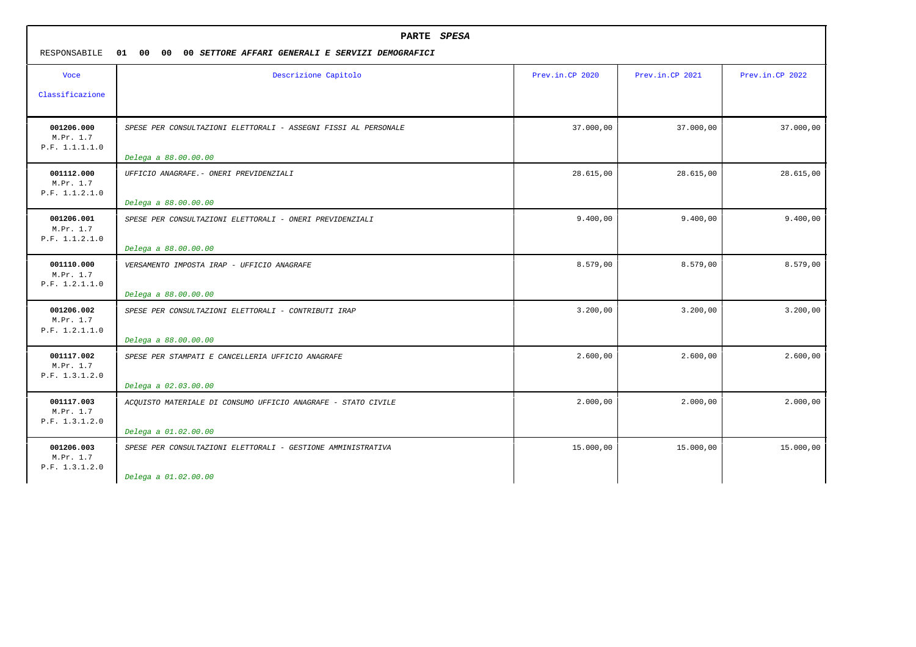**PARTE *SPESA***

RESPONSABILE **01 00 00 00 *SETTORE AFFARI GENERALI E SERVIZI DEMOGRAFICI***

| Voce<br>Classificazione | Descrizione Capitolo | Prev.in.CP 2020 | Prev.in.CP 2021 | Prev.in.CP 2022 |
|---|---|---|---|---|
| **001206.000**<br>M.Pr. 1.7<br>P.F. 1.1.1.1.0 | *SPESE PER CONSULTAZIONI ELETTORALI - ASSEGNI FISSI AL PERSONALE*<br>*Delega a 88.00.00.00* | 37.000,00 | 37.000,00 | 37.000,00 |
| **001112.000**<br>M.Pr. 1.7<br>P.F. 1.1.2.1.0 | *UFFICIO ANAGRAFE.- ONERI PREVIDENZIALI*<br>*Delega a 88.00.00.00* | 28.615,00 | 28.615,00 | 28.615,00 |
| **001206.001**<br>M.Pr. 1.7<br>P.F. 1.1.2.1.0 | *SPESE PER CONSULTAZIONI ELETTORALI - ONERI PREVIDENZIALI*<br>*Delega a 88.00.00.00* | 9.400,00 | 9.400,00 | 9.400,00 |
| **001110.000**<br>M.Pr. 1.7<br>P.F. 1.2.1.1.0 | *VERSAMENTO IMPOSTA IRAP - UFFICIO ANAGRAFE*<br>*Delega a 88.00.00.00* | 8.579,00 | 8.579,00 | 8.579,00 |
| **001206.002**<br>M.Pr. 1.7<br>P.F. 1.2.1.1.0 | *SPESE PER CONSULTAZIONI ELETTORALI - CONTRIBUTI IRAP*<br>*Delega a 88.00.00.00* | 3.200,00 | 3.200,00 | 3.200,00 |
| **001117.002**<br>M.Pr. 1.7<br>P.F. 1.3.1.2.0 | *SPESE PER STAMPATI E CANCELLERIA UFFICIO ANAGRAFE*<br>*Delega a 02.03.00.00* | 2.600,00 | 2.600,00 | 2.600,00 |
| **001117.003**<br>M.Pr. 1.7<br>P.F. 1.3.1.2.0 | *ACQUISTO MATERIALE DI CONSUMO UFFICIO ANAGRAFE - STATO CIVILE*<br>*Delega a 01.02.00.00* | 2.000,00 | 2.000,00 | 2.000,00 |
| **001206.003**<br>M.Pr. 1.7<br>P.F. 1.3.1.2.0 | *SPESE PER CONSULTAZIONI ELETTORALI - GESTIONE AMMINISTRATIVA*<br>*Delega a 01.02.00.00* | 15.000,00 | 15.000,00 | 15.000,00 |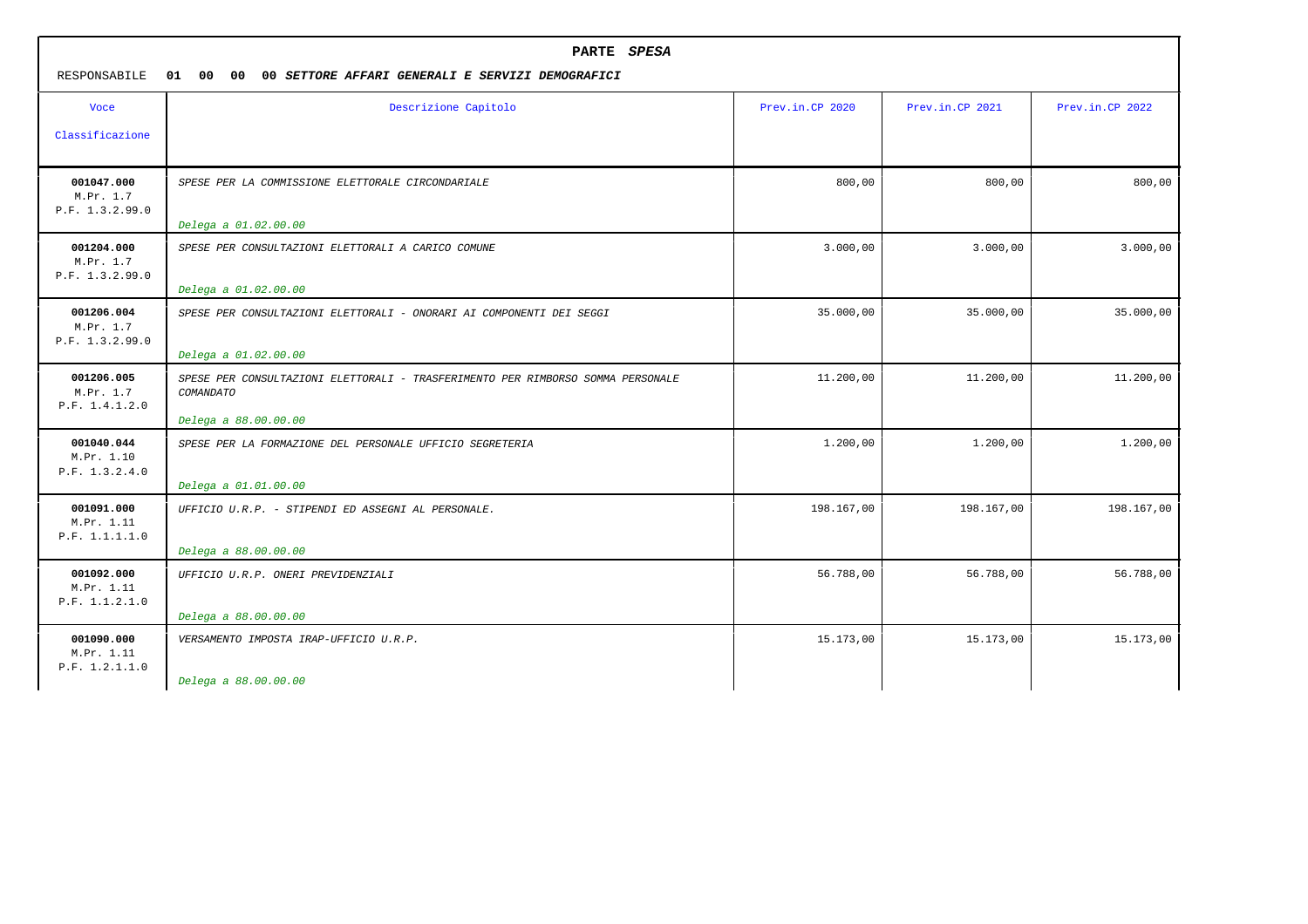**PARTE *SPESA***

RESPONSABILE **01 00 00 00 *SETTORE AFFARI GENERALI E SERVIZI DEMOGRAFICI***

| Voce Classificazione | Descrizione Capitolo | Prev.in.CP 2020 | Prev.in.CP 2021 | Prev.in.CP 2022 |
|---|---|---|---|---|
| **001047.000** M.Pr. 1.7 P.F. 1.3.2.99.0 | *SPESE PER LA COMMISSIONE ELETTORALE CIRCONDARIALE* *Delega a 01.02.00.00* | 800,00 | 800,00 | 800,00 |
| **001204.000** M.Pr. 1.7 P.F. 1.3.2.99.0 | *SPESE PER CONSULTAZIONI ELETTORALI A CARICO COMUNE* *Delega a 01.02.00.00* | 3.000,00 | 3.000,00 | 3.000,00 |
| **001206.004** M.Pr. 1.7 P.F. 1.3.2.99.0 | *SPESE PER CONSULTAZIONI ELETTORALI - ONORARI AI COMPONENTI DEI SEGGI* *Delega a 01.02.00.00* | 35.000,00 | 35.000,00 | 35.000,00 |
| **001206.005** M.Pr. 1.7 P.F. 1.4.1.2.0 | *SPESE PER CONSULTAZIONI ELETTORALI - TRASFERIMENTO PER RIMBORSO SOMMA PERSONALE COMANDATO* *Delega a 88.00.00.00* | 11.200,00 | 11.200,00 | 11.200,00 |
| **001040.044** M.Pr. 1.10 P.F. 1.3.2.4.0 | *SPESE PER LA FORMAZIONE DEL PERSONALE UFFICIO SEGRETERIA* *Delega a 01.01.00.00* | 1.200,00 | 1.200,00 | 1.200,00 |
| **001091.000** M.Pr. 1.11 P.F. 1.1.1.1.0 | *UFFICIO U.R.P. - STIPENDI ED ASSEGNI AL PERSONALE.* *Delega a 88.00.00.00* | 198.167,00 | 198.167,00 | 198.167,00 |
| **001092.000** M.Pr. 1.11 P.F. 1.1.2.1.0 | *UFFICIO U.R.P. ONERI PREVIDENZIALI* *Delega a 88.00.00.00* | 56.788,00 | 56.788,00 | 56.788,00 |
| **001090.000** M.Pr. 1.11 P.F. 1.2.1.1.0 | *VERSAMENTO IMPOSTA IRAP-UFFICIO U.R.P.* *Delega a 88.00.00.00* | 15.173,00 | 15.173,00 | 15.173,00 |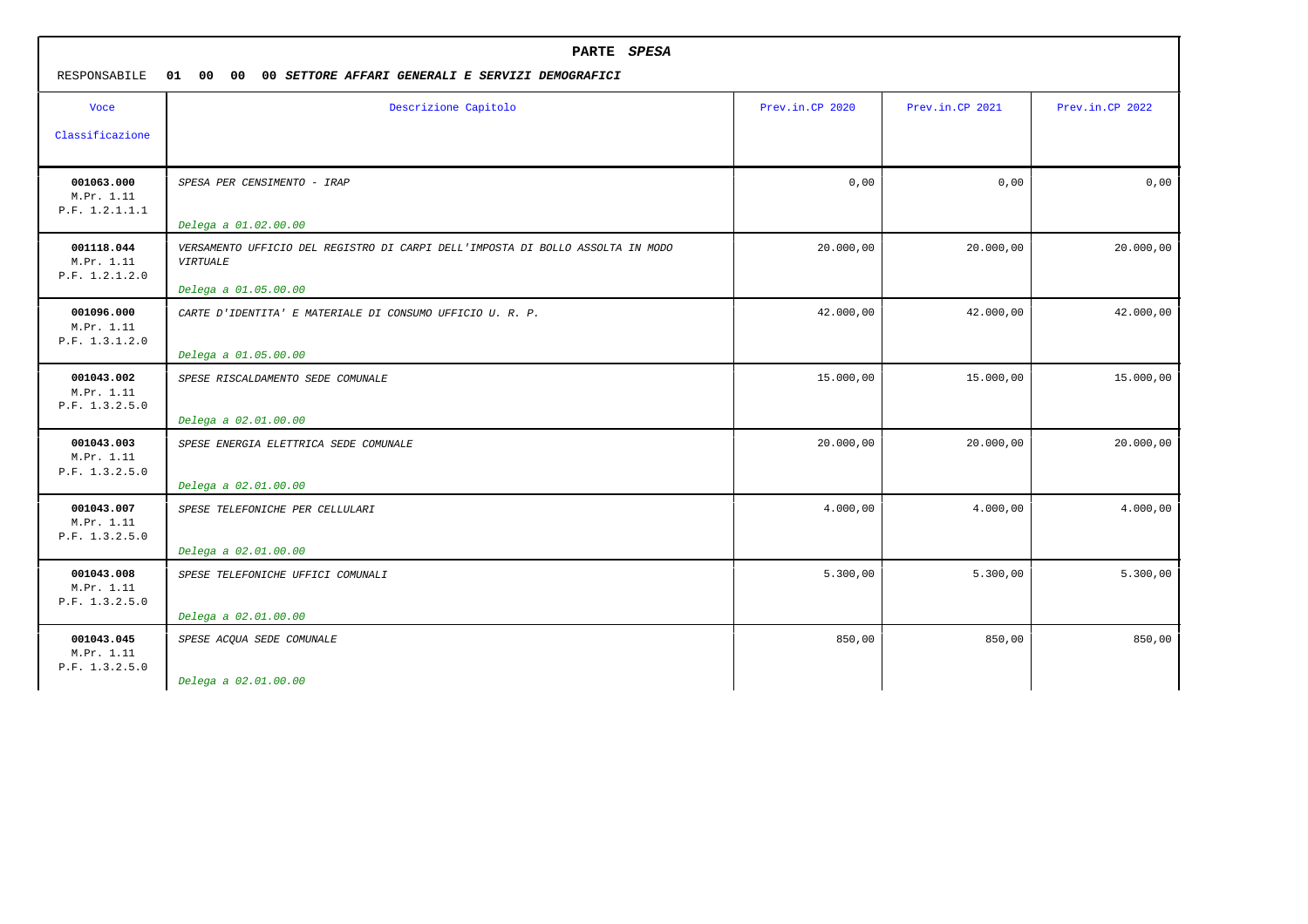## PARTE *SPESA*

RESPONSABILE **01 00 00 00** ***SETTORE AFFARI GENERALI E SERVIZI DEMOGRAFICI***

| Voce Classificazione | Descrizione Capitolo | Prev.in.CP 2020 | Prev.in.CP 2021 | Prev.in.CP 2022 |
|---|---|---|---|---|
| **001063.000** M.Pr. 1.11 P.F. 1.2.1.1.1 | *SPESA PER CENSIMENTO - IRAP* *Delega a 01.02.00.00* | 0,00 | 0,00 | 0,00 |
| **001118.044** M.Pr. 1.11 P.F. 1.2.1.2.0 | *VERSAMENTO UFFICIO DEL REGISTRO DI CARPI DELL'IMPOSTA DI BOLLO ASSOLTA IN MODO VIRTUALE* *Delega a 01.05.00.00* | 20.000,00 | 20.000,00 | 20.000,00 |
| **001096.000** M.Pr. 1.11 P.F. 1.3.1.2.0 | *CARTE D'IDENTITA' E MATERIALE DI CONSUMO UFFICIO U. R. P.* *Delega a 01.05.00.00* | 42.000,00 | 42.000,00 | 42.000,00 |
| **001043.002** M.Pr. 1.11 P.F. 1.3.2.5.0 | *SPESE RISCALDAMENTO SEDE COMUNALE* *Delega a 02.01.00.00* | 15.000,00 | 15.000,00 | 15.000,00 |
| **001043.003** M.Pr. 1.11 P.F. 1.3.2.5.0 | *SPESE ENERGIA ELETTRICA SEDE COMUNALE* *Delega a 02.01.00.00* | 20.000,00 | 20.000,00 | 20.000,00 |
| **001043.007** M.Pr. 1.11 P.F. 1.3.2.5.0 | *SPESE TELEFONICHE PER CELLULARI* *Delega a 02.01.00.00* | 4.000,00 | 4.000,00 | 4.000,00 |
| **001043.008** M.Pr. 1.11 P.F. 1.3.2.5.0 | *SPESE TELEFONICHE UFFICI COMUNALI* *Delega a 02.01.00.00* | 5.300,00 | 5.300,00 | 5.300,00 |
| **001043.045** M.Pr. 1.11 P.F. 1.3.2.5.0 | *SPESE ACQUA SEDE COMUNALE* *Delega a 02.01.00.00* | 850,00 | 850,00 | 850,00 |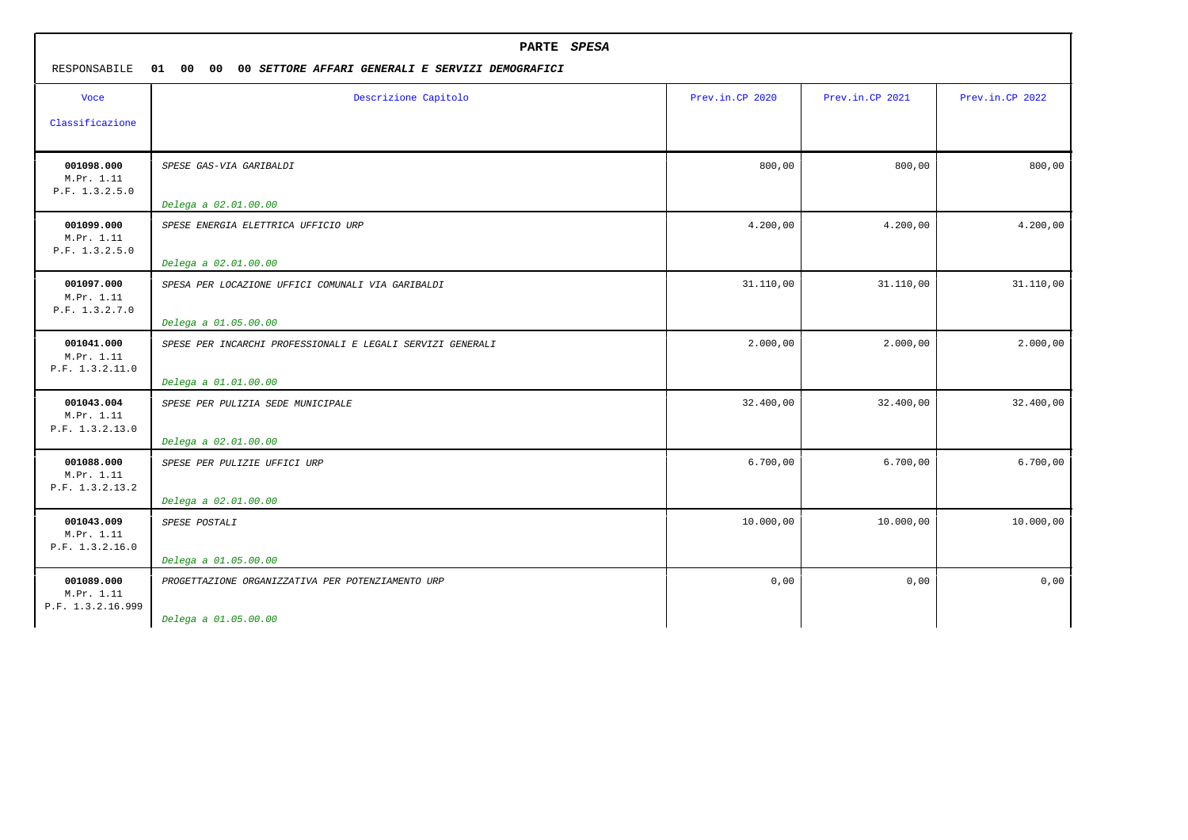## PARTE *SPESA*

RESPONSABILE **01 00 00 00** ***SETTORE AFFARI GENERALI E SERVIZI DEMOGRAFICI***

| Voce Classificazione | Descrizione Capitolo | Prev.in.CP 2020 | Prev.in.CP 2021 | Prev.in.CP 2022 |
|---|---|---|---|---|
| **001098.000** M.Pr. 1.11 P.F. 1.3.2.5.0 | *SPESE GAS-VIA GARIBALDI* *Delega a 02.01.00.00* | 800,00 | 800,00 | 800,00 |
| **001099.000** M.Pr. 1.11 P.F. 1.3.2.5.0 | *SPESE ENERGIA ELETTRICA UFFICIO URP* *Delega a 02.01.00.00* | 4.200,00 | 4.200,00 | 4.200,00 |
| **001097.000** M.Pr. 1.11 P.F. 1.3.2.7.0 | *SPESA PER LOCAZIONE UFFICI COMUNALI VIA GARIBALDI* *Delega a 01.05.00.00* | 31.110,00 | 31.110,00 | 31.110,00 |
| **001041.000** M.Pr. 1.11 P.F. 1.3.2.11.0 | *SPESE PER INCARCHI PROFESSIONALI E LEGALI SERVIZI GENERALI* *Delega a 01.01.00.00* | 2.000,00 | 2.000,00 | 2.000,00 |
| **001043.004** M.Pr. 1.11 P.F. 1.3.2.13.0 | *SPESE PER PULIZIA SEDE MUNICIPALE* *Delega a 02.01.00.00* | 32.400,00 | 32.400,00 | 32.400,00 |
| **001088.000** M.Pr. 1.11 P.F. 1.3.2.13.2 | *SPESE PER PULIZIE UFFICI URP* *Delega a 02.01.00.00* | 6.700,00 | 6.700,00 | 6.700,00 |
| **001043.009** M.Pr. 1.11 P.F. 1.3.2.16.0 | *SPESE POSTALI* *Delega a 01.05.00.00* | 10.000,00 | 10.000,00 | 10.000,00 |
| **001089.000** M.Pr. 1.11 P.F. 1.3.2.16.999 | *PROGETTAZIONE ORGANIZZATIVA PER POTENZIAMENTO URP* *Delega a 01.05.00.00* | 0,00 | 0,00 | 0,00 |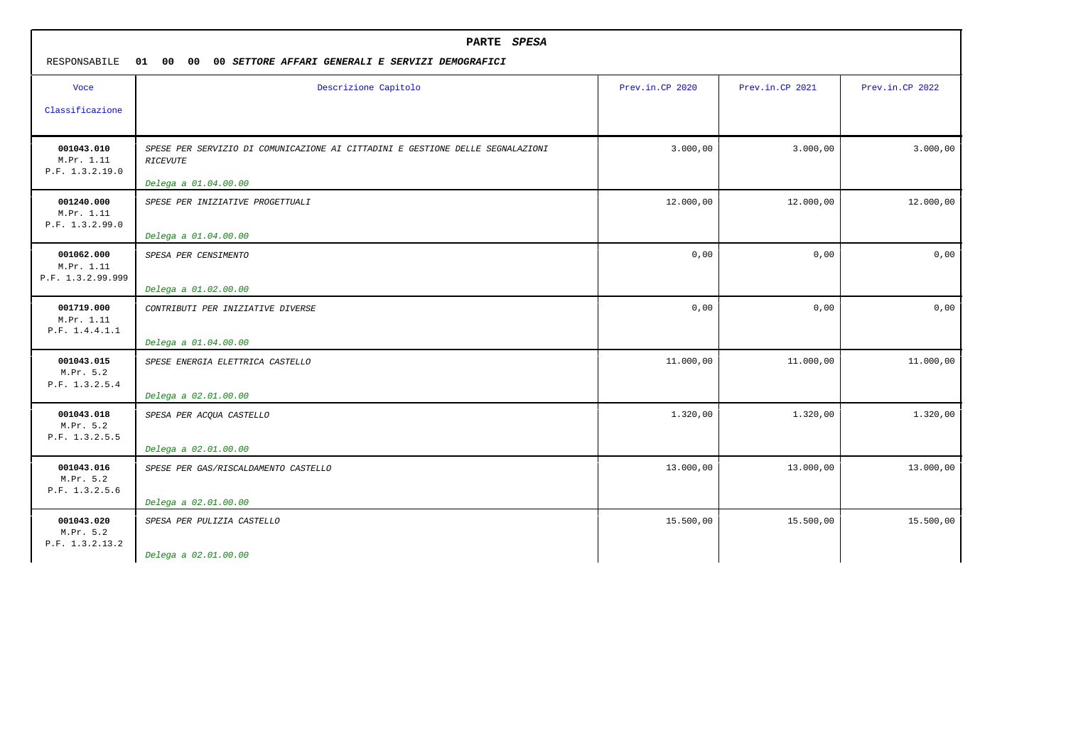**PARTE *SPESA***

RESPONSABILE **01 00 00 00 *SETTORE AFFARI GENERALI E SERVIZI DEMOGRAFICI***

| Voce Classificazione | Descrizione Capitolo | Prev.in.CP 2020 | Prev.in.CP 2021 | Prev.in.CP 2022 |
|---|---|---|---|---|
| **001043.010** M.Pr. 1.11 P.F. 1.3.2.19.0 | *SPESE PER SERVIZIO DI COMUNICAZIONE AI CITTADINI E GESTIONE DELLE SEGNALAZIONI RICEVUTE* *Delega a 01.04.00.00* | 3.000,00 | 3.000,00 | 3.000,00 |
| **001240.000** M.Pr. 1.11 P.F. 1.3.2.99.0 | *SPESE PER INIZIATIVE PROGETTUALI* *Delega a 01.04.00.00* | 12.000,00 | 12.000,00 | 12.000,00 |
| **001062.000** M.Pr. 1.11 P.F. 1.3.2.99.999 | *SPESA PER CENSIMENTO* *Delega a 01.02.00.00* | 0,00 | 0,00 | 0,00 |
| **001719.000** M.Pr. 1.11 P.F. 1.4.4.1.1 | *CONTRIBUTI PER INIZIATIVE DIVERSE* *Delega a 01.04.00.00* | 0,00 | 0,00 | 0,00 |
| **001043.015** M.Pr. 5.2 P.F. 1.3.2.5.4 | *SPESE ENERGIA ELETTRICA CASTELLO* *Delega a 02.01.00.00* | 11.000,00 | 11.000,00 | 11.000,00 |
| **001043.018** M.Pr. 5.2 P.F. 1.3.2.5.5 | *SPESA PER ACQUA CASTELLO* *Delega a 02.01.00.00* | 1.320,00 | 1.320,00 | 1.320,00 |
| **001043.016** M.Pr. 5.2 P.F. 1.3.2.5.6 | *SPESE PER GAS/RISCALDAMENTO CASTELLO* *Delega a 02.01.00.00* | 13.000,00 | 13.000,00 | 13.000,00 |
| **001043.020** M.Pr. 5.2 P.F. 1.3.2.13.2 | *SPESA PER PULIZIA CASTELLO* *Delega a 02.01.00.00* | 15.500,00 | 15.500,00 | 15.500,00 |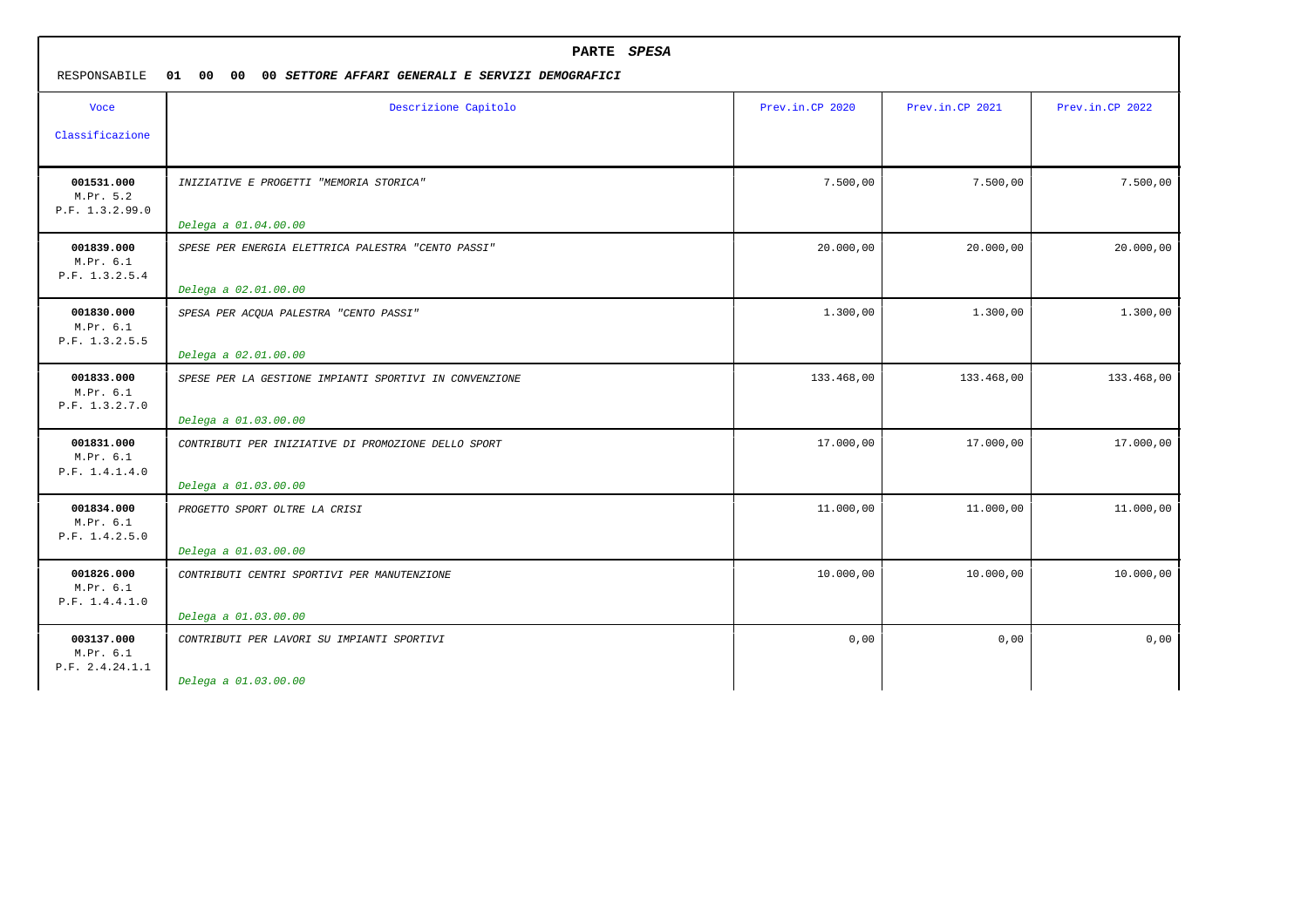**PARTE *SPESA***

RESPONSABILE **01 00 00 00** ***SETTORE AFFARI GENERALI E SERVIZI DEMOGRAFICI***

| Voce<br>Classificazione | Descrizione Capitolo | Prev.in.CP 2020 | Prev.in.CP 2021 | Prev.in.CP 2022 |
|---|---|---|---|---|
| **001531.000**<br>M.Pr. 5.2<br>P.F. 1.3.2.99.0 | *INIZIATIVE E PROGETTI "MEMORIA STORICA"*<br>*Delega a 01.04.00.00* | 7.500,00 | 7.500,00 | 7.500,00 |
| **001839.000**<br>M.Pr. 6.1<br>P.F. 1.3.2.5.4 | *SPESE PER ENERGIA ELETTRICA PALESTRA "CENTO PASSI"*<br>*Delega a 02.01.00.00* | 20.000,00 | 20.000,00 | 20.000,00 |
| **001830.000**<br>M.Pr. 6.1<br>P.F. 1.3.2.5.5 | *SPESA PER ACQUA PALESTRA "CENTO PASSI"*<br>*Delega a 02.01.00.00* | 1.300,00 | 1.300,00 | 1.300,00 |
| **001833.000**<br>M.Pr. 6.1<br>P.F. 1.3.2.7.0 | *SPESE PER LA GESTIONE IMPIANTI SPORTIVI IN CONVENZIONE*<br>*Delega a 01.03.00.00* | 133.468,00 | 133.468,00 | 133.468,00 |
| **001831.000**<br>M.Pr. 6.1<br>P.F. 1.4.1.4.0 | *CONTRIBUTI PER INIZIATIVE DI PROMOZIONE DELLO SPORT*<br>*Delega a 01.03.00.00* | 17.000,00 | 17.000,00 | 17.000,00 |
| **001834.000**<br>M.Pr. 6.1<br>P.F. 1.4.2.5.0 | *PROGETTO SPORT OLTRE LA CRISI*<br>*Delega a 01.03.00.00* | 11.000,00 | 11.000,00 | 11.000,00 |
| **001826.000**<br>M.Pr. 6.1<br>P.F. 1.4.4.1.0 | *CONTRIBUTI CENTRI SPORTIVI PER MANUTENZIONE*<br>*Delega a 01.03.00.00* | 10.000,00 | 10.000,00 | 10.000,00 |
| **003137.000**<br>M.Pr. 6.1<br>P.F. 2.4.24.1.1 | *CONTRIBUTI PER LAVORI SU IMPIANTI SPORTIVI*<br>*Delega a 01.03.00.00* | 0,00 | 0,00 | 0,00 |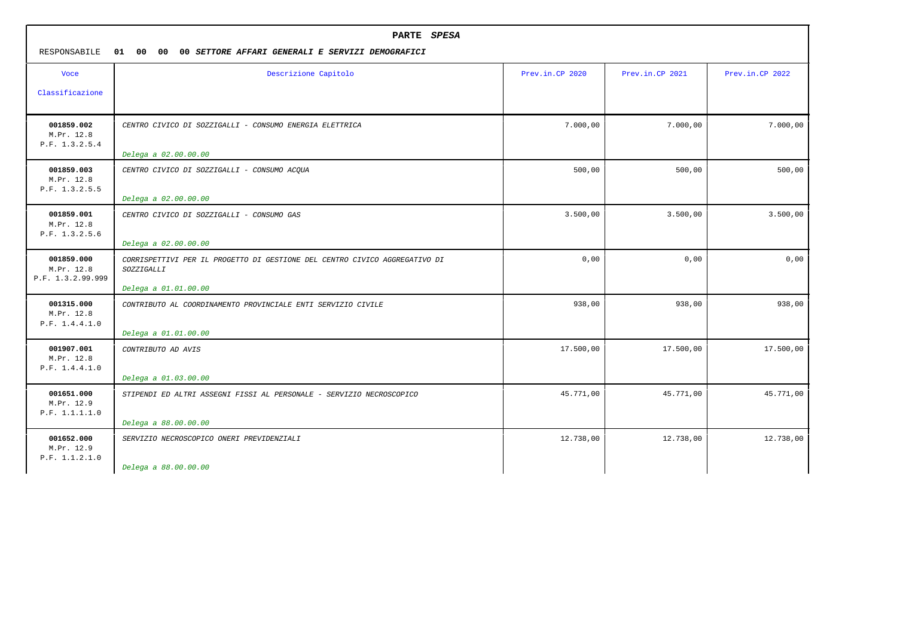**PARTE *SPESA***

RESPONSABILE **01 00 00 00 *SETTORE AFFARI GENERALI E SERVIZI DEMOGRAFICI***

| Voce Classificazione | Descrizione Capitolo | Prev.in.CP 2020 | Prev.in.CP 2021 | Prev.in.CP 2022 |
|---|---|---|---|---|
| **001859.002** M.Pr. 12.8 P.F. 1.3.2.5.4 | *CENTRO CIVICO DI SOZZIGALLI - CONSUMO ENERGIA ELETTRICA* *Delega a 02.00.00.00* | 7.000,00 | 7.000,00 | 7.000,00 |
| **001859.003** M.Pr. 12.8 P.F. 1.3.2.5.5 | *CENTRO CIVICO DI SOZZIGALLI - CONSUMO ACQUA* *Delega a 02.00.00.00* | 500,00 | 500,00 | 500,00 |
| **001859.001** M.Pr. 12.8 P.F. 1.3.2.5.6 | *CENTRO CIVICO DI SOZZIGALLI - CONSUMO GAS* *Delega a 02.00.00.00* | 3.500,00 | 3.500,00 | 3.500,00 |
| **001859.000** M.Pr. 12.8 P.F. 1.3.2.99.999 | *CORRISPETTIVI PER IL PROGETTO DI GESTIONE DEL CENTRO CIVICO AGGREGATIVO DI SOZZIGALLI* *Delega a 01.01.00.00* | 0,00 | 0,00 | 0,00 |
| **001315.000** M.Pr. 12.8 P.F. 1.4.4.1.0 | *CONTRIBUTO AL COORDINAMENTO PROVINCIALE ENTI SERVIZIO CIVILE* *Delega a 01.01.00.00* | 938,00 | 938,00 | 938,00 |
| **001907.001** M.Pr. 12.8 P.F. 1.4.4.1.0 | *CONTRIBUTO AD AVIS* *Delega a 01.03.00.00* | 17.500,00 | 17.500,00 | 17.500,00 |
| **001651.000** M.Pr. 12.9 P.F. 1.1.1.1.0 | *STIPENDI ED ALTRI ASSEGNI FISSI AL PERSONALE - SERVIZIO NECROSCOPICO* *Delega a 88.00.00.00* | 45.771,00 | 45.771,00 | 45.771,00 |
| **001652.000** M.Pr. 12.9 P.F. 1.1.2.1.0 | *SERVIZIO NECROSCOPICO ONERI PREVIDENZIALI* *Delega a 88.00.00.00* | 12.738,00 | 12.738,00 | 12.738,00 |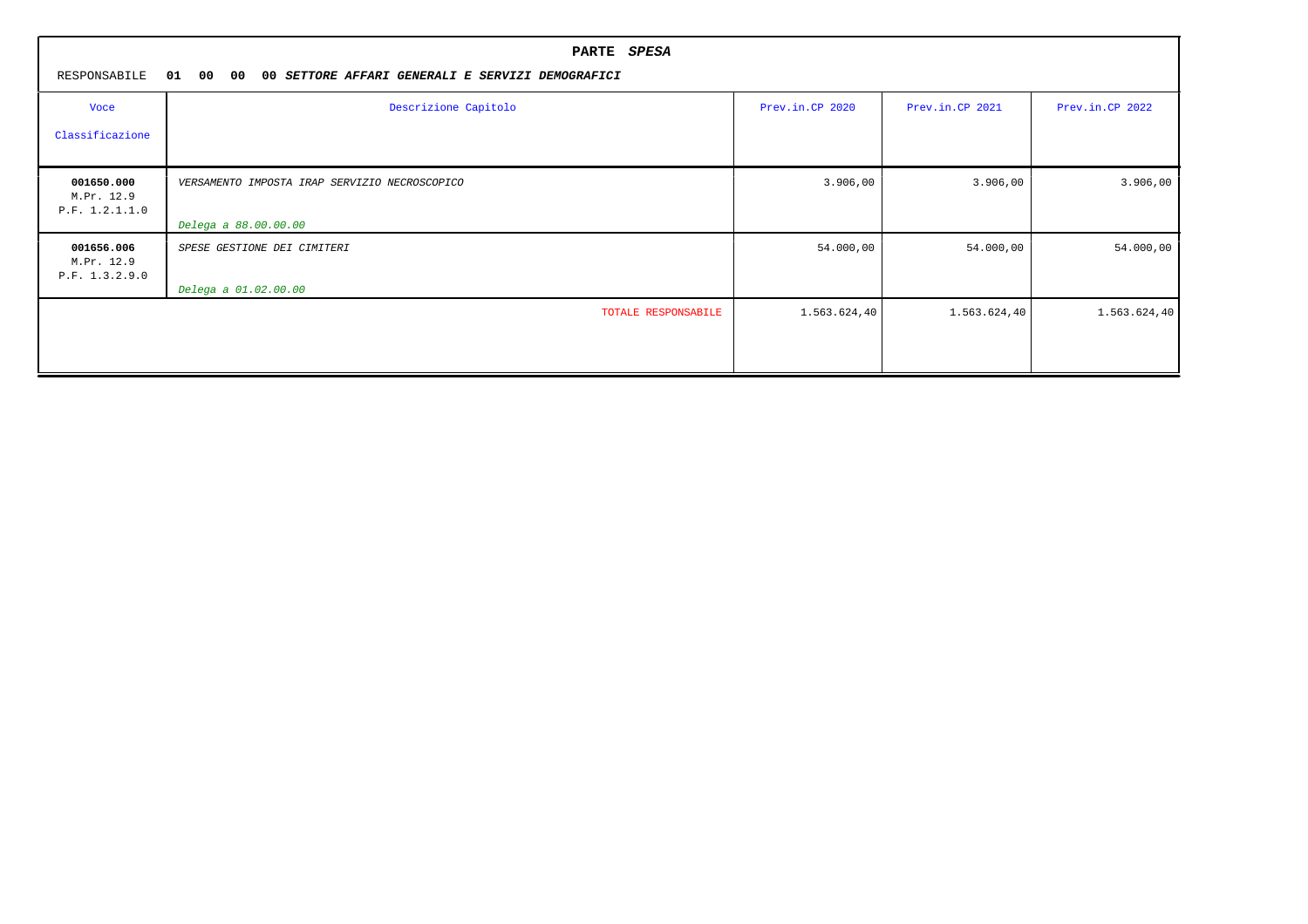## PARTE *SPESA*

RESPONSABILE **01 00 00 00** ***SETTORE AFFARI GENERALI E SERVIZI DEMOGRAFICI***

| Voce<br>Classificazione | Descrizione Capitolo | Prev.in.CP 2020 | Prev.in.CP 2021 | Prev.in.CP 2022 |
|---|---|---|---|---|
| **001650.000**<br>M.Pr. 12.9<br>P.F. 1.2.1.1.0 | *VERSAMENTO IMPOSTA IRAP SERVIZIO NECROSCOPICO*<br>*Delega a 88.00.00.00* | 3.906,00 | 3.906,00 | 3.906,00 |
| **001656.006**<br>M.Pr. 12.9<br>P.F. 1.3.2.9.0 | *SPESE GESTIONE DEI CIMITERI*<br>*Delega a 01.02.00.00* | 54.000,00 | 54.000,00 | 54.000,00 |
| | TOTALE RESPONSABILE | 1.563.624,40 | 1.563.624,40 | 1.563.624,40 |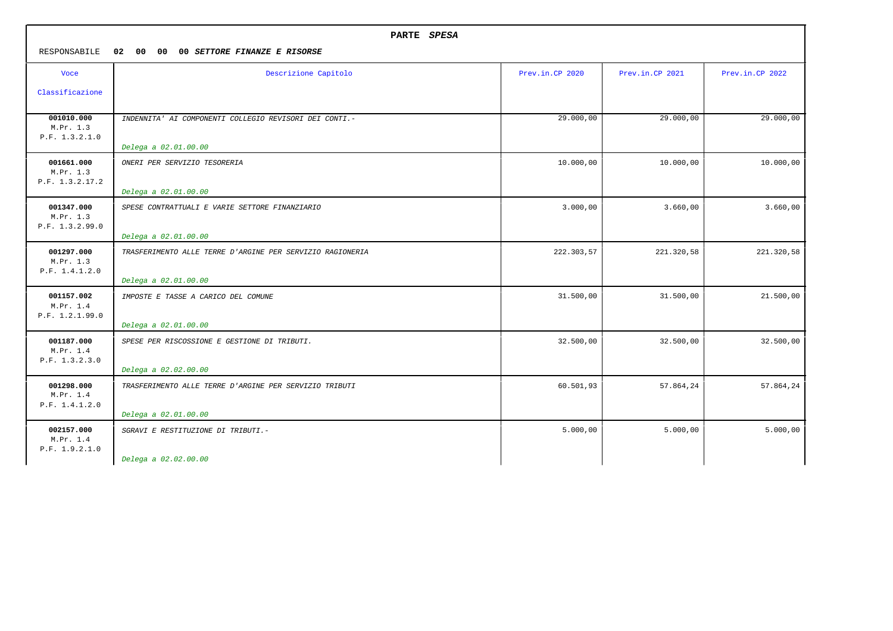**PARTE *SPESA***

RESPONSABILE **02 00 00 00 *SETTORE FINANZE E RISORSE***

| Voce Classificazione | Descrizione Capitolo | Prev.in.CP 2020 | Prev.in.CP 2021 | Prev.in.CP 2022 |
|---|---|---|---|---|
| **001010.000** M.Pr. 1.3 P.F. 1.3.2.1.0 | *INDENNITA' AI COMPONENTI COLLEGIO REVISORI DEI CONTI.-* *Delega a 02.01.00.00* | 29.000,00 | 29.000,00 | 29.000,00 |
| **001661.000** M.Pr. 1.3 P.F. 1.3.2.17.2 | *ONERI PER SERVIZIO TESORERIA* *Delega a 02.01.00.00* | 10.000,00 | 10.000,00 | 10.000,00 |
| **001347.000** M.Pr. 1.3 P.F. 1.3.2.99.0 | *SPESE CONTRATTUALI E VARIE SETTORE FINANZIARIO* *Delega a 02.01.00.00* | 3.000,00 | 3.660,00 | 3.660,00 |
| **001297.000** M.Pr. 1.3 P.F. 1.4.1.2.0 | *TRASFERIMENTO ALLE TERRE D'ARGINE PER SERVIZIO RAGIONERIA* *Delega a 02.01.00.00* | 222.303,57 | 221.320,58 | 221.320,58 |
| **001157.002** M.Pr. 1.4 P.F. 1.2.1.99.0 | *IMPOSTE E TASSE A CARICO DEL COMUNE* *Delega a 02.01.00.00* | 31.500,00 | 31.500,00 | 21.500,00 |
| **001187.000** M.Pr. 1.4 P.F. 1.3.2.3.0 | *SPESE PER RISCOSSIONE E GESTIONE DI TRIBUTI.* *Delega a 02.02.00.00* | 32.500,00 | 32.500,00 | 32.500,00 |
| **001298.000** M.Pr. 1.4 P.F. 1.4.1.2.0 | *TRASFERIMENTO ALLE TERRE D'ARGINE PER SERVIZIO TRIBUTI* *Delega a 02.01.00.00* | 60.501,93 | 57.864,24 | 57.864,24 |
| **002157.000** M.Pr. 1.4 P.F. 1.9.2.1.0 | *SGRAVI E RESTITUZIONE DI TRIBUTI.-* *Delega a 02.02.00.00* | 5.000,00 | 5.000,00 | 5.000,00 |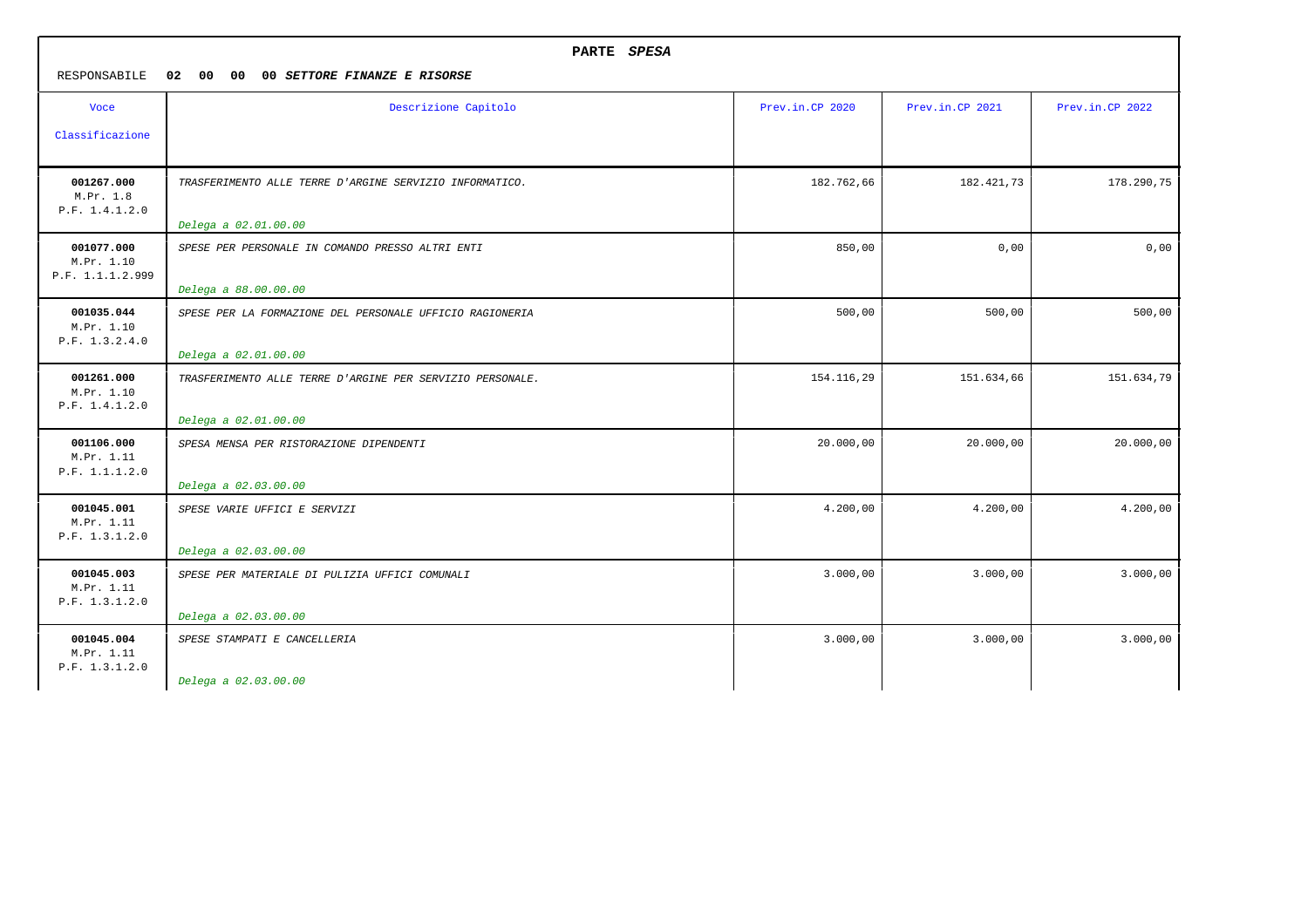**PARTE *SPESA***

RESPONSABILE **02 00 00 00 *SETTORE FINANZE E RISORSE***

| Voce Classificazione | Descrizione Capitolo | Prev.in.CP 2020 | Prev.in.CP 2021 | Prev.in.CP 2022 |
|---|---|---|---|---|
| **001267.000** M.Pr. 1.8 P.F. 1.4.1.2.0 | *TRASFERIMENTO ALLE TERRE D'ARGINE SERVIZIO INFORMATICO.* *Delega a 02.01.00.00* | 182.762,66 | 182.421,73 | 178.290,75 |
| **001077.000** M.Pr. 1.10 P.F. 1.1.1.2.999 | *SPESE PER PERSONALE IN COMANDO PRESSO ALTRI ENTI* *Delega a 88.00.00.00* | 850,00 | 0,00 | 0,00 |
| **001035.044** M.Pr. 1.10 P.F. 1.3.2.4.0 | *SPESE PER LA FORMAZIONE DEL PERSONALE UFFICIO RAGIONERIA* *Delega a 02.01.00.00* | 500,00 | 500,00 | 500,00 |
| **001261.000** M.Pr. 1.10 P.F. 1.4.1.2.0 | *TRASFERIMENTO ALLE TERRE D'ARGINE PER SERVIZIO PERSONALE.* *Delega a 02.01.00.00* | 154.116,29 | 151.634,66 | 151.634,79 |
| **001106.000** M.Pr. 1.11 P.F. 1.1.1.2.0 | *SPESA MENSA PER RISTORAZIONE DIPENDENTI* *Delega a 02.03.00.00* | 20.000,00 | 20.000,00 | 20.000,00 |
| **001045.001** M.Pr. 1.11 P.F. 1.3.1.2.0 | *SPESE VARIE UFFICI E SERVIZI* *Delega a 02.03.00.00* | 4.200,00 | 4.200,00 | 4.200,00 |
| **001045.003** M.Pr. 1.11 P.F. 1.3.1.2.0 | *SPESE PER MATERIALE DI PULIZIA UFFICI COMUNALI* *Delega a 02.03.00.00* | 3.000,00 | 3.000,00 | 3.000,00 |
| **001045.004** M.Pr. 1.11 P.F. 1.3.1.2.0 | *SPESE STAMPATI E CANCELLERIA* *Delega a 02.03.00.00* | 3.000,00 | 3.000,00 | 3.000,00 |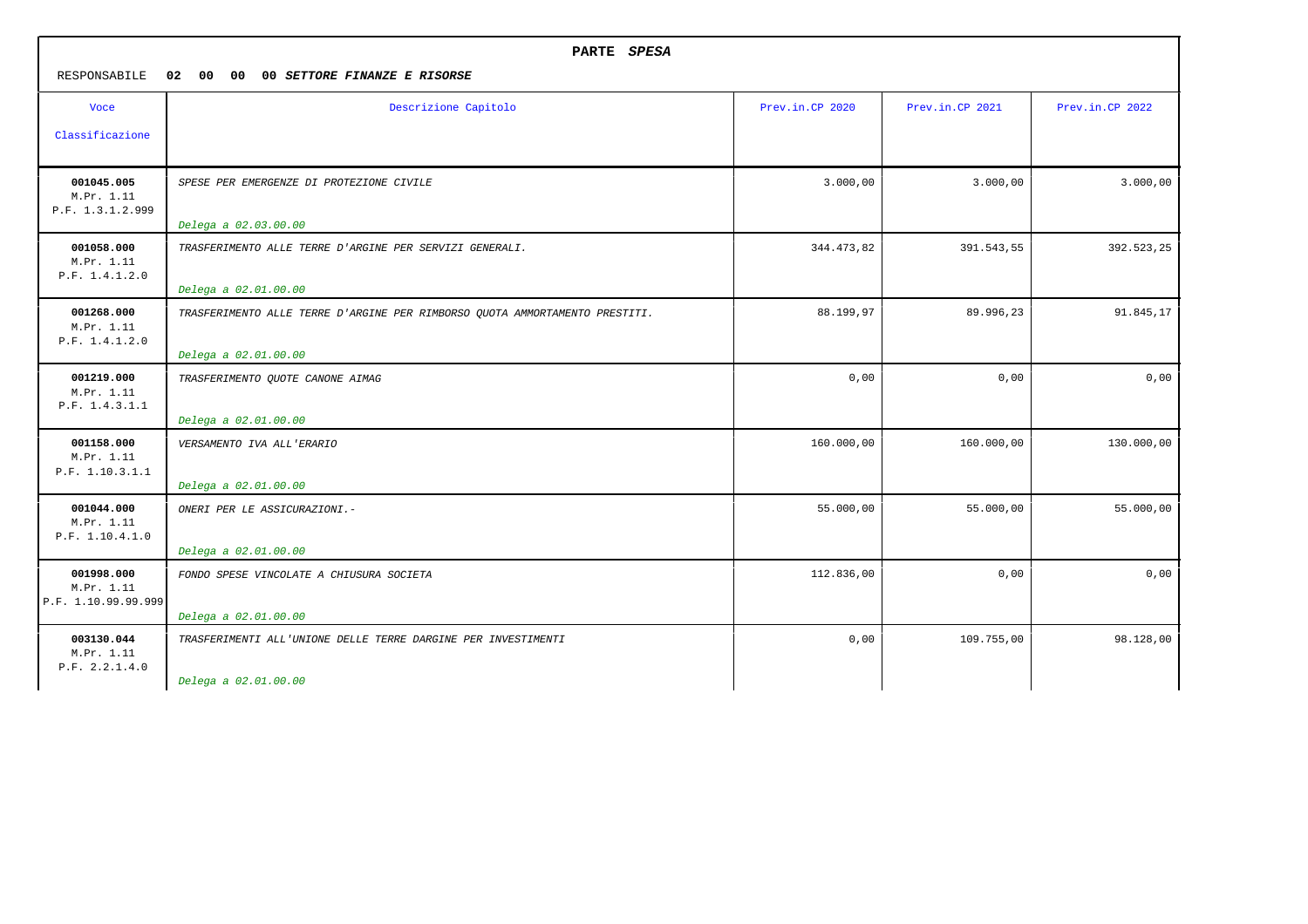## PARTE *SPESA*

RESPONSABILE **02 00 00 00** ***SETTORE FINANZE E RISORSE***

| Voce Classificazione | Descrizione Capitolo | Prev.in.CP 2020 | Prev.in.CP 2021 | Prev.in.CP 2022 |
|---|---|---|---|---|
| **001045.005** M.Pr. 1.11 P.F. 1.3.1.2.999 | *SPESE PER EMERGENZE DI PROTEZIONE CIVILE* *Delega a 02.03.00.00* | 3.000,00 | 3.000,00 | 3.000,00 |
| **001058.000** M.Pr. 1.11 P.F. 1.4.1.2.0 | *TRASFERIMENTO ALLE TERRE D'ARGINE PER SERVIZI GENERALI.* *Delega a 02.01.00.00* | 344.473,82 | 391.543,55 | 392.523,25 |
| **001268.000** M.Pr. 1.11 P.F. 1.4.1.2.0 | *TRASFERIMENTO ALLE TERRE D'ARGINE PER RIMBORSO QUOTA AMMORTAMENTO PRESTITI.* *Delega a 02.01.00.00* | 88.199,97 | 89.996,23 | 91.845,17 |
| **001219.000** M.Pr. 1.11 P.F. 1.4.3.1.1 | *TRASFERIMENTO QUOTE CANONE AIMAG* *Delega a 02.01.00.00* | 0,00 | 0,00 | 0,00 |
| **001158.000** M.Pr. 1.11 P.F. 1.10.3.1.1 | *VERSAMENTO IVA ALL'ERARIO* *Delega a 02.01.00.00* | 160.000,00 | 160.000,00 | 130.000,00 |
| **001044.000** M.Pr. 1.11 P.F. 1.10.4.1.0 | *ONERI PER LE ASSICURAZIONI.-* *Delega a 02.01.00.00* | 55.000,00 | 55.000,00 | 55.000,00 |
| **001998.000** M.Pr. 1.11 P.F. 1.10.99.99.999 | *FONDO SPESE VINCOLATE A CHIUSURA SOCIETA* *Delega a 02.01.00.00* | 112.836,00 | 0,00 | 0,00 |
| **003130.044** M.Pr. 1.11 P.F. 2.2.1.4.0 | *TRASFERIMENTI ALL'UNIONE DELLE TERRE DARGINE PER INVESTIMENTI* *Delega a 02.01.00.00* | 0,00 | 109.755,00 | 98.128,00 |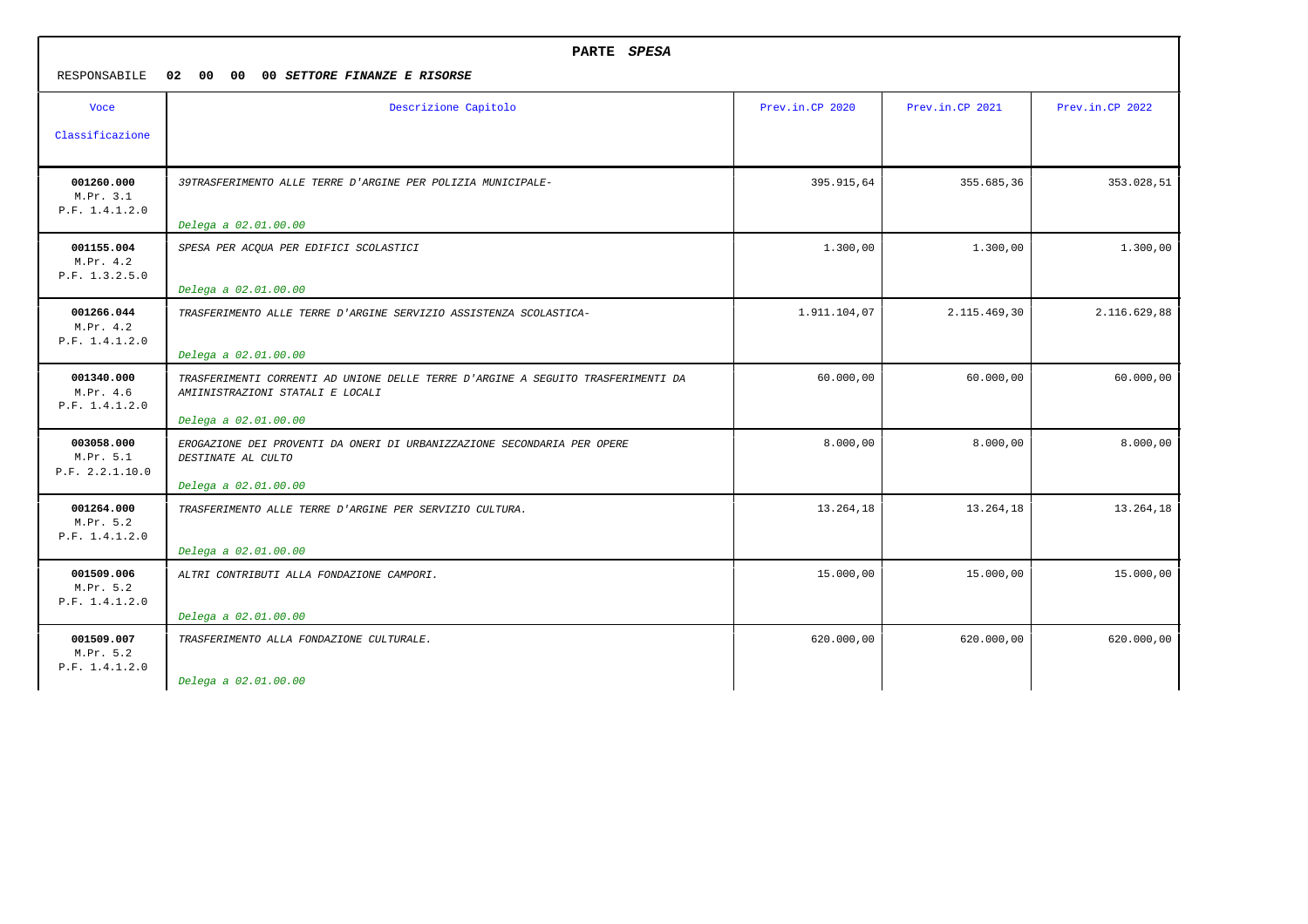**PARTE *SPESA***

RESPONSABILE **02 00 00 00 *SETTORE FINANZE E RISORSE***

| Voce Classificazione | Descrizione Capitolo | Prev.in.CP 2020 | Prev.in.CP 2021 | Prev.in.CP 2022 |
|---|---|---|---|---|
| **001260.000** M.Pr. 3.1 P.F. 1.4.1.2.0 | *39TRASFERIMENTO ALLE TERRE D'ARGINE PER POLIZIA MUNICIPALE-* *Delega a 02.01.00.00* | 395.915,64 | 355.685,36 | 353.028,51 |
| **001155.004** M.Pr. 4.2 P.F. 1.3.2.5.0 | *SPESA PER ACQUA PER EDIFICI SCOLASTICI* *Delega a 02.01.00.00* | 1.300,00 | 1.300,00 | 1.300,00 |
| **001266.044** M.Pr. 4.2 P.F. 1.4.1.2.0 | *TRASFERIMENTO ALLE TERRE D'ARGINE SERVIZIO ASSISTENZA SCOLASTICA-* *Delega a 02.01.00.00* | 1.911.104,07 | 2.115.469,30 | 2.116.629,88 |
| **001340.000** M.Pr. 4.6 P.F. 1.4.1.2.0 | *TRASFERIMENTI CORRENTI AD UNIONE DELLE TERRE D'ARGINE A SEGUITO TRASFERIMENTI DA AMIINISTRAZIONI STATALI E LOCALI* *Delega a 02.01.00.00* | 60.000,00 | 60.000,00 | 60.000,00 |
| **003058.000** M.Pr. 5.1 P.F. 2.2.1.10.0 | *EROGAZIONE DEI PROVENTI DA ONERI DI URBANIZZAZIONE SECONDARIA PER OPERE DESTINATE AL CULTO* *Delega a 02.01.00.00* | 8.000,00 | 8.000,00 | 8.000,00 |
| **001264.000** M.Pr. 5.2 P.F. 1.4.1.2.0 | *TRASFERIMENTO ALLE TERRE D'ARGINE PER SERVIZIO CULTURA.* *Delega a 02.01.00.00* | 13.264,18 | 13.264,18 | 13.264,18 |
| **001509.006** M.Pr. 5.2 P.F. 1.4.1.2.0 | *ALTRI CONTRIBUTI ALLA FONDAZIONE CAMPORI.* *Delega a 02.01.00.00* | 15.000,00 | 15.000,00 | 15.000,00 |
| **001509.007** M.Pr. 5.2 P.F. 1.4.1.2.0 | *TRASFERIMENTO ALLA FONDAZIONE CULTURALE.* *Delega a 02.01.00.00* | 620.000,00 | 620.000,00 | 620.000,00 |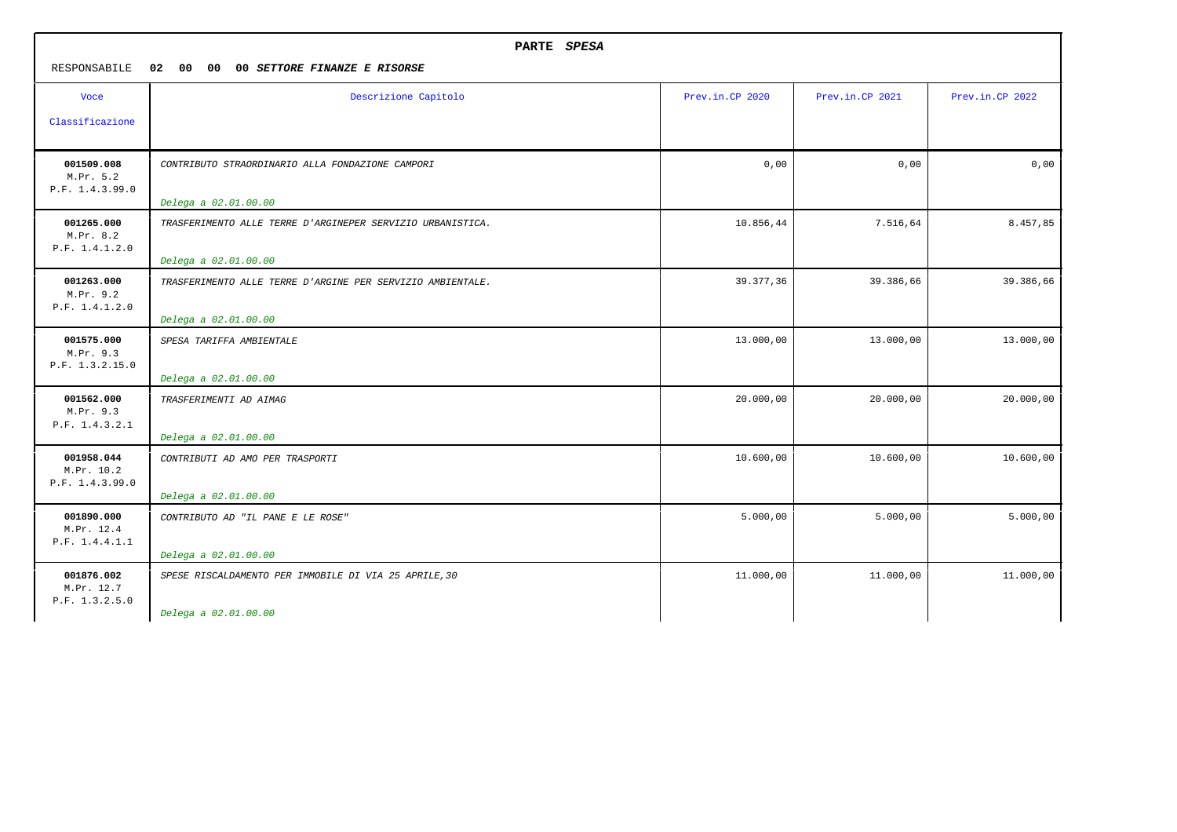## PARTE *SPESA*

RESPONSABILE **02 00 00 00 *SETTORE FINANZE E RISORSE***

| Voce Classificazione | Descrizione Capitolo | Prev.in.CP 2020 | Prev.in.CP 2021 | Prev.in.CP 2022 |
|---|---|---|---|---|
| **001509.008** M.Pr. 5.2 P.F. 1.4.3.99.0 | *CONTRIBUTO STRAORDINARIO ALLA FONDAZIONE CAMPORI* *Delega a 02.01.00.00* | 0,00 | 0,00 | 0,00 |
| **001265.000** M.Pr. 8.2 P.F. 1.4.1.2.0 | *TRASFERIMENTO ALLE TERRE D'ARGINEPER SERVIZIO URBANISTICA.* *Delega a 02.01.00.00* | 10.856,44 | 7.516,64 | 8.457,85 |
| **001263.000** M.Pr. 9.2 P.F. 1.4.1.2.0 | *TRASFERIMENTO ALLE TERRE D'ARGINE PER SERVIZIO AMBIENTALE.* *Delega a 02.01.00.00* | 39.377,36 | 39.386,66 | 39.386,66 |
| **001575.000** M.Pr. 9.3 P.F. 1.3.2.15.0 | *SPESA TARIFFA AMBIENTALE* *Delega a 02.01.00.00* | 13.000,00 | 13.000,00 | 13.000,00 |
| **001562.000** M.Pr. 9.3 P.F. 1.4.3.2.1 | *TRASFERIMENTI AD AIMAG* *Delega a 02.01.00.00* | 20.000,00 | 20.000,00 | 20.000,00 |
| **001958.044** M.Pr. 10.2 P.F. 1.4.3.99.0 | *CONTRIBUTI AD AMO PER TRASPORTI* *Delega a 02.01.00.00* | 10.600,00 | 10.600,00 | 10.600,00 |
| **001890.000** M.Pr. 12.4 P.F. 1.4.4.1.1 | *CONTRIBUTO AD "IL PANE E LE ROSE"* *Delega a 02.01.00.00* | 5.000,00 | 5.000,00 | 5.000,00 |
| **001876.002** M.Pr. 12.7 P.F. 1.3.2.5.0 | *SPESE RISCALDAMENTO PER IMMOBILE DI VIA 25 APRILE,30* *Delega a 02.01.00.00* | 11.000,00 | 11.000,00 | 11.000,00 |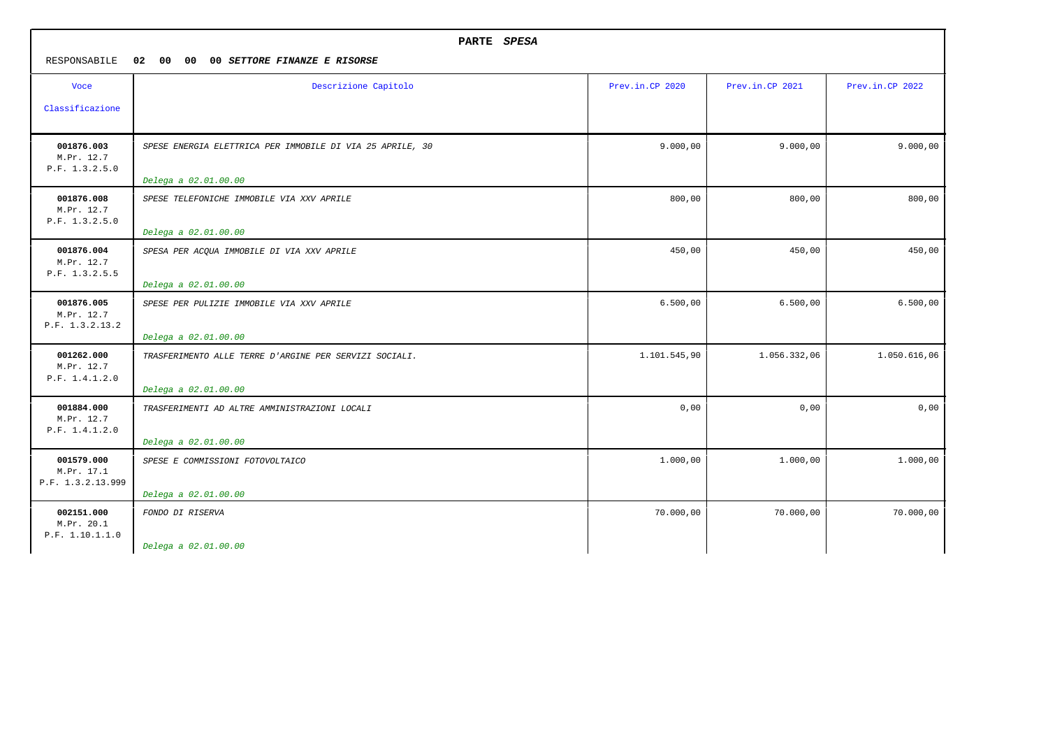**PARTE *SPESA***

RESPONSABILE **02 00 00 00 *SETTORE FINANZE E RISORSE***

| Voce Classificazione | Descrizione Capitolo | Prev.in.CP 2020 | Prev.in.CP 2021 | Prev.in.CP 2022 |
|---|---|---|---|---|
| **001876.003** M.Pr. 12.7 P.F. 1.3.2.5.0 | *SPESE ENERGIA ELETTRICA PER IMMOBILE DI VIA 25 APRILE, 30* *Delega a 02.01.00.00* | 9.000,00 | 9.000,00 | 9.000,00 |
| **001876.008** M.Pr. 12.7 P.F. 1.3.2.5.0 | *SPESE TELEFONICHE IMMOBILE VIA XXV APRILE* *Delega a 02.01.00.00* | 800,00 | 800,00 | 800,00 |
| **001876.004** M.Pr. 12.7 P.F. 1.3.2.5.5 | *SPESA PER ACQUA IMMOBILE DI VIA XXV APRILE* *Delega a 02.01.00.00* | 450,00 | 450,00 | 450,00 |
| **001876.005** M.Pr. 12.7 P.F. 1.3.2.13.2 | *SPESE PER PULIZIE IMMOBILE VIA XXV APRILE* *Delega a 02.01.00.00* | 6.500,00 | 6.500,00 | 6.500,00 |
| **001262.000** M.Pr. 12.7 P.F. 1.4.1.2.0 | *TRASFERIMENTO ALLE TERRE D'ARGINE PER SERVIZI SOCIALI.* *Delega a 02.01.00.00* | 1.101.545,90 | 1.056.332,06 | 1.050.616,06 |
| **001884.000** M.Pr. 12.7 P.F. 1.4.1.2.0 | *TRASFERIMENTI AD ALTRE AMMINISTRAZIONI LOCALI* *Delega a 02.01.00.00* | 0,00 | 0,00 | 0,00 |
| **001579.000** M.Pr. 17.1 P.F. 1.3.2.13.999 | *SPESE E COMMISSIONI FOTOVOLTAICO* *Delega a 02.01.00.00* | 1.000,00 | 1.000,00 | 1.000,00 |
| **002151.000** M.Pr. 20.1 P.F. 1.10.1.1.0 | *FONDO DI RISERVA* *Delega a 02.01.00.00* | 70.000,00 | 70.000,00 | 70.000,00 |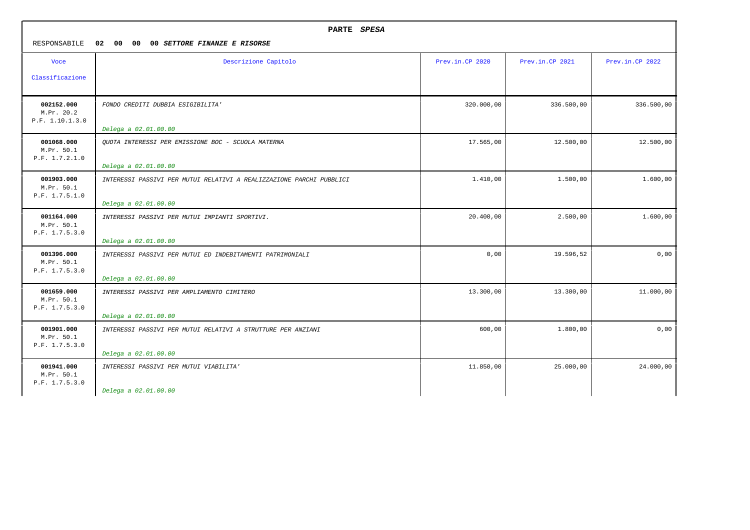**PARTE *SPESA***

RESPONSABILE **02 00 00 00 *SETTORE FINANZE E RISORSE***

| Voce Classificazione | Descrizione Capitolo | Prev.in.CP 2020 | Prev.in.CP 2021 | Prev.in.CP 2022 |
|---|---|---|---|---|
| **002152.000** M.Pr. 20.2 P.F. 1.10.1.3.0 | *FONDO CREDITI DUBBIA ESIGIBILITA'* *Delega a 02.01.00.00* | 320.000,00 | 336.500,00 | 336.500,00 |
| **001068.000** M.Pr. 50.1 P.F. 1.7.2.1.0 | *QUOTA INTERESSI PER EMISSIONE BOC - SCUOLA MATERNA* *Delega a 02.01.00.00* | 17.565,00 | 12.500,00 | 12.500,00 |
| **001903.000** M.Pr. 50.1 P.F. 1.7.5.1.0 | *INTERESSI PASSIVI PER MUTUI RELATIVI A REALIZZAZIONE PARCHI PUBBLICI* *Delega a 02.01.00.00* | 1.410,00 | 1.500,00 | 1.600,00 |
| **001164.000** M.Pr. 50.1 P.F. 1.7.5.3.0 | *INTERESSI PASSIVI PER MUTUI IMPIANTI SPORTIVI.* *Delega a 02.01.00.00* | 20.400,00 | 2.500,00 | 1.600,00 |
| **001396.000** M.Pr. 50.1 P.F. 1.7.5.3.0 | *INTERESSI PASSIVI PER MUTUI ED INDEBITAMENTI PATRIMONIALI* *Delega a 02.01.00.00* | 0,00 | 19.596,52 | 0,00 |
| **001659.000** M.Pr. 50.1 P.F. 1.7.5.3.0 | *INTERESSI PASSIVI PER AMPLIAMENTO CIMITERO* *Delega a 02.01.00.00* | 13.300,00 | 13.300,00 | 11.000,00 |
| **001901.000** M.Pr. 50.1 P.F. 1.7.5.3.0 | *INTERESSI PASSIVI PER MUTUI RELATIVI A STRUTTURE PER ANZIANI* *Delega a 02.01.00.00* | 600,00 | 1.800,00 | 0,00 |
| **001941.000** M.Pr. 50.1 P.F. 1.7.5.3.0 | *INTERESSI PASSIVI PER MUTUI VIABILITA'* *Delega a 02.01.00.00* | 11.850,00 | 25.000,00 | 24.000,00 |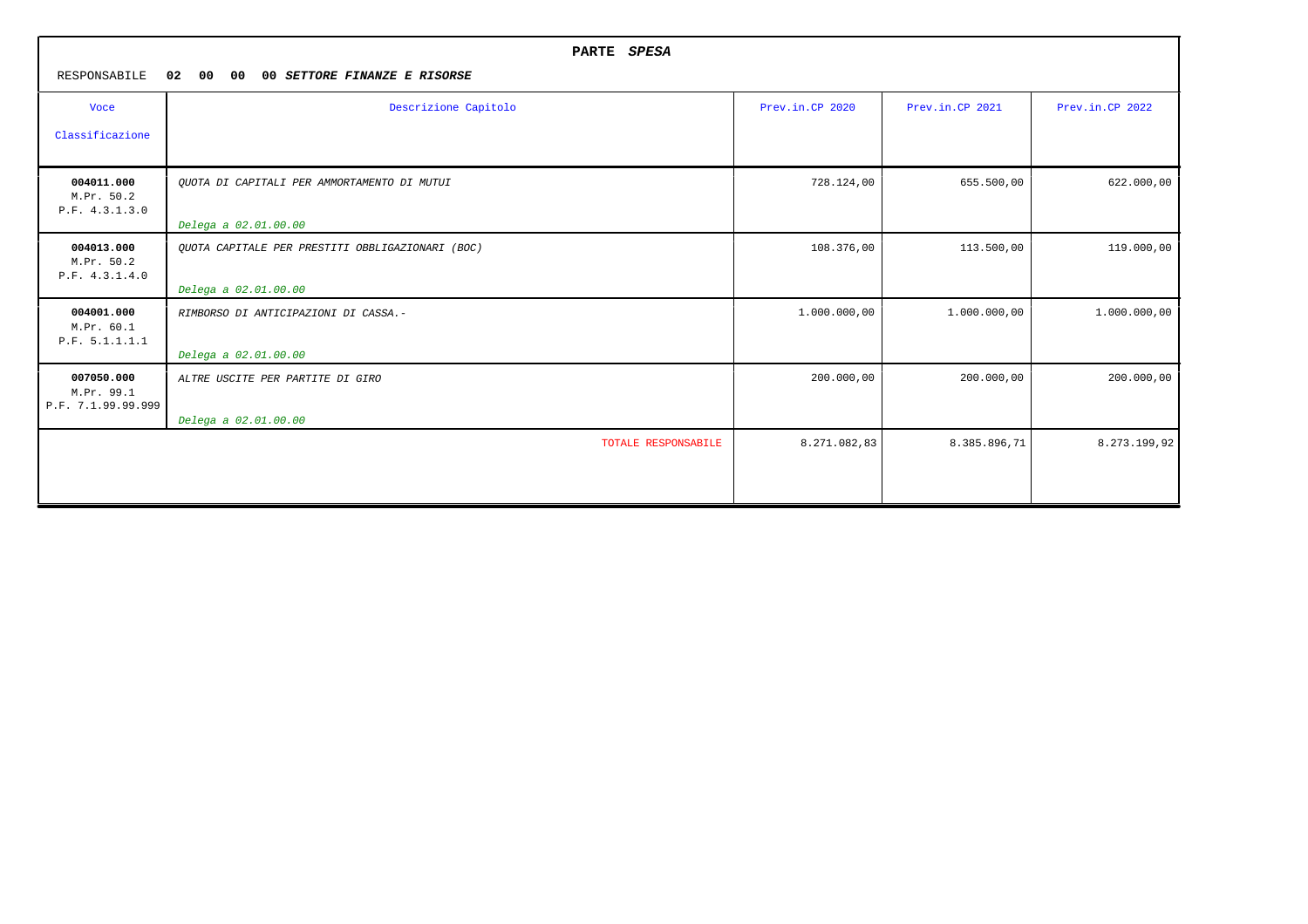**PARTE *SPESA***

RESPONSABILE **02 00 00 00 *SETTORE FINANZE E RISORSE***

| Voce Classificazione | Descrizione Capitolo | Prev.in.CP 2020 | Prev.in.CP 2021 | Prev.in.CP 2022 |
|---|---|---|---|---|
| **004011.000** M.Pr. 50.2 P.F. 4.3.1.3.0 | *QUOTA DI CAPITALI PER AMMORTAMENTO DI MUTUI* *Delega a 02.01.00.00* | 728.124,00 | 655.500,00 | 622.000,00 |
| **004013.000** M.Pr. 50.2 P.F. 4.3.1.4.0 | *QUOTA CAPITALE PER PRESTITI OBBLIGAZIONARI (BOC)* *Delega a 02.01.00.00* | 108.376,00 | 113.500,00 | 119.000,00 |
| **004001.000** M.Pr. 60.1 P.F. 5.1.1.1.1 | *RIMBORSO DI ANTICIPAZIONI DI CASSA.-* *Delega a 02.01.00.00* | 1.000.000,00 | 1.000.000,00 | 1.000.000,00 |
| **007050.000** M.Pr. 99.1 P.F. 7.1.99.99.999 | *ALTRE USCITE PER PARTITE DI GIRO* *Delega a 02.01.00.00* | 200.000,00 | 200.000,00 | 200.000,00 |
| | TOTALE RESPONSABILE | 8.271.082,83 | 8.385.896,71 | 8.273.199,92 |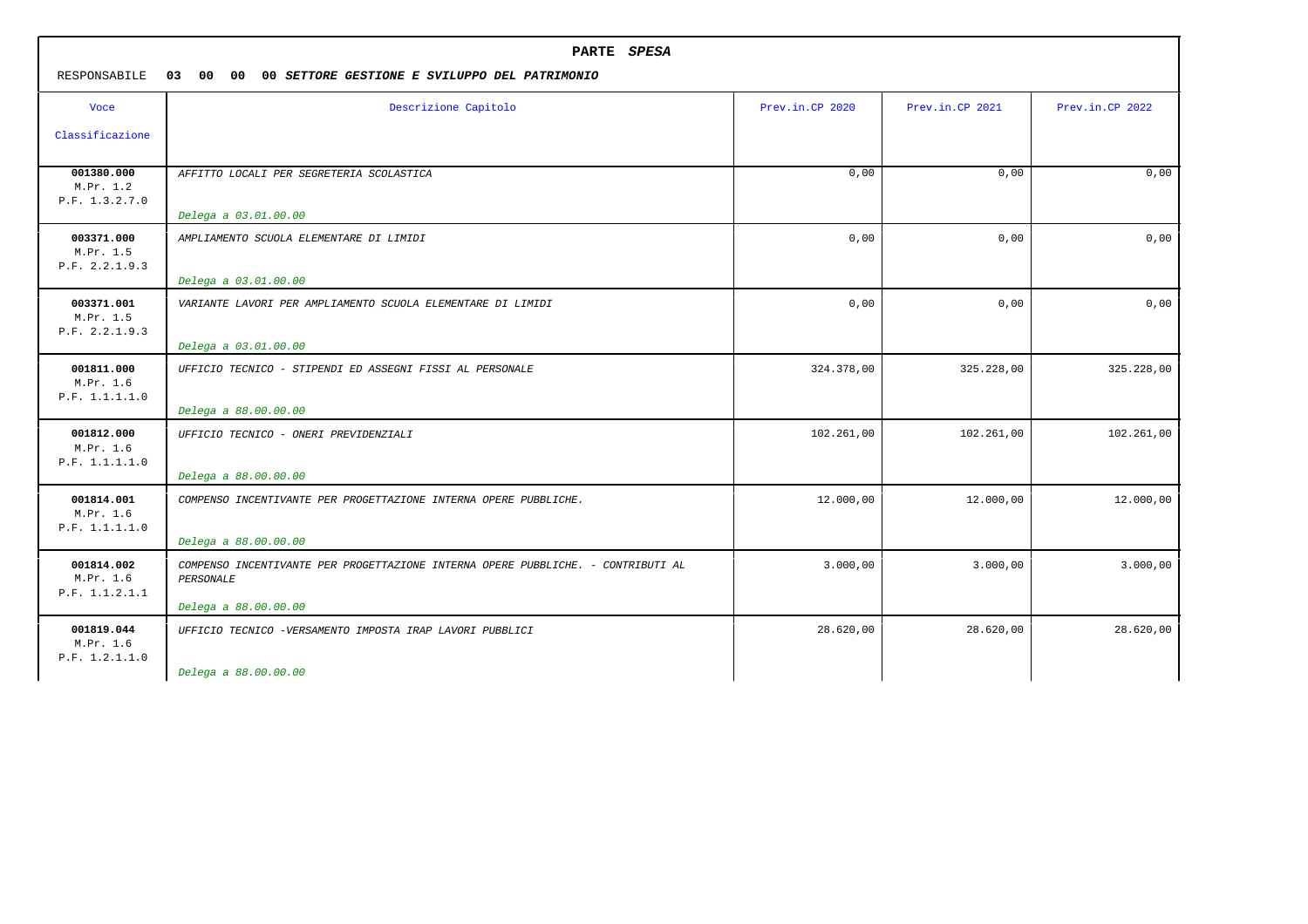## PARTE *SPESA*

RESPONSABILE **03 00 00 00** ***SETTORE GESTIONE E SVILUPPO DEL PATRIMONIO***

| Voce Classificazione | Descrizione Capitolo | Prev.in.CP 2020 | Prev.in.CP 2021 | Prev.in.CP 2022 |
|---|---|---|---|---|
| **001380.000** M.Pr. 1.2 P.F. 1.3.2.7.0 | *AFFITTO LOCALI PER SEGRETERIA SCOLASTICA* *Delega a 03.01.00.00* | 0,00 | 0,00 | 0,00 |
| **003371.000** M.Pr. 1.5 P.F. 2.2.1.9.3 | *AMPLIAMENTO SCUOLA ELEMENTARE DI LIMIDI* *Delega a 03.01.00.00* | 0,00 | 0,00 | 0,00 |
| **003371.001** M.Pr. 1.5 P.F. 2.2.1.9.3 | *VARIANTE LAVORI PER AMPLIAMENTO SCUOLA ELEMENTARE DI LIMIDI* *Delega a 03.01.00.00* | 0,00 | 0,00 | 0,00 |
| **001811.000** M.Pr. 1.6 P.F. 1.1.1.1.0 | *UFFICIO TECNICO - STIPENDI ED ASSEGNI FISSI AL PERSONALE* *Delega a 88.00.00.00* | 324.378,00 | 325.228,00 | 325.228,00 |
| **001812.000** M.Pr. 1.6 P.F. 1.1.1.1.0 | *UFFICIO TECNICO - ONERI PREVIDENZIALI* *Delega a 88.00.00.00* | 102.261,00 | 102.261,00 | 102.261,00 |
| **001814.001** M.Pr. 1.6 P.F. 1.1.1.1.0 | *COMPENSO INCENTIVANTE PER PROGETTAZIONE INTERNA OPERE PUBBLICHE.* *Delega a 88.00.00.00* | 12.000,00 | 12.000,00 | 12.000,00 |
| **001814.002** M.Pr. 1.6 P.F. 1.1.2.1.1 | *COMPENSO INCENTIVANTE PER PROGETTAZIONE INTERNA OPERE PUBBLICHE. - CONTRIBUTI AL PERSONALE* *Delega a 88.00.00.00* | 3.000,00 | 3.000,00 | 3.000,00 |
| **001819.044** M.Pr. 1.6 P.F. 1.2.1.1.0 | *UFFICIO TECNICO -VERSAMENTO IMPOSTA IRAP LAVORI PUBBLICI* *Delega a 88.00.00.00* | 28.620,00 | 28.620,00 | 28.620,00 |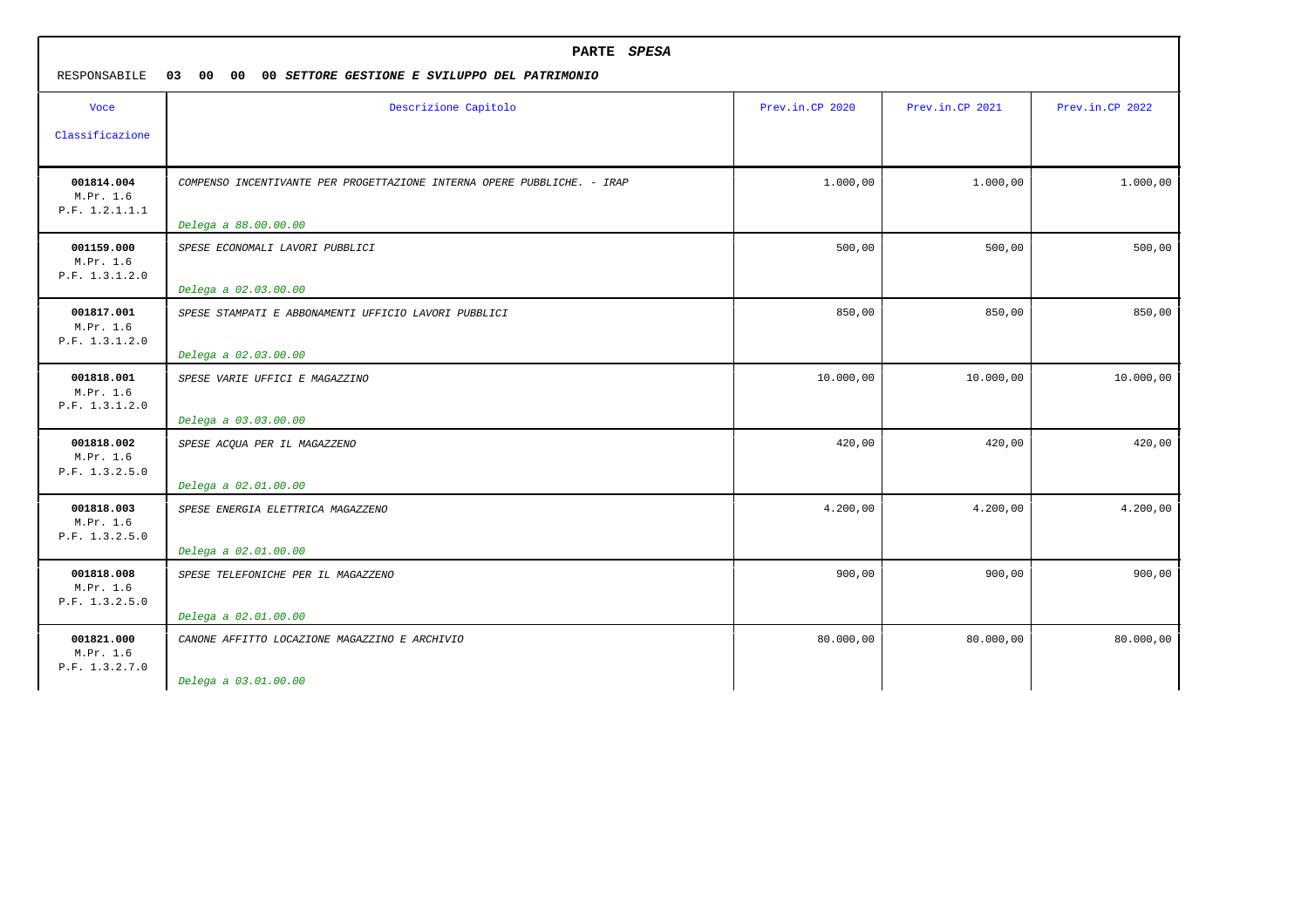**PARTE *SPESA***

RESPONSABILE **03 00 00 00 *SETTORE GESTIONE E SVILUPPO DEL PATRIMONIO***

| Voce<br>Classificazione | Descrizione Capitolo | Prev.in.CP 2020 | Prev.in.CP 2021 | Prev.in.CP 2022 |
|---|---|---|---|---|
| **001814.004**<br>M.Pr. 1.6<br>P.F. 1.2.1.1.1 | *COMPENSO INCENTIVANTE PER PROGETTAZIONE INTERNA OPERE PUBBLICHE. - IRAP*<br>*Delega a 88.00.00.00* | 1.000,00 | 1.000,00 | 1.000,00 |
| **001159.000**<br>M.Pr. 1.6<br>P.F. 1.3.1.2.0 | *SPESE ECONOMALI LAVORI PUBBLICI*<br>*Delega a 02.03.00.00* | 500,00 | 500,00 | 500,00 |
| **001817.001**<br>M.Pr. 1.6<br>P.F. 1.3.1.2.0 | *SPESE STAMPATI E ABBONAMENTI UFFICIO LAVORI PUBBLICI*<br>*Delega a 02.03.00.00* | 850,00 | 850,00 | 850,00 |
| **001818.001**<br>M.Pr. 1.6<br>P.F. 1.3.1.2.0 | *SPESE VARIE UFFICI E MAGAZZINO*<br>*Delega a 03.03.00.00* | 10.000,00 | 10.000,00 | 10.000,00 |
| **001818.002**<br>M.Pr. 1.6<br>P.F. 1.3.2.5.0 | *SPESE ACQUA PER IL MAGAZZENO*<br>*Delega a 02.01.00.00* | 420,00 | 420,00 | 420,00 |
| **001818.003**<br>M.Pr. 1.6<br>P.F. 1.3.2.5.0 | *SPESE ENERGIA ELETTRICA MAGAZZENO*<br>*Delega a 02.01.00.00* | 4.200,00 | 4.200,00 | 4.200,00 |
| **001818.008**<br>M.Pr. 1.6<br>P.F. 1.3.2.5.0 | *SPESE TELEFONICHE PER IL MAGAZZENO*<br>*Delega a 02.01.00.00* | 900,00 | 900,00 | 900,00 |
| **001821.000**<br>M.Pr. 1.6<br>P.F. 1.3.2.7.0 | *CANONE AFFITTO LOCAZIONE MAGAZZINO E ARCHIVIO*<br>*Delega a 03.01.00.00* | 80.000,00 | 80.000,00 | 80.000,00 |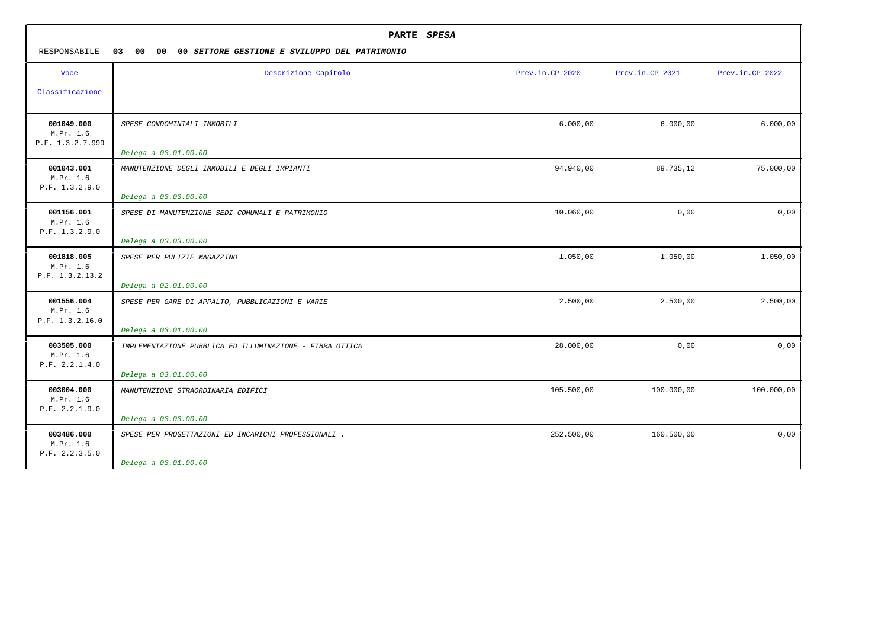**PARTE *SPESA***

RESPONSABILE **03 00 00 00 *SETTORE GESTIONE E SVILUPPO DEL PATRIMONIO***

| Voce<br>Classificazione | Descrizione Capitolo | Prev.in.CP 2020 | Prev.in.CP 2021 | Prev.in.CP 2022 |
|---|---|---|---|---|
| **001049.000**<br>M.Pr. 1.6<br>P.F. 1.3.2.7.999 | *SPESE CONDOMINIALI IMMOBILI*<br>*Delega a 03.01.00.00* | 6.000,00 | 6.000,00 | 6.000,00 |
| **001043.001**<br>M.Pr. 1.6<br>P.F. 1.3.2.9.0 | *MANUTENZIONE DEGLI IMMOBILI E DEGLI IMPIANTI*<br>*Delega a 03.03.00.00* | 94.940,00 | 89.735,12 | 75.000,00 |
| **001156.001**<br>M.Pr. 1.6<br>P.F. 1.3.2.9.0 | *SPESE DI MANUTENZIONE SEDI COMUNALI E PATRIMONIO*<br>*Delega a 03.03.00.00* | 10.060,00 | 0,00 | 0,00 |
| **001818.005**<br>M.Pr. 1.6<br>P.F. 1.3.2.13.2 | *SPESE PER PULIZIE MAGAZZINO*<br>*Delega a 02.01.00.00* | 1.050,00 | 1.050,00 | 1.050,00 |
| **001556.004**<br>M.Pr. 1.6<br>P.F. 1.3.2.16.0 | *SPESE PER GARE DI APPALTO, PUBBLICAZIONI E VARIE*<br>*Delega a 03.01.00.00* | 2.500,00 | 2.500,00 | 2.500,00 |
| **003505.000**<br>M.Pr. 1.6<br>P.F. 2.2.1.4.0 | *IMPLEMENTAZIONE PUBBLICA ED ILLUMINAZIONE - FIBRA OTTICA*<br>*Delega a 03.01.00.00* | 28.000,00 | 0,00 | 0,00 |
| **003004.000**<br>M.Pr. 1.6<br>P.F. 2.2.1.9.0 | *MANUTENZIONE STRAORDINARIA EDIFICI*<br>*Delega a 03.03.00.00* | 105.500,00 | 100.000,00 | 100.000,00 |
| **003486.000**<br>M.Pr. 1.6<br>P.F. 2.2.3.5.0 | *SPESE PER PROGETTAZIONI ED INCARICHI PROFESSIONALI .*<br>*Delega a 03.01.00.00* | 252.500,00 | 160.500,00 | 0,00 |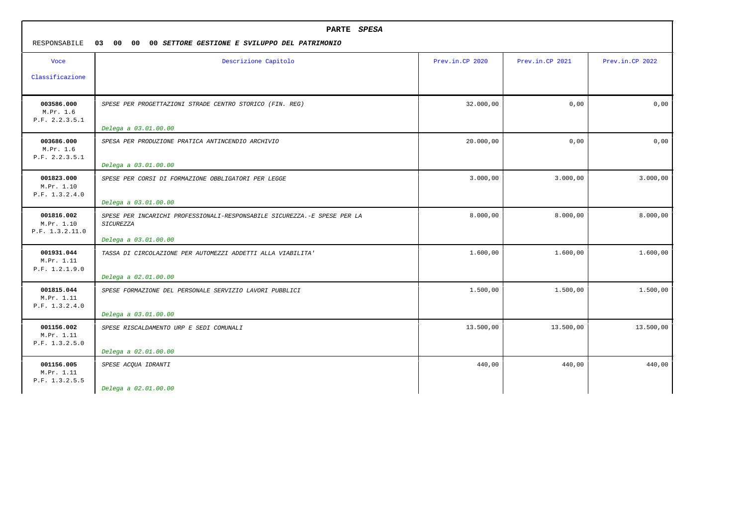## PARTE *SPESA*

RESPONSABILE **03 00 00 00** ***SETTORE GESTIONE E SVILUPPO DEL PATRIMONIO***

| Voce Classificazione | Descrizione Capitolo | Prev.in.CP 2020 | Prev.in.CP 2021 | Prev.in.CP 2022 |
|---|---|---|---|---|
| **003586.000** M.Pr. 1.6 P.F. 2.2.3.5.1 | *SPESE PER PROGETTAZIONI STRADE CENTRO STORICO (FIN. REG)* *Delega a 03.01.00.00* | 32.000,00 | 0,00 | 0,00 |
| **003686.000** M.Pr. 1.6 P.F. 2.2.3.5.1 | *SPESA PER PRODUZIONE PRATICA ANTINCENDIO ARCHIVIO* *Delega a 03.01.00.00* | 20.000,00 | 0,00 | 0,00 |
| **001823.000** M.Pr. 1.10 P.F. 1.3.2.4.0 | *SPESE PER CORSI DI FORMAZIONE OBBLIGATORI PER LEGGE* *Delega a 03.01.00.00* | 3.000,00 | 3.000,00 | 3.000,00 |
| **001816.002** M.Pr. 1.10 P.F. 1.3.2.11.0 | *SPESE PER INCARICHI PROFESSIONALI-RESPONSABILE SICUREZZA.-E SPESE PER LA SICUREZZA* *Delega a 03.01.00.00* | 8.000,00 | 8.000,00 | 8.000,00 |
| **001931.044** M.Pr. 1.11 P.F. 1.2.1.9.0 | *TASSA DI CIRCOLAZIONE PER AUTOMEZZI ADDETTI ALLA VIABILITA'* *Delega a 02.01.00.00* | 1.600,00 | 1.600,00 | 1.600,00 |
| **001815.044** M.Pr. 1.11 P.F. 1.3.2.4.0 | *SPESE FORMAZIONE DEL PERSONALE SERVIZIO LAVORI PUBBLICI* *Delega a 03.01.00.00* | 1.500,00 | 1.500,00 | 1.500,00 |
| **001156.002** M.Pr. 1.11 P.F. 1.3.2.5.0 | *SPESE RISCALDAMENTO URP E SEDI COMUNALI* *Delega a 02.01.00.00* | 13.500,00 | 13.500,00 | 13.500,00 |
| **001156.005** M.Pr. 1.11 P.F. 1.3.2.5.5 | *SPESE ACQUA IDRANTI* *Delega a 02.01.00.00* | 440,00 | 440,00 | 440,00 |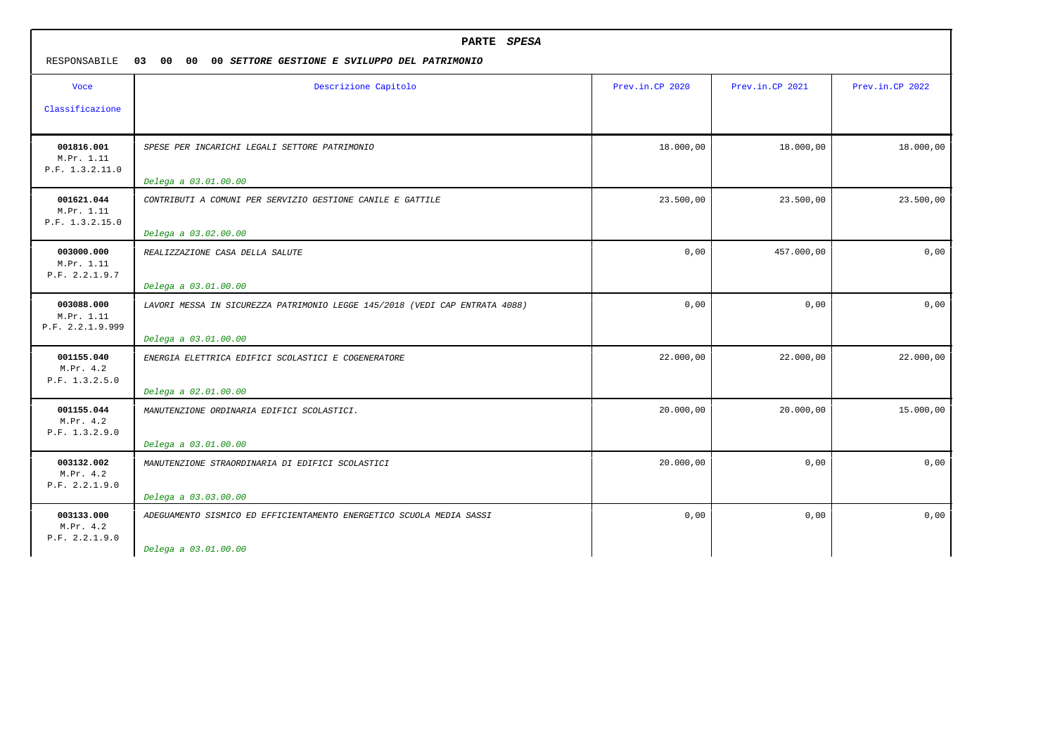**PARTE *SPESA***

RESPONSABILE **03 00 00 00 *SETTORE GESTIONE E SVILUPPO DEL PATRIMONIO***

| Voce<br>Classificazione | Descrizione Capitolo | Prev.in.CP 2020 | Prev.in.CP 2021 | Prev.in.CP 2022 |
|---|---|---|---|---|
| **001816.001**<br>M.Pr. 1.11<br>P.F. 1.3.2.11.0 | *SPESE PER INCARICHI LEGALI SETTORE PATRIMONIO*<br>*Delega a 03.01.00.00* | 18.000,00 | 18.000,00 | 18.000,00 |
| **001621.044**<br>M.Pr. 1.11<br>P.F. 1.3.2.15.0 | *CONTRIBUTI A COMUNI PER SERVIZIO GESTIONE CANILE E GATTILE*<br>*Delega a 03.02.00.00* | 23.500,00 | 23.500,00 | 23.500,00 |
| **003000.000**<br>M.Pr. 1.11<br>P.F. 2.2.1.9.7 | *REALIZZAZIONE CASA DELLA SALUTE*<br>*Delega a 03.01.00.00* | 0,00 | 457.000,00 | 0,00 |
| **003088.000**<br>M.Pr. 1.11<br>P.F. 2.2.1.9.999 | *LAVORI MESSA IN SICUREZZA PATRIMONIO LEGGE 145/2018 (VEDI CAP ENTRATA 4088)*<br>*Delega a 03.01.00.00* | 0,00 | 0,00 | 0,00 |
| **001155.040**<br>M.Pr. 4.2<br>P.F. 1.3.2.5.0 | *ENERGIA ELETTRICA EDIFICI SCOLASTICI E COGENERATORE*<br>*Delega a 02.01.00.00* | 22.000,00 | 22.000,00 | 22.000,00 |
| **001155.044**<br>M.Pr. 4.2<br>P.F. 1.3.2.9.0 | *MANUTENZIONE ORDINARIA EDIFICI SCOLASTICI.*<br>*Delega a 03.01.00.00* | 20.000,00 | 20.000,00 | 15.000,00 |
| **003132.002**<br>M.Pr. 4.2<br>P.F. 2.2.1.9.0 | *MANUTENZIONE STRAORDINARIA DI EDIFICI SCOLASTICI*<br>*Delega a 03.03.00.00* | 20.000,00 | 0,00 | 0,00 |
| **003133.000**<br>M.Pr. 4.2<br>P.F. 2.2.1.9.0 | *ADEGUAMENTO SISMICO ED EFFICIENTAMENTO ENERGETICO SCUOLA MEDIA SASSI*<br>*Delega a 03.01.00.00* | 0,00 | 0,00 | 0,00 |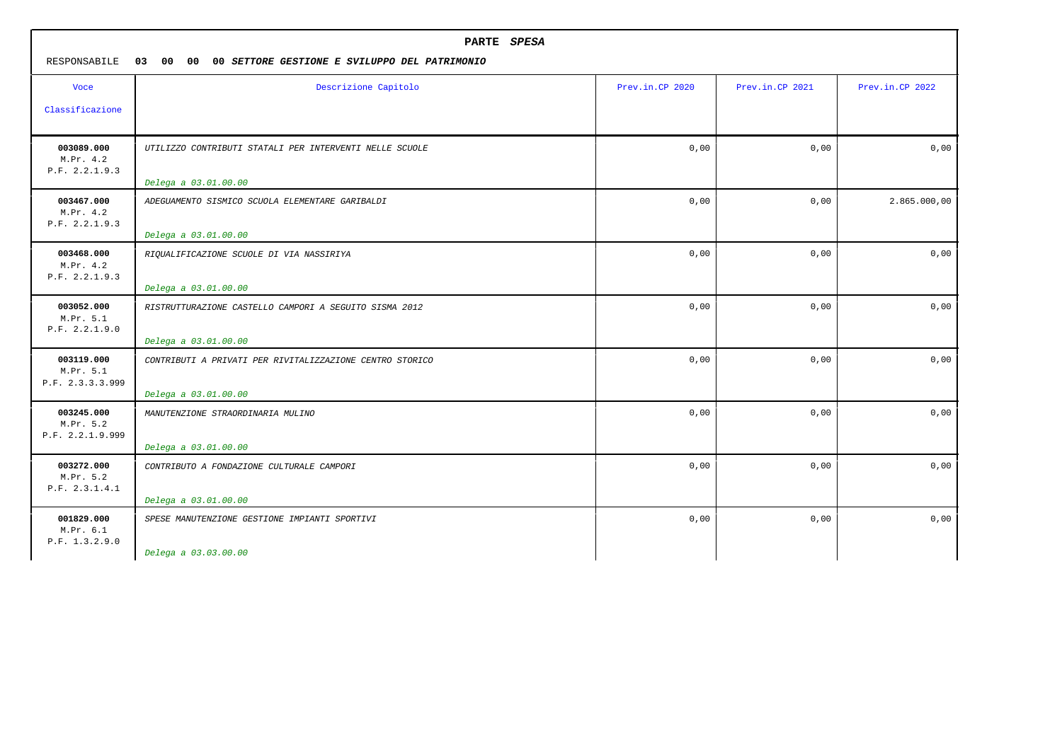**PARTE *SPESA***

RESPONSABILE **03 00 00 00 *SETTORE GESTIONE E SVILUPPO DEL PATRIMONIO***

| Voce Classificazione | Descrizione Capitolo | Prev.in.CP 2020 | Prev.in.CP 2021 | Prev.in.CP 2022 |
|---|---|---|---|---|
| **003089.000** M.Pr. 4.2 P.F. 2.2.1.9.3 | *UTILIZZO CONTRIBUTI STATALI PER INTERVENTI NELLE SCUOLE* *Delega a 03.01.00.00* | 0,00 | 0,00 | 0,00 |
| **003467.000** M.Pr. 4.2 P.F. 2.2.1.9.3 | *ADEGUAMENTO SISMICO SCUOLA ELEMENTARE GARIBALDI* *Delega a 03.01.00.00* | 0,00 | 0,00 | 2.865.000,00 |
| **003468.000** M.Pr. 4.2 P.F. 2.2.1.9.3 | *RIQUALIFICAZIONE SCUOLE DI VIA NASSIRIYA* *Delega a 03.01.00.00* | 0,00 | 0,00 | 0,00 |
| **003052.000** M.Pr. 5.1 P.F. 2.2.1.9.0 | *RISTRUTTURAZIONE CASTELLO CAMPORI A SEGUITO SISMA 2012* *Delega a 03.01.00.00* | 0,00 | 0,00 | 0,00 |
| **003119.000** M.Pr. 5.1 P.F. 2.3.3.3.999 | *CONTRIBUTI A PRIVATI PER RIVITALIZZAZIONE CENTRO STORICO* *Delega a 03.01.00.00* | 0,00 | 0,00 | 0,00 |
| **003245.000** M.Pr. 5.2 P.F. 2.2.1.9.999 | *MANUTENZIONE STRAORDINARIA MULINO* *Delega a 03.01.00.00* | 0,00 | 0,00 | 0,00 |
| **003272.000** M.Pr. 5.2 P.F. 2.3.1.4.1 | *CONTRIBUTO A FONDAZIONE CULTURALE CAMPORI* *Delega a 03.01.00.00* | 0,00 | 0,00 | 0,00 |
| **001829.000** M.Pr. 6.1 P.F. 1.3.2.9.0 | *SPESE MANUTENZIONE GESTIONE IMPIANTI SPORTIVI* *Delega a 03.03.00.00* | 0,00 | 0,00 | 0,00 |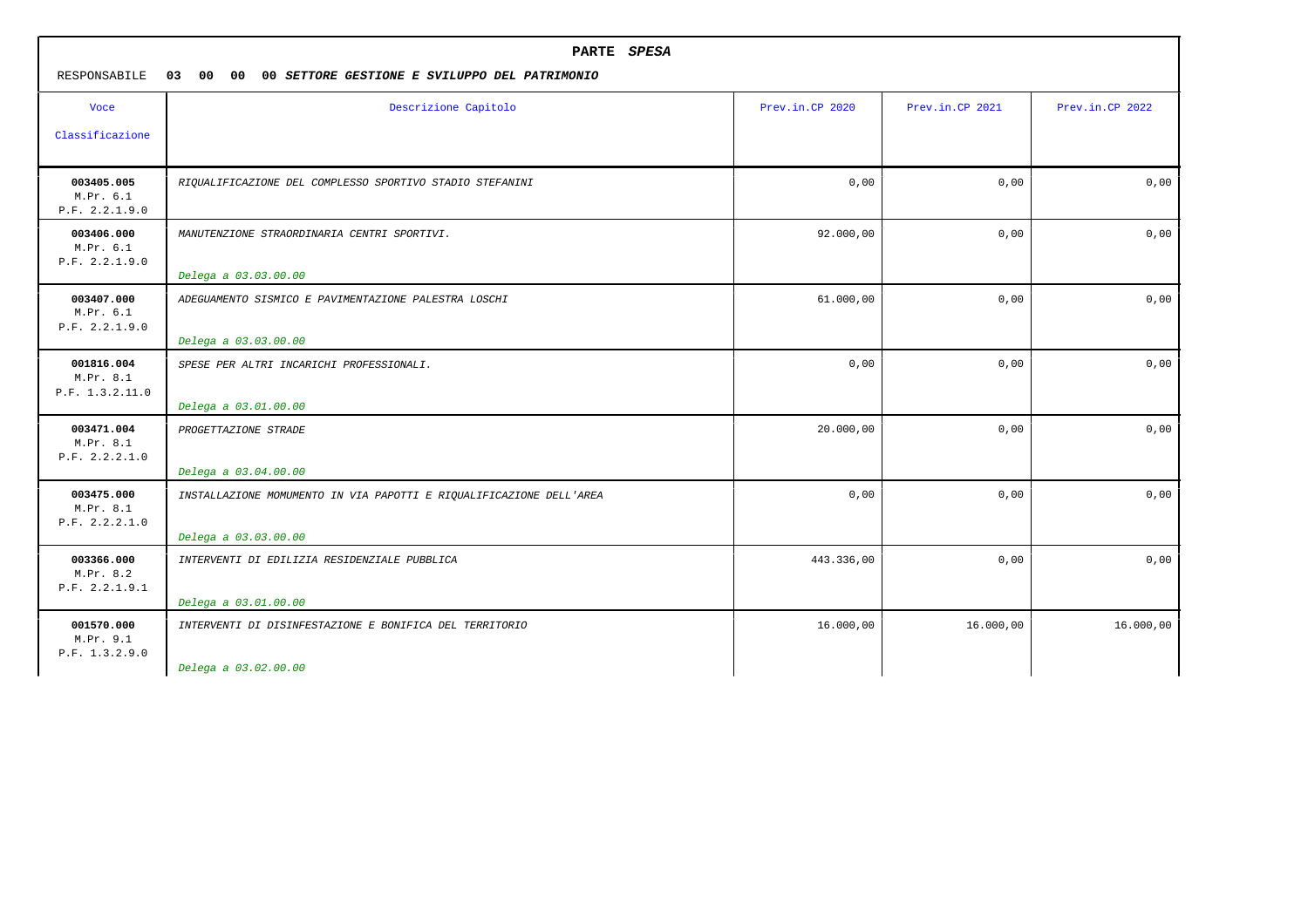## PARTE *SPESA*

RESPONSABILE **03 00 00 00** ***SETTORE GESTIONE E SVILUPPO DEL PATRIMONIO***

| Voce Classificazione | Descrizione Capitolo | Prev.in.CP 2020 | Prev.in.CP 2021 | Prev.in.CP 2022 |
|---|---|---|---|---|
| **003405.005** M.Pr. 6.1 P.F. 2.2.1.9.0 | *RIQUALIFICAZIONE DEL COMPLESSO SPORTIVO STADIO STEFANINI* | 0,00 | 0,00 | 0,00 |
| **003406.000** M.Pr. 6.1 P.F. 2.2.1.9.0 | *MANUTENZIONE STRAORDINARIA CENTRI SPORTIVI.* *Delega a 03.03.00.00* | 92.000,00 | 0,00 | 0,00 |
| **003407.000** M.Pr. 6.1 P.F. 2.2.1.9.0 | *ADEGUAMENTO SISMICO E PAVIMENTAZIONE PALESTRA LOSCHI* *Delega a 03.03.00.00* | 61.000,00 | 0,00 | 0,00 |
| **001816.004** M.Pr. 8.1 P.F. 1.3.2.11.0 | *SPESE PER ALTRI INCARICHI PROFESSIONALI.* *Delega a 03.01.00.00* | 0,00 | 0,00 | 0,00 |
| **003471.004** M.Pr. 8.1 P.F. 2.2.2.1.0 | *PROGETTAZIONE STRADE* *Delega a 03.04.00.00* | 20.000,00 | 0,00 | 0,00 |
| **003475.000** M.Pr. 8.1 P.F. 2.2.2.1.0 | *INSTALLAZIONE MOMUMENTO IN VIA PAPOTTI E RIQUALIFICAZIONE DELL'AREA* *Delega a 03.03.00.00* | 0,00 | 0,00 | 0,00 |
| **003366.000** M.Pr. 8.2 P.F. 2.2.1.9.1 | *INTERVENTI DI EDILIZIA RESIDENZIALE PUBBLICA* *Delega a 03.01.00.00* | 443.336,00 | 0,00 | 0,00 |
| **001570.000** M.Pr. 9.1 P.F. 1.3.2.9.0 | *INTERVENTI DI DISINFESTAZIONE E BONIFICA DEL TERRITORIO* *Delega a 03.02.00.00* | 16.000,00 | 16.000,00 | 16.000,00 |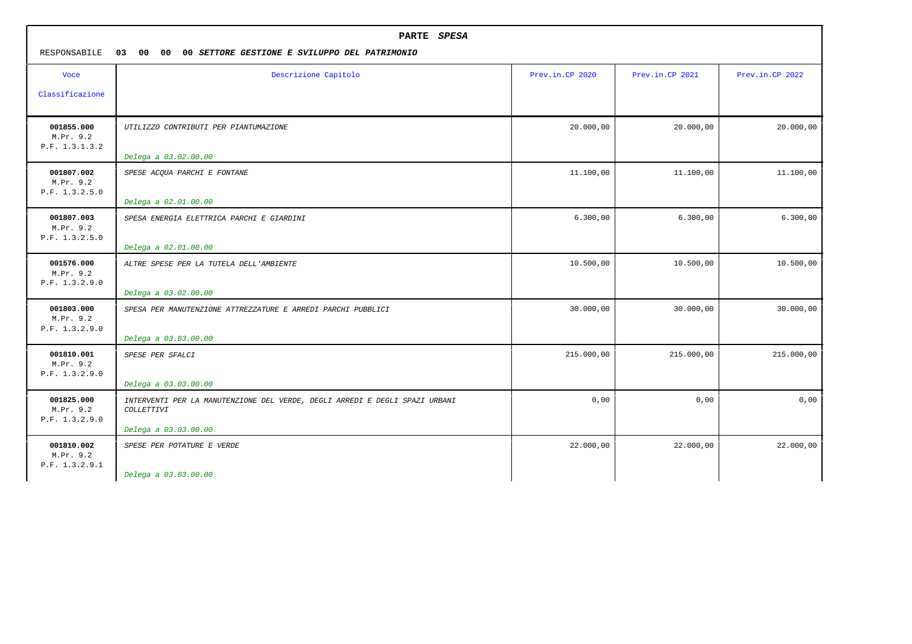**PARTE *SPESA***

RESPONSABILE **03 00 00 00 *SETTORE GESTIONE E SVILUPPO DEL PATRIMONIO***

| Voce Classificazione | Descrizione Capitolo | Prev.in.CP 2020 | Prev.in.CP 2021 | Prev.in.CP 2022 |
|---|---|---|---|---|
| **001855.000** M.Pr. 9.2 P.F. 1.3.1.3.2 | *UTILIZZO CONTRIBUTI PER PIANTUMAZIONE* *Delega a 03.02.00.00* | 20.000,00 | 20.000,00 | 20.000,00 |
| **001807.002** M.Pr. 9.2 P.F. 1.3.2.5.0 | *SPESE ACQUA PARCHI E FONTANE* *Delega a 02.01.00.00* | 11.100,00 | 11.100,00 | 11.100,00 |
| **001807.003** M.Pr. 9.2 P.F. 1.3.2.5.0 | *SPESA ENERGIA ELETTRICA PARCHI E GIARDINI* *Delega a 02.01.00.00* | 6.300,00 | 6.300,00 | 6.300,00 |
| **001576.000** M.Pr. 9.2 P.F. 1.3.2.9.0 | *ALTRE SPESE PER LA TUTELA DELL'AMBIENTE* *Delega a 03.02.00.00* | 10.500,00 | 10.500,00 | 10.500,00 |
| **001803.000** M.Pr. 9.2 P.F. 1.3.2.9.0 | *SPESA PER MANUTENZIONE ATTREZZATURE E ARREDI PARCHI PUBBLICI* *Delega a 03.03.00.00* | 30.000,00 | 30.000,00 | 30.000,00 |
| **001810.001** M.Pr. 9.2 P.F. 1.3.2.9.0 | *SPESE PER SFALCI* *Delega a 03.03.00.00* | 215.000,00 | 215.000,00 | 215.000,00 |
| **001825.000** M.Pr. 9.2 P.F. 1.3.2.9.0 | *INTERVENTI PER LA MANUTENZIONE DEL VERDE, DEGLI ARREDI E DEGLI SPAZI URBANI COLLETTIVI* *Delega a 03.03.00.00* | 0,00 | 0,00 | 0,00 |
| **001810.002** M.Pr. 9.2 P.F. 1.3.2.9.1 | *SPESE PER POTATURE E VERDE* *Delega a 03.03.00.00* | 22.000,00 | 22.000,00 | 22.000,00 |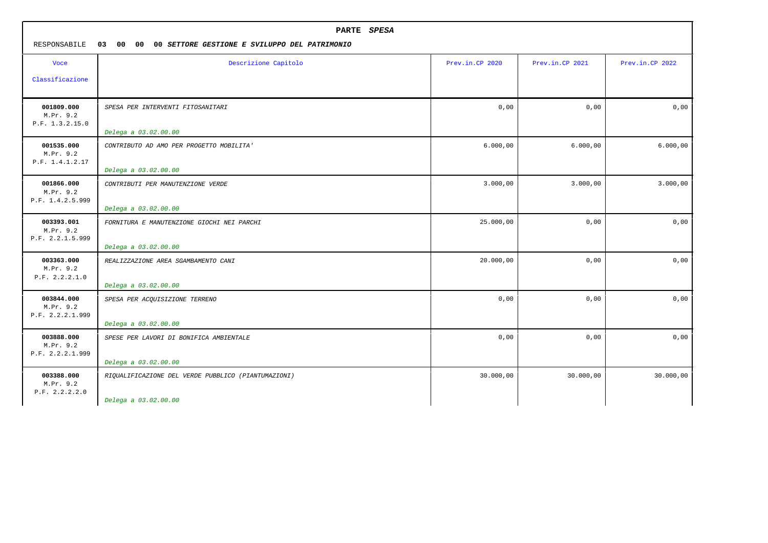**PARTE *SPESA***

RESPONSABILE **03 00 00 00 *SETTORE GESTIONE E SVILUPPO DEL PATRIMONIO***

| Voce<br>Classificazione | Descrizione Capitolo | Prev.in.CP 2020 | Prev.in.CP 2021 | Prev.in.CP 2022 |
|---|---|---|---|---|
| **001809.000**<br>M.Pr. 9.2<br>P.F. 1.3.2.15.0 | *SPESA PER INTERVENTI FITOSANITARI*<br>*Delega a 03.02.00.00* | 0,00 | 0,00 | 0,00 |
| **001535.000**<br>M.Pr. 9.2<br>P.F. 1.4.1.2.17 | *CONTRIBUTO AD AMO PER PROGETTO MOBILITA'*<br>*Delega a 03.02.00.00* | 6.000,00 | 6.000,00 | 6.000,00 |
| **001866.000**<br>M.Pr. 9.2<br>P.F. 1.4.2.5.999 | *CONTRIBUTI PER MANUTENZIONE VERDE*<br>*Delega a 03.02.00.00* | 3.000,00 | 3.000,00 | 3.000,00 |
| **003393.001**<br>M.Pr. 9.2<br>P.F. 2.2.1.5.999 | *FORNITURA E MANUTENZIONE GIOCHI NEI PARCHI*<br>*Delega a 03.02.00.00* | 25.000,00 | 0,00 | 0,00 |
| **003363.000**<br>M.Pr. 9.2<br>P.F. 2.2.2.1.0 | *REALIZZAZIONE AREA SGAMBAMENTO CANI*<br>*Delega a 03.02.00.00* | 20.000,00 | 0,00 | 0,00 |
| **003844.000**<br>M.Pr. 9.2<br>P.F. 2.2.2.1.999 | *SPESA PER ACQUISIZIONE TERRENO*<br>*Delega a 03.02.00.00* | 0,00 | 0,00 | 0,00 |
| **003888.000**<br>M.Pr. 9.2<br>P.F. 2.2.2.1.999 | *SPESE PER LAVORI DI BONIFICA AMBIENTALE*<br>*Delega a 03.02.00.00* | 0,00 | 0,00 | 0,00 |
| **003388.000**<br>M.Pr. 9.2<br>P.F. 2.2.2.2.0 | *RIQUALIFICAZIONE DEL VERDE PUBBLICO (PIANTUMAZIONI)*<br>*Delega a 03.02.00.00* | 30.000,00 | 30.000,00 | 30.000,00 |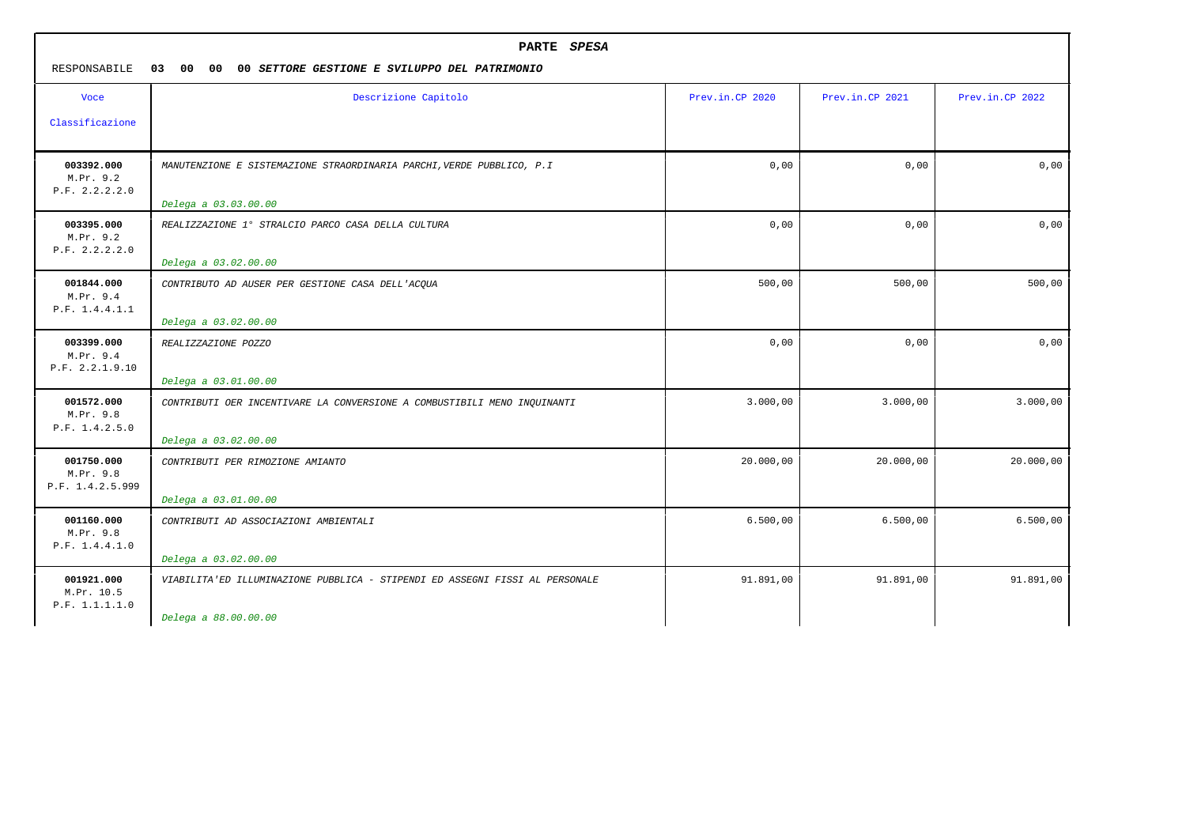**PARTE *SPESA***

RESPONSABILE **03 00 00 00 *SETTORE GESTIONE E SVILUPPO DEL PATRIMONIO***

| Voce Classificazione | Descrizione Capitolo | Prev.in.CP 2020 | Prev.in.CP 2021 | Prev.in.CP 2022 |
|---|---|---|---|---|
| **003392.000** M.Pr. 9.2 P.F. 2.2.2.2.0 | *MANUTENZIONE E SISTEMAZIONE STRAORDINARIA PARCHI,VERDE PUBBLICO, P.I* *Delega a 03.03.00.00* | 0,00 | 0,00 | 0,00 |
| **003395.000** M.Pr. 9.2 P.F. 2.2.2.2.0 | *REALIZZAZIONE 1° STRALCIO PARCO CASA DELLA CULTURA* *Delega a 03.02.00.00* | 0,00 | 0,00 | 0,00 |
| **001844.000** M.Pr. 9.4 P.F. 1.4.4.1.1 | *CONTRIBUTO AD AUSER PER GESTIONE CASA DELL'ACQUA* *Delega a 03.02.00.00* | 500,00 | 500,00 | 500,00 |
| **003399.000** M.Pr. 9.4 P.F. 2.2.1.9.10 | *REALIZZAZIONE POZZO* *Delega a 03.01.00.00* | 0,00 | 0,00 | 0,00 |
| **001572.000** M.Pr. 9.8 P.F. 1.4.2.5.0 | *CONTRIBUTI OER INCENTIVARE LA CONVERSIONE A COMBUSTIBILI MENO INQUINANTI* *Delega a 03.02.00.00* | 3.000,00 | 3.000,00 | 3.000,00 |
| **001750.000** M.Pr. 9.8 P.F. 1.4.2.5.999 | *CONTRIBUTI PER RIMOZIONE AMIANTO* *Delega a 03.01.00.00* | 20.000,00 | 20.000,00 | 20.000,00 |
| **001160.000** M.Pr. 9.8 P.F. 1.4.4.1.0 | *CONTRIBUTI AD ASSOCIAZIONI AMBIENTALI* *Delega a 03.02.00.00* | 6.500,00 | 6.500,00 | 6.500,00 |
| **001921.000** M.Pr. 10.5 P.F. 1.1.1.1.0 | *VIABILITA'ED ILLUMINAZIONE PUBBLICA - STIPENDI ED ASSEGNI FISSI AL PERSONALE* *Delega a 88.00.00.00* | 91.891,00 | 91.891,00 | 91.891,00 |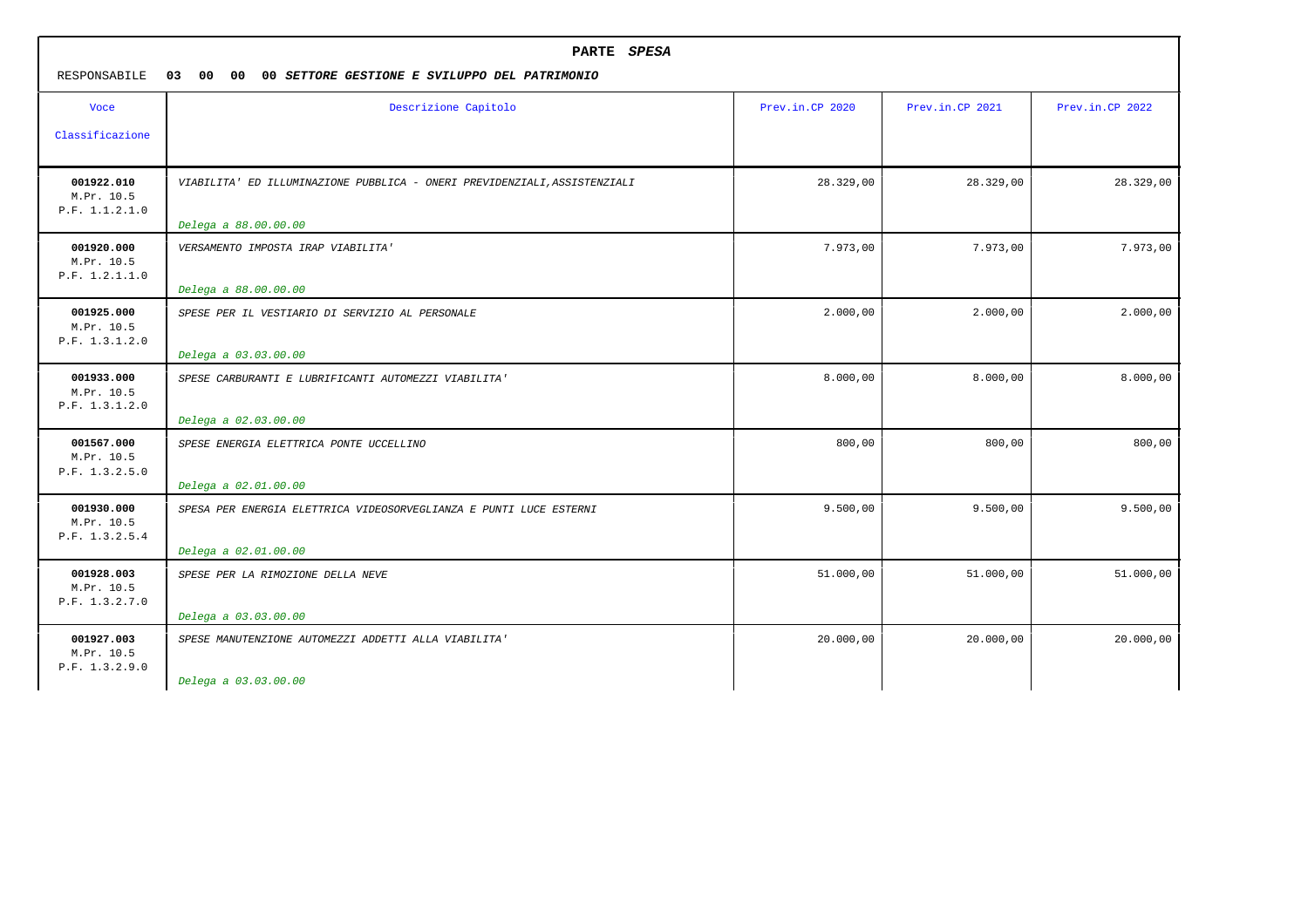**PARTE *SPESA***

RESPONSABILE **03 00 00 00** ***SETTORE GESTIONE E SVILUPPO DEL PATRIMONIO***

| Voce Classificazione | Descrizione Capitolo | Prev.in.CP 2020 | Prev.in.CP 2021 | Prev.in.CP 2022 |
|---|---|---|---|---|
| **001922.010** M.Pr. 10.5 P.F. 1.1.2.1.0 | *VIABILITA' ED ILLUMINAZIONE PUBBLICA - ONERI PREVIDENZIALI,ASSISTENZIALI* *Delega a 88.00.00.00* | 28.329,00 | 28.329,00 | 28.329,00 |
| **001920.000** M.Pr. 10.5 P.F. 1.2.1.1.0 | *VERSAMENTO IMPOSTA IRAP VIABILITA'* *Delega a 88.00.00.00* | 7.973,00 | 7.973,00 | 7.973,00 |
| **001925.000** M.Pr. 10.5 P.F. 1.3.1.2.0 | *SPESE PER IL VESTIARIO DI SERVIZIO AL PERSONALE* *Delega a 03.03.00.00* | 2.000,00 | 2.000,00 | 2.000,00 |
| **001933.000** M.Pr. 10.5 P.F. 1.3.1.2.0 | *SPESE CARBURANTI E LUBRIFICANTI AUTOMEZZI VIABILITA'* *Delega a 02.03.00.00* | 8.000,00 | 8.000,00 | 8.000,00 |
| **001567.000** M.Pr. 10.5 P.F. 1.3.2.5.0 | *SPESE ENERGIA ELETTRICA PONTE UCCELLINO* *Delega a 02.01.00.00* | 800,00 | 800,00 | 800,00 |
| **001930.000** M.Pr. 10.5 P.F. 1.3.2.5.4 | *SPESA PER ENERGIA ELETTRICA VIDEOSORVEGLIANZA E PUNTI LUCE ESTERNI* *Delega a 02.01.00.00* | 9.500,00 | 9.500,00 | 9.500,00 |
| **001928.003** M.Pr. 10.5 P.F. 1.3.2.7.0 | *SPESE PER LA RIMOZIONE DELLA NEVE* *Delega a 03.03.00.00* | 51.000,00 | 51.000,00 | 51.000,00 |
| **001927.003** M.Pr. 10.5 P.F. 1.3.2.9.0 | *SPESE MANUTENZIONE AUTOMEZZI ADDETTI ALLA VIABILITA'* *Delega a 03.03.00.00* | 20.000,00 | 20.000,00 | 20.000,00 |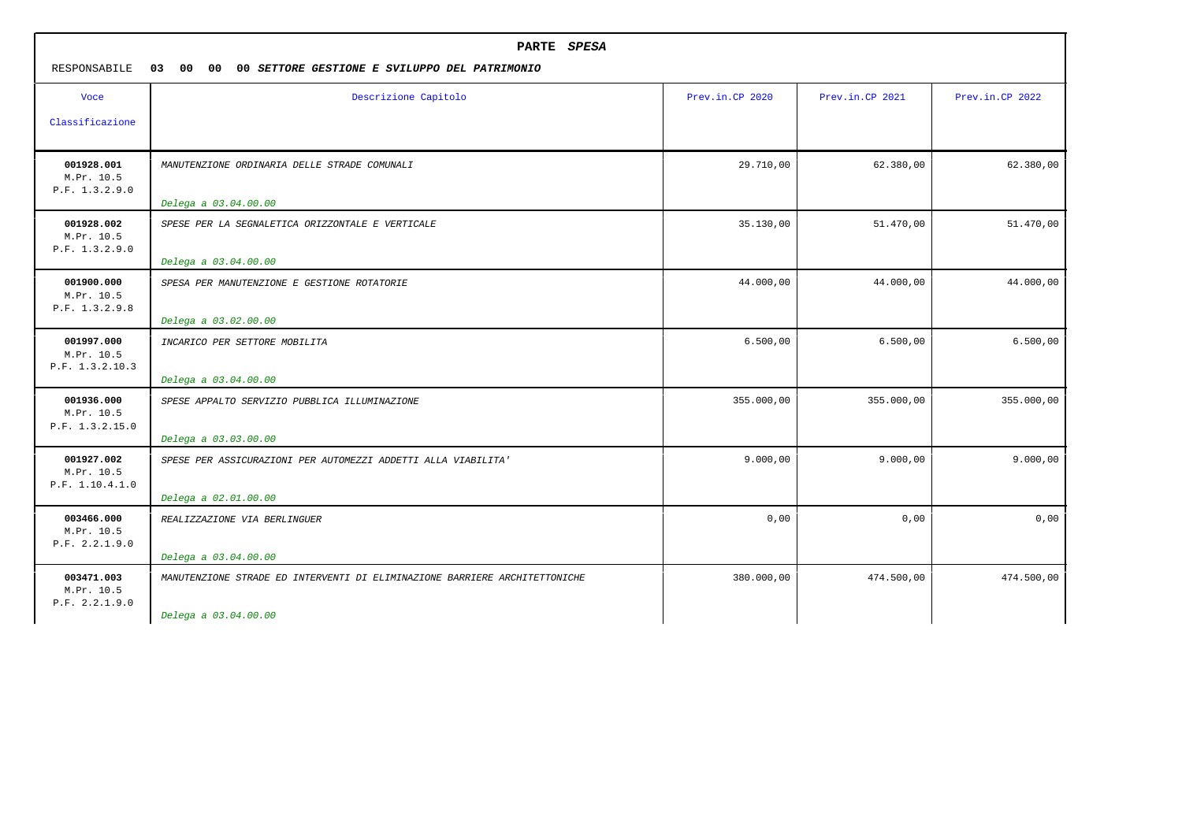## PARTE *SPESA*

RESPONSABILE **03 00 00 00** ***SETTORE GESTIONE E SVILUPPO DEL PATRIMONIO***

| Voce Classificazione | Descrizione Capitolo | Prev.in.CP 2020 | Prev.in.CP 2021 | Prev.in.CP 2022 |
|---|---|---|---|---|
| **001928.001** M.Pr. 10.5 P.F. 1.3.2.9.0 | *MANUTENZIONE ORDINARIA DELLE STRADE COMUNALI* *Delega a 03.04.00.00* | 29.710,00 | 62.380,00 | 62.380,00 |
| **001928.002** M.Pr. 10.5 P.F. 1.3.2.9.0 | *SPESE PER LA SEGNALETICA ORIZZONTALE E VERTICALE* *Delega a 03.04.00.00* | 35.130,00 | 51.470,00 | 51.470,00 |
| **001900.000** M.Pr. 10.5 P.F. 1.3.2.9.8 | *SPESA PER MANUTENZIONE E GESTIONE ROTATORIE* *Delega a 03.02.00.00* | 44.000,00 | 44.000,00 | 44.000,00 |
| **001997.000** M.Pr. 10.5 P.F. 1.3.2.10.3 | *INCARICO PER SETTORE MOBILITA* *Delega a 03.04.00.00* | 6.500,00 | 6.500,00 | 6.500,00 |
| **001936.000** M.Pr. 10.5 P.F. 1.3.2.15.0 | *SPESE APPALTO SERVIZIO PUBBLICA ILLUMINAZIONE* *Delega a 03.03.00.00* | 355.000,00 | 355.000,00 | 355.000,00 |
| **001927.002** M.Pr. 10.5 P.F. 1.10.4.1.0 | *SPESE PER ASSICURAZIONI PER AUTOMEZZI ADDETTI ALLA VIABILITA'* *Delega a 02.01.00.00* | 9.000,00 | 9.000,00 | 9.000,00 |
| **003466.000** M.Pr. 10.5 P.F. 2.2.1.9.0 | *REALIZZAZIONE VIA BERLINGUER* *Delega a 03.04.00.00* | 0,00 | 0,00 | 0,00 |
| **003471.003** M.Pr. 10.5 P.F. 2.2.1.9.0 | *MANUTENZIONE STRADE ED INTERVENTI DI ELIMINAZIONE BARRIERE ARCHITETTONICHE* *Delega a 03.04.00.00* | 380.000,00 | 474.500,00 | 474.500,00 |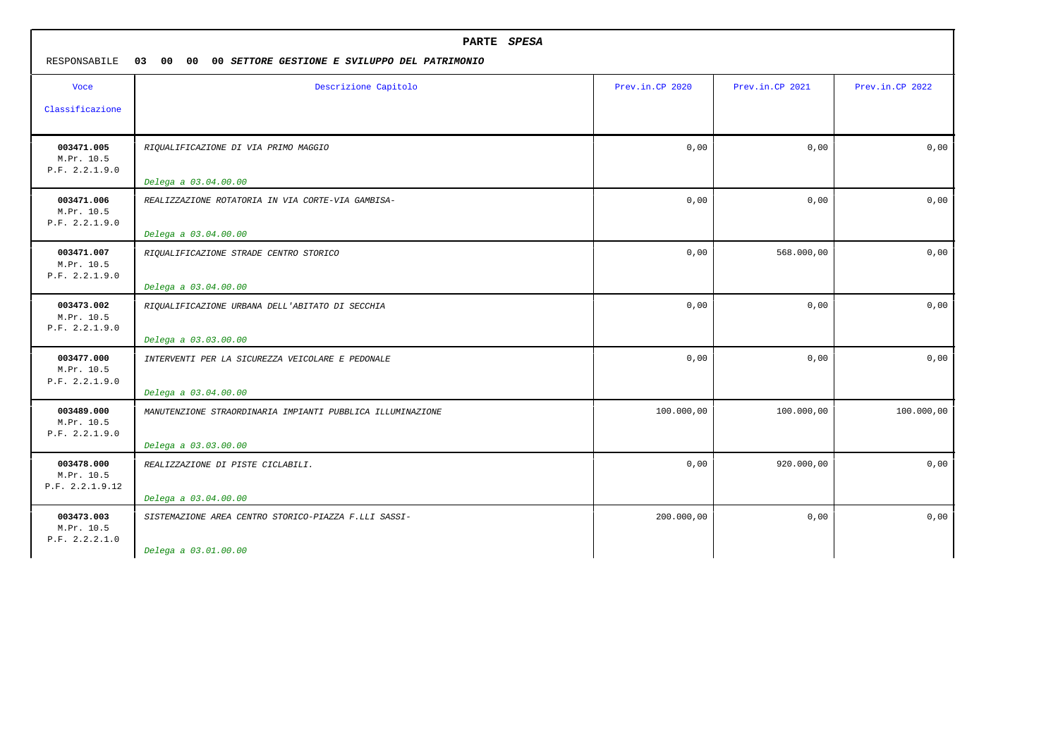## PARTE *SPESA*

RESPONSABILE **03 00 00 00** ***SETTORE GESTIONE E SVILUPPO DEL PATRIMONIO***

| Voce<br>Classificazione | Descrizione Capitolo | Prev.in.CP 2020 | Prev.in.CP 2021 | Prev.in.CP 2022 |
|---|---|---|---|---|
| **003471.005**<br>M.Pr. 10.5<br>P.F. 2.2.1.9.0 | *RIQUALIFICAZIONE DI VIA PRIMO MAGGIO*<br>*Delega a 03.04.00.00* | 0,00 | 0,00 | 0,00 |
| **003471.006**<br>M.Pr. 10.5<br>P.F. 2.2.1.9.0 | *REALIZZAZIONE ROTATORIA IN VIA CORTE-VIA GAMBISA-*<br>*Delega a 03.04.00.00* | 0,00 | 0,00 | 0,00 |
| **003471.007**<br>M.Pr. 10.5<br>P.F. 2.2.1.9.0 | *RIQUALIFICAZIONE STRADE CENTRO STORICO*<br>*Delega a 03.04.00.00* | 0,00 | 568.000,00 | 0,00 |
| **003473.002**<br>M.Pr. 10.5<br>P.F. 2.2.1.9.0 | *RIQUALIFICAZIONE URBANA DELL'ABITATO DI SECCHIA*<br>*Delega a 03.03.00.00* | 0,00 | 0,00 | 0,00 |
| **003477.000**<br>M.Pr. 10.5<br>P.F. 2.2.1.9.0 | *INTERVENTI PER LA SICUREZZA VEICOLARE E PEDONALE*<br>*Delega a 03.04.00.00* | 0,00 | 0,00 | 0,00 |
| **003489.000**<br>M.Pr. 10.5<br>P.F. 2.2.1.9.0 | *MANUTENZIONE STRAORDINARIA IMPIANTI PUBBLICA ILLUMINAZIONE*<br>*Delega a 03.03.00.00* | 100.000,00 | 100.000,00 | 100.000,00 |
| **003478.000**<br>M.Pr. 10.5<br>P.F. 2.2.1.9.12 | *REALIZZAZIONE DI PISTE CICLABILI.*<br>*Delega a 03.04.00.00* | 0,00 | 920.000,00 | 0,00 |
| **003473.003**<br>M.Pr. 10.5<br>P.F. 2.2.2.1.0 | *SISTEMAZIONE AREA CENTRO STORICO-PIAZZA F.LLI SASSI-*<br>*Delega a 03.01.00.00* | 200.000,00 | 0,00 | 0,00 |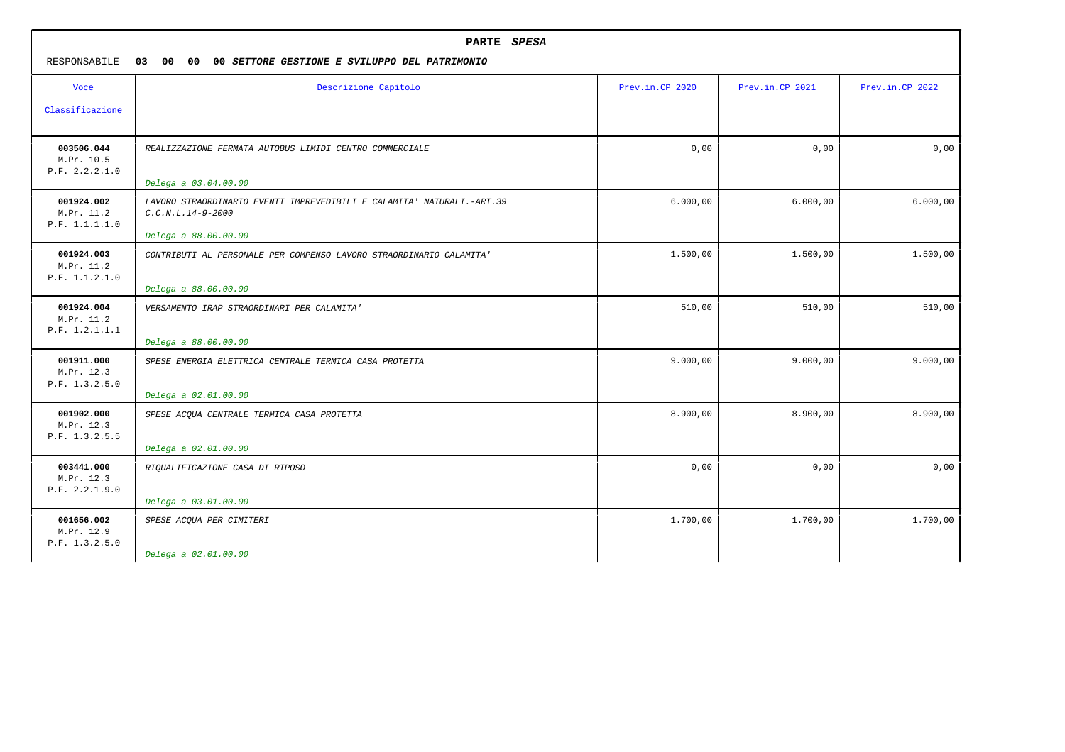**PARTE *SPESA***

RESPONSABILE **03 00 00 00 *SETTORE GESTIONE E SVILUPPO DEL PATRIMONIO***

| Voce Classificazione | Descrizione Capitolo | Prev.in.CP 2020 | Prev.in.CP 2021 | Prev.in.CP 2022 |
|---|---|---|---|---|
| **003506.044** M.Pr. 10.5 P.F. 2.2.2.1.0 | *REALIZZAZIONE FERMATA AUTOBUS LIMIDI CENTRO COMMERCIALE* *Delega a 03.04.00.00* | 0,00 | 0,00 | 0,00 |
| **001924.002** M.Pr. 11.2 P.F. 1.1.1.1.0 | *LAVORO STRAORDINARIO EVENTI IMPREVEDIBILI E CALAMITA' NATURALI.-ART.39 C.C.N.L.14-9-2000* *Delega a 88.00.00.00* | 6.000,00 | 6.000,00 | 6.000,00 |
| **001924.003** M.Pr. 11.2 P.F. 1.1.2.1.0 | *CONTRIBUTI AL PERSONALE PER COMPENSO LAVORO STRAORDINARIO CALAMITA'* *Delega a 88.00.00.00* | 1.500,00 | 1.500,00 | 1.500,00 |
| **001924.004** M.Pr. 11.2 P.F. 1.2.1.1.1 | *VERSAMENTO IRAP STRAORDINARI PER CALAMITA'* *Delega a 88.00.00.00* | 510,00 | 510,00 | 510,00 |
| **001911.000** M.Pr. 12.3 P.F. 1.3.2.5.0 | *SPESE ENERGIA ELETTRICA CENTRALE TERMICA CASA PROTETTA* *Delega a 02.01.00.00* | 9.000,00 | 9.000,00 | 9.000,00 |
| **001902.000** M.Pr. 12.3 P.F. 1.3.2.5.5 | *SPESE ACQUA CENTRALE TERMICA CASA PROTETTA* *Delega a 02.01.00.00* | 8.900,00 | 8.900,00 | 8.900,00 |
| **003441.000** M.Pr. 12.3 P.F. 2.2.1.9.0 | *RIQUALIFICAZIONE CASA DI RIPOSO* *Delega a 03.01.00.00* | 0,00 | 0,00 | 0,00 |
| **001656.002** M.Pr. 12.9 P.F. 1.3.2.5.0 | *SPESE ACQUA PER CIMITERI* *Delega a 02.01.00.00* | 1.700,00 | 1.700,00 | 1.700,00 |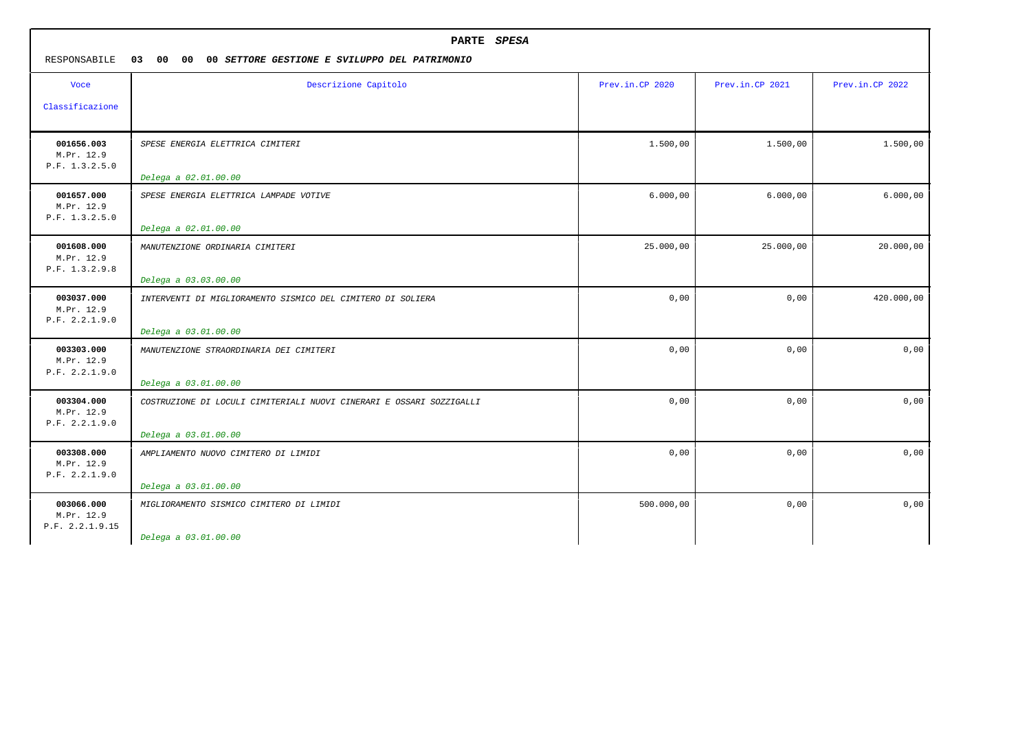**PARTE *SPESA***

RESPONSABILE **03 00 00 00 *SETTORE GESTIONE E SVILUPPO DEL PATRIMONIO***

| Voce<br>Classificazione | Descrizione Capitolo | Prev.in.CP 2020 | Prev.in.CP 2021 | Prev.in.CP 2022 |
|---|---|---|---|---|
| **001656.003**<br>M.Pr. 12.9<br>P.F. 1.3.2.5.0 | *SPESE ENERGIA ELETTRICA CIMITERI*<br>*Delega a 02.01.00.00* | 1.500,00 | 1.500,00 | 1.500,00 |
| **001657.000**<br>M.Pr. 12.9<br>P.F. 1.3.2.5.0 | *SPESE ENERGIA ELETTRICA LAMPADE VOTIVE*<br>*Delega a 02.01.00.00* | 6.000,00 | 6.000,00 | 6.000,00 |
| **001608.000**<br>M.Pr. 12.9<br>P.F. 1.3.2.9.8 | *MANUTENZIONE ORDINARIA CIMITERI*<br>*Delega a 03.03.00.00* | 25.000,00 | 25.000,00 | 20.000,00 |
| **003037.000**<br>M.Pr. 12.9<br>P.F. 2.2.1.9.0 | *INTERVENTI DI MIGLIORAMENTO SISMICO DEL CIMITERO DI SOLIERA*<br>*Delega a 03.01.00.00* | 0,00 | 0,00 | 420.000,00 |
| **003303.000**<br>M.Pr. 12.9<br>P.F. 2.2.1.9.0 | *MANUTENZIONE STRAORDINARIA DEI CIMITERI*<br>*Delega a 03.01.00.00* | 0,00 | 0,00 | 0,00 |
| **003304.000**<br>M.Pr. 12.9<br>P.F. 2.2.1.9.0 | *COSTRUZIONE DI LOCULI CIMITERIALI NUOVI CINERARI E OSSARI SOZZIGALLI*<br>*Delega a 03.01.00.00* | 0,00 | 0,00 | 0,00 |
| **003308.000**<br>M.Pr. 12.9<br>P.F. 2.2.1.9.0 | *AMPLIAMENTO NUOVO CIMITERO DI LIMIDI*<br>*Delega a 03.01.00.00* | 0,00 | 0,00 | 0,00 |
| **003066.000**<br>M.Pr. 12.9<br>P.F. 2.2.1.9.15 | *MIGLIORAMENTO SISMICO CIMITERO DI LIMIDI*<br>*Delega a 03.01.00.00* | 500.000,00 | 0,00 | 0,00 |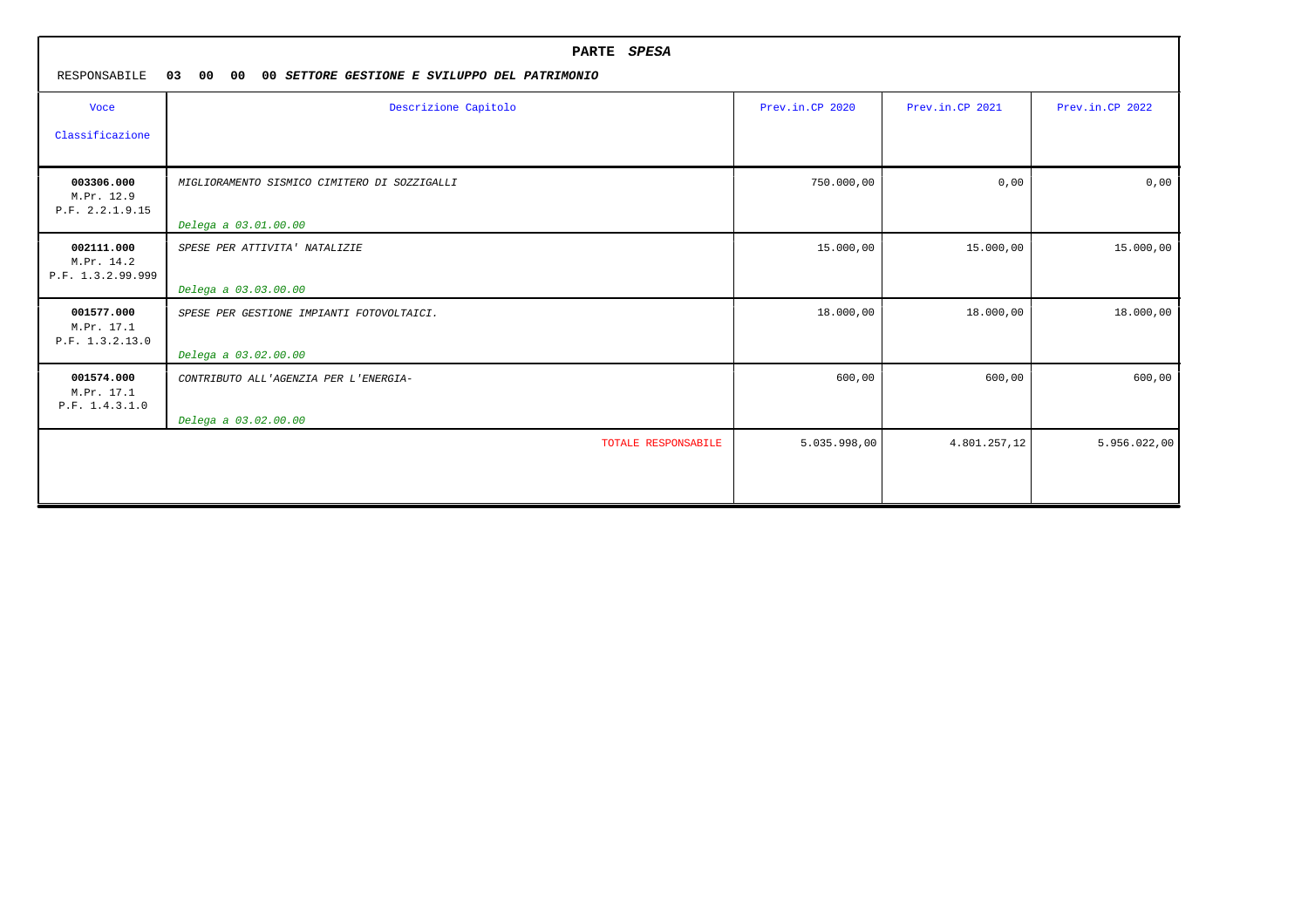## PARTE *SPESA*

RESPONSABILE **03 00 00 00** ***SETTORE GESTIONE E SVILUPPO DEL PATRIMONIO***

| Voce<br>Classificazione | Descrizione Capitolo | Prev.in.CP 2020 | Prev.in.CP 2021 | Prev.in.CP 2022 |
|---|---|---|---|---|
| **003306.000**<br>M.Pr. 12.9<br>P.F. 2.2.1.9.15 | *MIGLIORAMENTO SISMICO CIMITERO DI SOZZIGALLI*<br>*Delega a 03.01.00.00* | 750.000,00 | 0,00 | 0,00 |
| **002111.000**<br>M.Pr. 14.2<br>P.F. 1.3.2.99.999 | *SPESE PER ATTIVITA' NATALIZIE*<br>*Delega a 03.03.00.00* | 15.000,00 | 15.000,00 | 15.000,00 |
| **001577.000**<br>M.Pr. 17.1<br>P.F. 1.3.2.13.0 | *SPESE PER GESTIONE IMPIANTI FOTOVOLTAICI.*<br>*Delega a 03.02.00.00* | 18.000,00 | 18.000,00 | 18.000,00 |
| **001574.000**<br>M.Pr. 17.1<br>P.F. 1.4.3.1.0 | *CONTRIBUTO ALL'AGENZIA PER L'ENERGIA-*<br>*Delega a 03.02.00.00* | 600,00 | 600,00 | 600,00 |
| | TOTALE RESPONSABILE | 5.035.998,00 | 4.801.257,12 | 5.956.022,00 |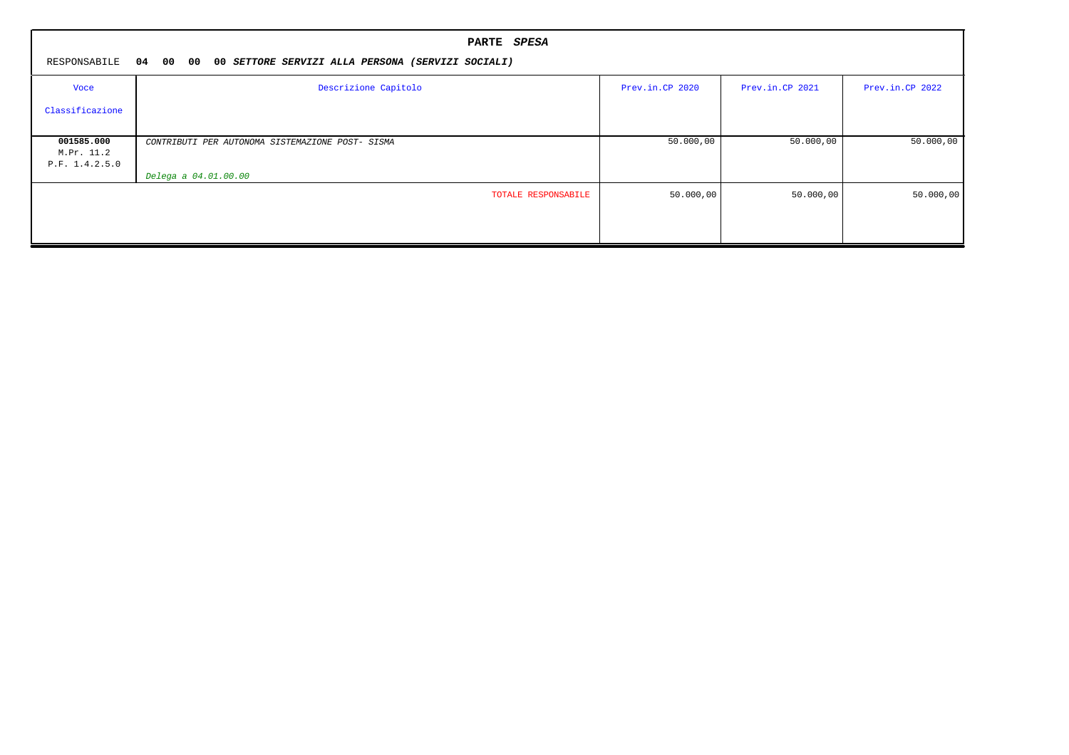## PARTE *SPESA*

RESPONSABILE **04 00 00 00** ***SETTORE SERVIZI ALLA PERSONA (SERVIZI SOCIALI)***

| Voce<br>Classificazione | Descrizione Capitolo | Prev.in.CP 2020 | Prev.in.CP 2021 | Prev.in.CP 2022 |
|---|---|---|---|---|
| **001585.000**<br>M.Pr. 11.2<br>P.F. 1.4.2.5.0 | *CONTRIBUTI PER AUTONOMA SISTEMAZIONE POST- SISMA*<br><br>*Delega a 04.01.00.00* | 50.000,00 | 50.000,00 | 50.000,00 |
| | TOTALE RESPONSABILE | 50.000,00 | 50.000,00 | 50.000,00 |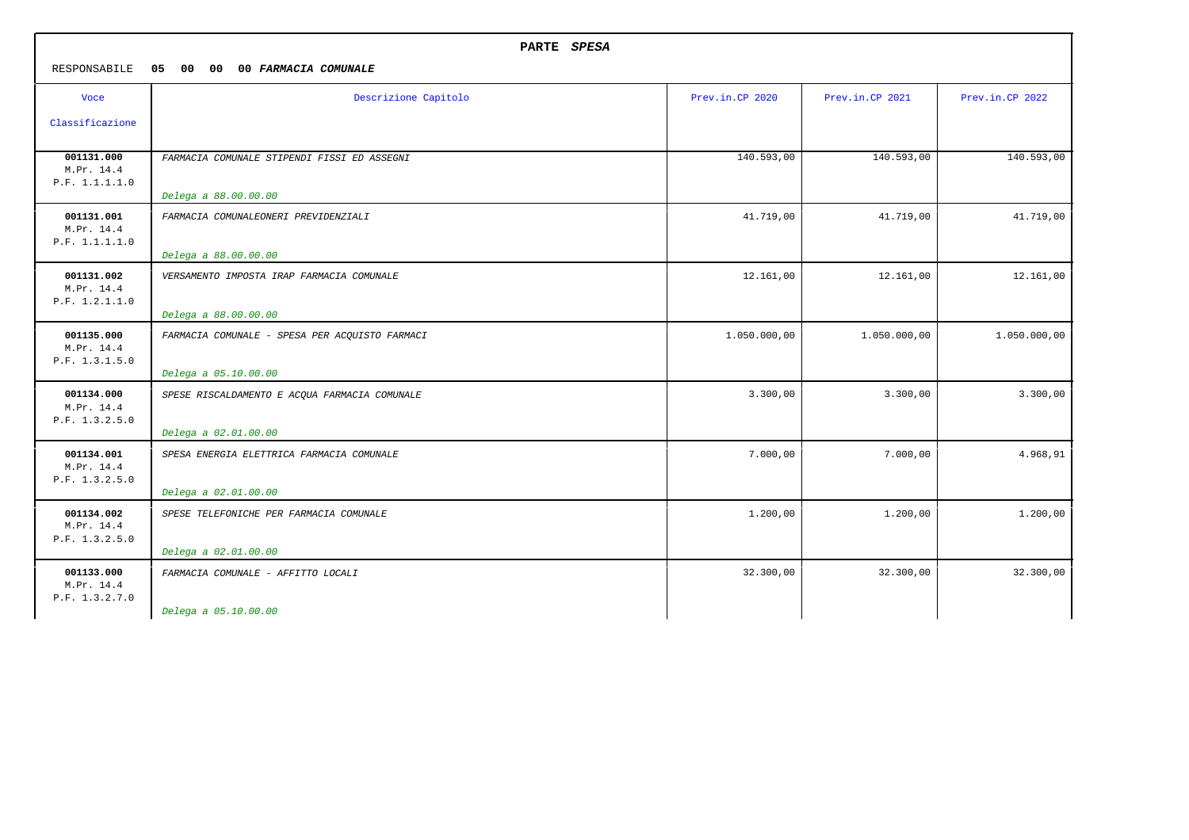# PARTE *SPESA*

RESPONSABILE **05 00 00 00 *FARMACIA COMUNALE***

| Voce Classificazione | Descrizione Capitolo | Prev.in.CP 2020 | Prev.in.CP 2021 | Prev.in.CP 2022 |
|---|---|---|---|---|
| **001131.000** M.Pr. 14.4 P.F. 1.1.1.1.0 | *FARMACIA COMUNALE STIPENDI FISSI ED ASSEGNI* *Delega a 88.00.00.00* | 140.593,00 | 140.593,00 | 140.593,00 |
| **001131.001** M.Pr. 14.4 P.F. 1.1.1.1.0 | *FARMACIA COMUNALEONERI PREVIDENZIALI* *Delega a 88.00.00.00* | 41.719,00 | 41.719,00 | 41.719,00 |
| **001131.002** M.Pr. 14.4 P.F. 1.2.1.1.0 | *VERSAMENTO IMPOSTA IRAP FARMACIA COMUNALE* *Delega a 88.00.00.00* | 12.161,00 | 12.161,00 | 12.161,00 |
| **001135.000** M.Pr. 14.4 P.F. 1.3.1.5.0 | *FARMACIA COMUNALE - SPESA PER ACQUISTO FARMACI* *Delega a 05.10.00.00* | 1.050.000,00 | 1.050.000,00 | 1.050.000,00 |
| **001134.000** M.Pr. 14.4 P.F. 1.3.2.5.0 | *SPESE RISCALDAMENTO E ACQUA FARMACIA COMUNALE* *Delega a 02.01.00.00* | 3.300,00 | 3.300,00 | 3.300,00 |
| **001134.001** M.Pr. 14.4 P.F. 1.3.2.5.0 | *SPESA ENERGIA ELETTRICA FARMACIA COMUNALE* *Delega a 02.01.00.00* | 7.000,00 | 7.000,00 | 4.968,91 |
| **001134.002** M.Pr. 14.4 P.F. 1.3.2.5.0 | *SPESE TELEFONICHE PER FARMACIA COMUNALE* *Delega a 02.01.00.00* | 1.200,00 | 1.200,00 | 1.200,00 |
| **001133.000** M.Pr. 14.4 P.F. 1.3.2.7.0 | *FARMACIA COMUNALE - AFFITTO LOCALI* *Delega a 05.10.00.00* | 32.300,00 | 32.300,00 | 32.300,00 |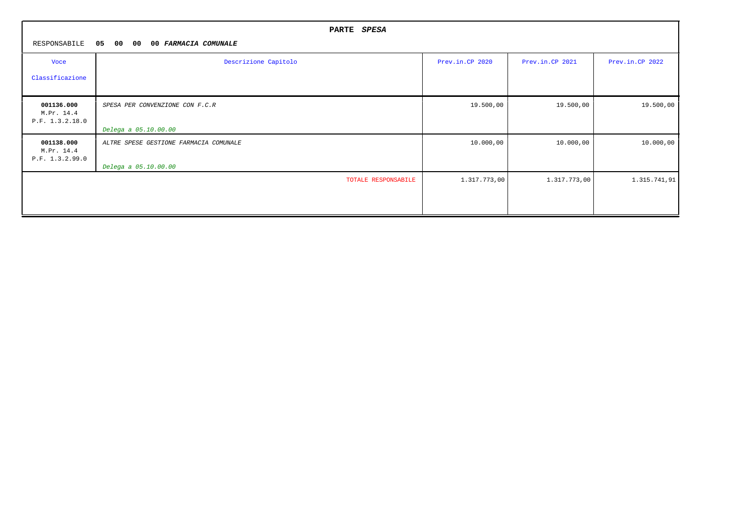**PARTE *SPESA***

RESPONSABILE **05 00 00 00 *FARMACIA COMUNALE***

| Voce<br>Classificazione | Descrizione Capitolo | Prev.in.CP 2020 | Prev.in.CP 2021 | Prev.in.CP 2022 |
|---|---|---|---|---|
| **001136.000**<br>M.Pr. 14.4<br>P.F. 1.3.2.18.0 | *SPESA PER CONVENZIONE CON F.C.R*<br>*Delega a 05.10.00.00* | 19.500,00 | 19.500,00 | 19.500,00 |
| **001138.000**<br>M.Pr. 14.4<br>P.F. 1.3.2.99.0 | *ALTRE SPESE GESTIONE FARMACIA COMUNALE*<br>*Delega a 05.10.00.00* | 10.000,00 | 10.000,00 | 10.000,00 |
| | TOTALE RESPONSABILE | 1.317.773,00 | 1.317.773,00 | 1.315.741,91 |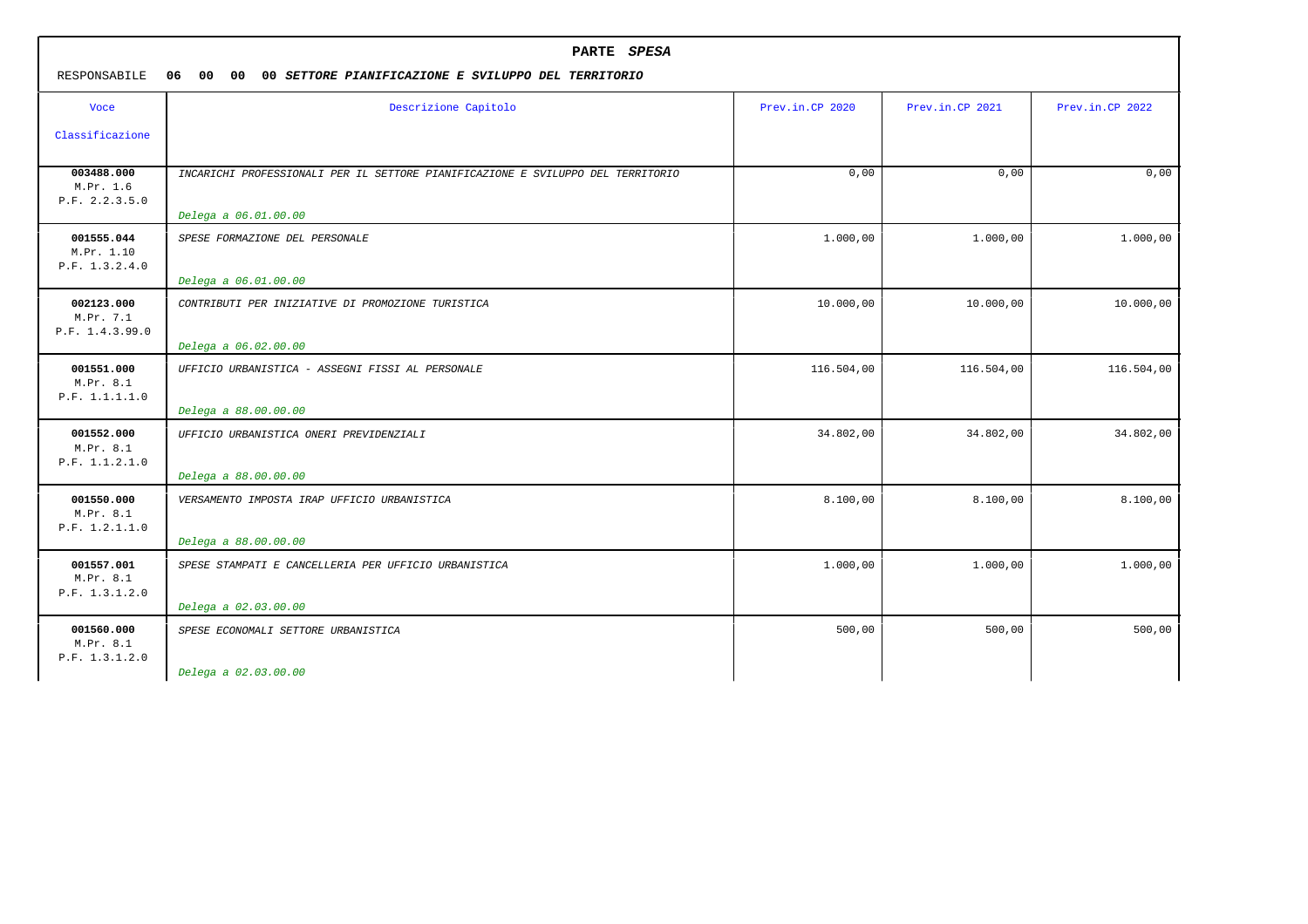**PARTE *SPESA***

RESPONSABILE **06 00 00 00 *SETTORE PIANIFICAZIONE E SVILUPPO DEL TERRITORIO***

| Voce Classificazione | Descrizione Capitolo | Prev.in.CP 2020 | Prev.in.CP 2021 | Prev.in.CP 2022 |
|---|---|---|---|---|
| **003488.000** M.Pr. 1.6 P.F. 2.2.3.5.0 | *INCARICHI PROFESSIONALI PER IL SETTORE PIANIFICAZIONE E SVILUPPO DEL TERRITORIO* *Delega a 06.01.00.00* | 0,00 | 0,00 | 0,00 |
| **001555.044** M.Pr. 1.10 P.F. 1.3.2.4.0 | *SPESE FORMAZIONE DEL PERSONALE* *Delega a 06.01.00.00* | 1.000,00 | 1.000,00 | 1.000,00 |
| **002123.000** M.Pr. 7.1 P.F. 1.4.3.99.0 | *CONTRIBUTI PER INIZIATIVE DI PROMOZIONE TURISTICA* *Delega a 06.02.00.00* | 10.000,00 | 10.000,00 | 10.000,00 |
| **001551.000** M.Pr. 8.1 P.F. 1.1.1.1.0 | *UFFICIO URBANISTICA - ASSEGNI FISSI AL PERSONALE* *Delega a 88.00.00.00* | 116.504,00 | 116.504,00 | 116.504,00 |
| **001552.000** M.Pr. 8.1 P.F. 1.1.2.1.0 | *UFFICIO URBANISTICA ONERI PREVIDENZIALI* *Delega a 88.00.00.00* | 34.802,00 | 34.802,00 | 34.802,00 |
| **001550.000** M.Pr. 8.1 P.F. 1.2.1.1.0 | *VERSAMENTO IMPOSTA IRAP UFFICIO URBANISTICA* *Delega a 88.00.00.00* | 8.100,00 | 8.100,00 | 8.100,00 |
| **001557.001** M.Pr. 8.1 P.F. 1.3.1.2.0 | *SPESE STAMPATI E CANCELLERIA PER UFFICIO URBANISTICA* *Delega a 02.03.00.00* | 1.000,00 | 1.000,00 | 1.000,00 |
| **001560.000** M.Pr. 8.1 P.F. 1.3.1.2.0 | *SPESE ECONOMALI SETTORE URBANISTICA* *Delega a 02.03.00.00* | 500,00 | 500,00 | 500,00 |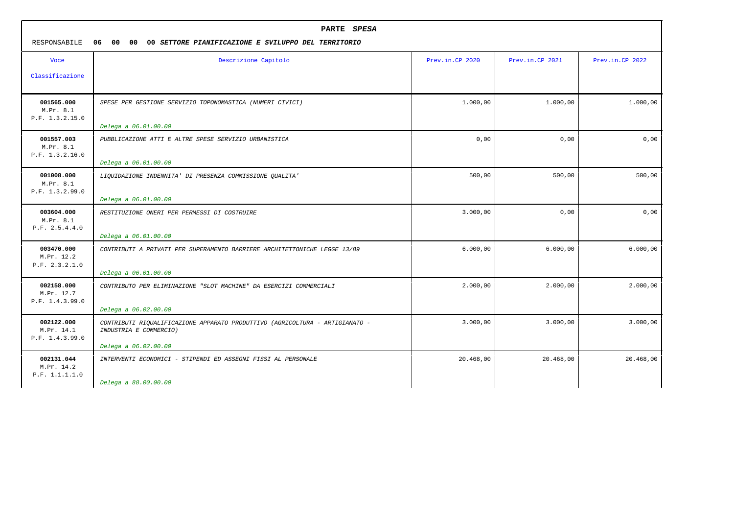**PARTE *SPESA***

RESPONSABILE **06 00 00 00 *SETTORE PIANIFICAZIONE E SVILUPPO DEL TERRITORIO***

| Voce Classificazione | Descrizione Capitolo | Prev.in.CP 2020 | Prev.in.CP 2021 | Prev.in.CP 2022 |
|---|---|---|---|---|
| **001565.000** M.Pr. 8.1 P.F. 1.3.2.15.0 | *SPESE PER GESTIONE SERVIZIO TOPONOMASTICA (NUMERI CIVICI)* *Delega a 06.01.00.00* | 1.000,00 | 1.000,00 | 1.000,00 |
| **001557.003** M.Pr. 8.1 P.F. 1.3.2.16.0 | *PUBBLICAZIONE ATTI E ALTRE SPESE SERVIZIO URBANISTICA* *Delega a 06.01.00.00* | 0,00 | 0,00 | 0,00 |
| **001008.000** M.Pr. 8.1 P.F. 1.3.2.99.0 | *LIQUIDAZIONE INDENNITA' DI PRESENZA COMMISSIONE QUALITA'* *Delega a 06.01.00.00* | 500,00 | 500,00 | 500,00 |
| **003604.000** M.Pr. 8.1 P.F. 2.5.4.4.0 | *RESTITUZIONE ONERI PER PERMESSI DI COSTRUIRE* *Delega a 06.01.00.00* | 3.000,00 | 0,00 | 0,00 |
| **003470.000** M.Pr. 12.2 P.F. 2.3.2.1.0 | *CONTRIBUTI A PRIVATI PER SUPERAMENTO BARRIERE ARCHITETTONICHE LEGGE 13/89* *Delega a 06.01.00.00* | 6.000,00 | 6.000,00 | 6.000,00 |
| **002158.000** M.Pr. 12.7 P.F. 1.4.3.99.0 | *CONTRIBUTO PER ELIMINAZIONE "SLOT MACHINE" DA ESERCIZI COMMERCIALI* *Delega a 06.02.00.00* | 2.000,00 | 2.000,00 | 2.000,00 |
| **002122.000** M.Pr. 14.1 P.F. 1.4.3.99.0 | *CONTRIBUTI RIQUALIFICAZIONE APPARATO PRODUTTIVO (AGRICOLTURA - ARTIGIANATO - INDUSTRIA E COMMERCIO)* *Delega a 06.02.00.00* | 3.000,00 | 3.000,00 | 3.000,00 |
| **002131.044** M.Pr. 14.2 P.F. 1.1.1.1.0 | *INTERVENTI ECONOMICI - STIPENDI ED ASSEGNI FISSI AL PERSONALE* *Delega a 88.00.00.00* | 20.468,00 | 20.468,00 | 20.468,00 |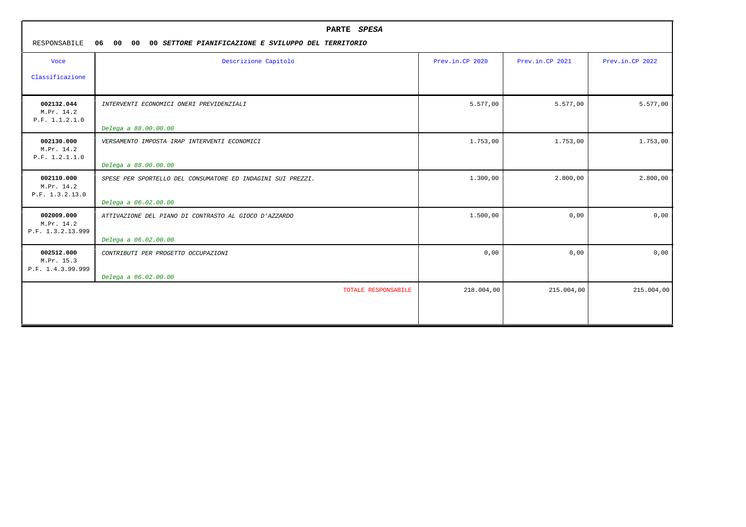**PARTE *SPESA***

RESPONSABILE **06 00 00 00 *SETTORE PIANIFICAZIONE E SVILUPPO DEL TERRITORIO***

| Voce Classificazione | Descrizione Capitolo | Prev.in.CP 2020 | Prev.in.CP 2021 | Prev.in.CP 2022 |
|---|---|---|---|---|
| **002132.044** M.Pr. 14.2 P.F. 1.1.2.1.0 | *INTERVENTI ECONOMICI ONERI PREVIDENZIALI* *Delega a 88.00.00.00* | 5.577,00 | 5.577,00 | 5.577,00 |
| **002130.000** M.Pr. 14.2 P.F. 1.2.1.1.0 | *VERSAMENTO IMPOSTA IRAP INTERVENTI ECONOMICI* *Delega a 88.00.00.00* | 1.753,00 | 1.753,00 | 1.753,00 |
| **002110.000** M.Pr. 14.2 P.F. 1.3.2.13.0 | *SPESE PER SPORTELLO DEL CONSUMATORE ED INDAGINI SUI PREZZI.* *Delega a 06.02.00.00* | 1.300,00 | 2.800,00 | 2.800,00 |
| **002009.000** M.Pr. 14.2 P.F. 1.3.2.13.999 | *ATTIVAZIONE DEL PIANO DI CONTRASTO AL GIOCO D'AZZARDO* *Delega a 06.02.00.00* | 1.500,00 | 0,00 | 0,00 |
| **002512.000** M.Pr. 15.3 P.F. 1.4.3.99.999 | *CONTRIBUTI PER PROGETTO OCCUPAZIONI* *Delega a 06.02.00.00* | 0,00 | 0,00 | 0,00 |
| | TOTALE RESPONSABILE | 218.004,00 | 215.004,00 | 215.004,00 |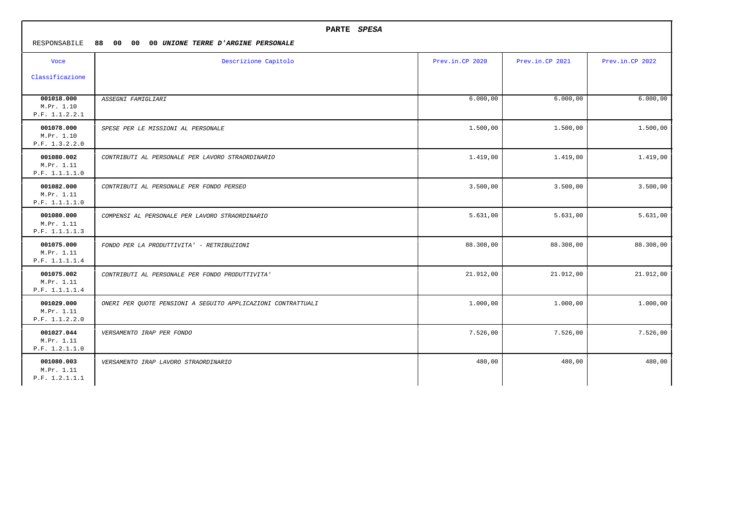**PARTE *SPESA***

RESPONSABILE **88 00 00 00 *UNIONE TERRE D'ARGINE PERSONALE***

| Voce<br>Classificazione | Descrizione Capitolo | Prev.in.CP 2020 | Prev.in.CP 2021 | Prev.in.CP 2022 |
|---|---|---|---|---|
| **001018.000**<br>M.Pr. 1.10<br>P.F. 1.1.2.2.1 | *ASSEGNI FAMIGLIARI* | 6.000,00 | 6.000,00 | 6.000,00 |
| **001078.000**<br>M.Pr. 1.10<br>P.F. 1.3.2.2.0 | *SPESE PER LE MISSIONI AL PERSONALE* | 1.500,00 | 1.500,00 | 1.500,00 |
| **001080.002**<br>M.Pr. 1.11<br>P.F. 1.1.1.1.0 | *CONTRIBUTI AL PERSONALE PER LAVORO STRAORDINARIO* | 1.419,00 | 1.419,00 | 1.419,00 |
| **001082.000**<br>M.Pr. 1.11<br>P.F. 1.1.1.1.0 | *CONTRIBUTI AL PERSONALE PER FONDO PERSEO* | 3.500,00 | 3.500,00 | 3.500,00 |
| **001080.000**<br>M.Pr. 1.11<br>P.F. 1.1.1.1.3 | *COMPENSI AL PERSONALE PER LAVORO STRAORDINARIO* | 5.631,00 | 5.631,00 | 5.631,00 |
| **001075.000**<br>M.Pr. 1.11<br>P.F. 1.1.1.1.4 | *FONDO PER LA PRODUTTIVITA' - RETRIBUZIONI* | 88.308,00 | 88.308,00 | 88.308,00 |
| **001075.002**<br>M.Pr. 1.11<br>P.F. 1.1.1.1.4 | *CONTRIBUTI AL PERSONALE PER FONDO PRODUTTIVITA'* | 21.912,00 | 21.912,00 | 21.912,00 |
| **001029.000**<br>M.Pr. 1.11<br>P.F. 1.1.2.2.0 | *ONERI PER QUOTE PENSIONI A SEGUITO APPLICAZIONI CONTRATTUALI* | 1.000,00 | 1.000,00 | 1.000,00 |
| **001027.044**<br>M.Pr. 1.11<br>P.F. 1.2.1.1.0 | *VERSAMENTO IRAP PER FONDO* | 7.526,00 | 7.526,00 | 7.526,00 |
| **001080.003**<br>M.Pr. 1.11<br>P.F. 1.2.1.1.1 | *VERSAMENTO IRAP LAVORO STRAORDINARIO* | 480,00 | 480,00 | 480,00 |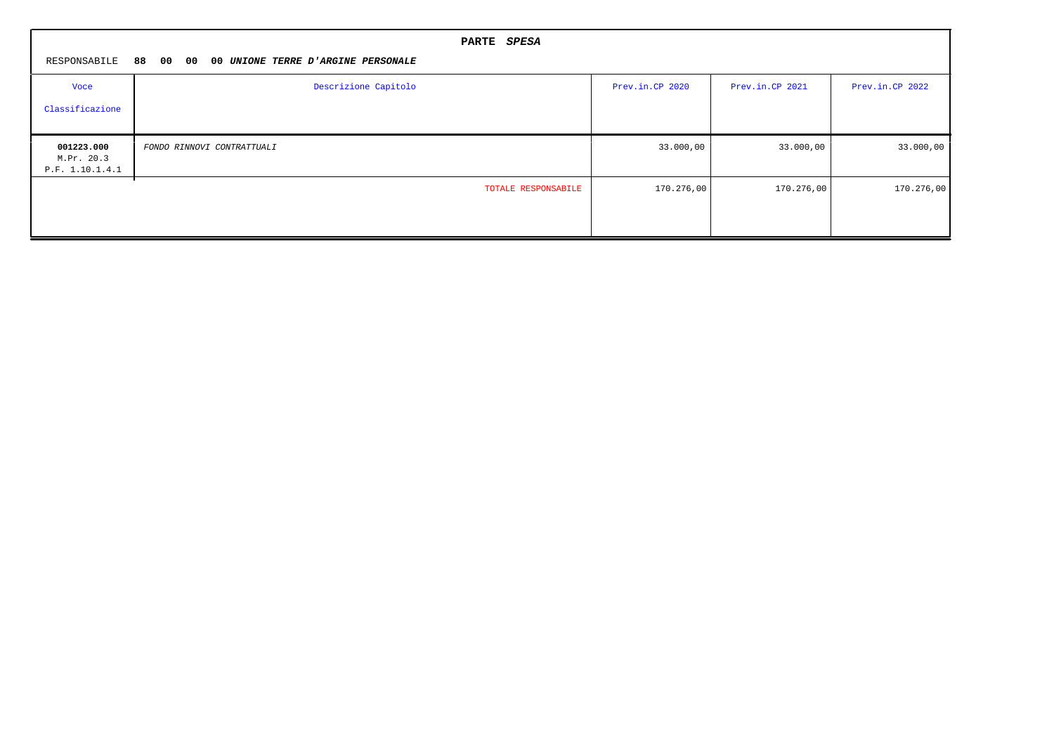**PARTE *SPESA***

RESPONSABILE **88 00 00 00 *UNIONE TERRE D'ARGINE PERSONALE***

| Voce<br>Classificazione | Descrizione Capitolo | Prev.in.CP 2020 | Prev.in.CP 2021 | Prev.in.CP 2022 |
|---|---|---|---|---|
| **001223.000**<br>M.Pr. 20.3<br>P.F. 1.10.1.4.1 | *FONDO RINNOVI CONTRATTUALI* | 33.000,00 | 33.000,00 | 33.000,00 |
| | TOTALE RESPONSABILE | 170.276,00 | 170.276,00 | 170.276,00 |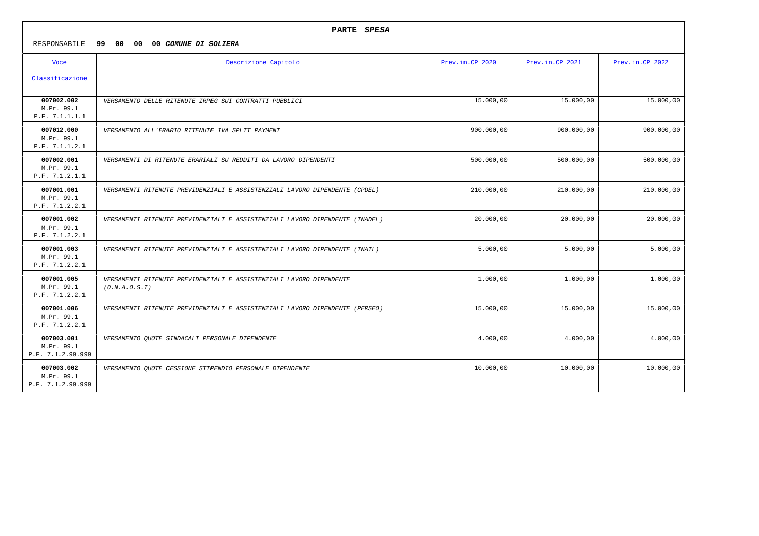# PARTE *SPESA*

RESPONSABILE **99 00 00 00** ***COMUNE DI SOLIERA***

| Voce Classificazione | Descrizione Capitolo | Prev.in.CP 2020 | Prev.in.CP 2021 | Prev.in.CP 2022 |
|---|---|---|---|---|
| **007002.002** M.Pr. 99.1 P.F. 7.1.1.1.1 | *VERSAMENTO DELLE RITENUTE IRPEG SUI CONTRATTI PUBBLICI* | 15.000,00 | 15.000,00 | 15.000,00 |
| **007012.000** M.Pr. 99.1 P.F. 7.1.1.2.1 | *VERSAMENTO ALL'ERARIO RITENUTE IVA SPLIT PAYMENT* | 900.000,00 | 900.000,00 | 900.000,00 |
| **007002.001** M.Pr. 99.1 P.F. 7.1.2.1.1 | *VERSAMENTI DI RITENUTE ERARIALI SU REDDITI DA LAVORO DIPENDENTI* | 500.000,00 | 500.000,00 | 500.000,00 |
| **007001.001** M.Pr. 99.1 P.F. 7.1.2.2.1 | *VERSAMENTI RITENUTE PREVIDENZIALI E ASSISTENZIALI LAVORO DIPENDENTE (CPDEL)* | 210.000,00 | 210.000,00 | 210.000,00 |
| **007001.002** M.Pr. 99.1 P.F. 7.1.2.2.1 | *VERSAMENTI RITENUTE PREVIDENZIALI E ASSISTENZIALI LAVORO DIPENDENTE (INADEL)* | 20.000,00 | 20.000,00 | 20.000,00 |
| **007001.003** M.Pr. 99.1 P.F. 7.1.2.2.1 | *VERSAMENTI RITENUTE PREVIDENZIALI E ASSISTENZIALI LAVORO DIPENDENTE (INAIL)* | 5.000,00 | 5.000,00 | 5.000,00 |
| **007001.005** M.Pr. 99.1 P.F. 7.1.2.2.1 | *VERSAMENTI RITENUTE PREVIDENZIALI E ASSISTENZIALI LAVORO DIPENDENTE (O.N.A.O.S.I)* | 1.000,00 | 1.000,00 | 1.000,00 |
| **007001.006** M.Pr. 99.1 P.F. 7.1.2.2.1 | *VERSAMENTI RITENUTE PREVIDENZIALI E ASSISTENZIALI LAVORO DIPENDENTE (PERSEO)* | 15.000,00 | 15.000,00 | 15.000,00 |
| **007003.001** M.Pr. 99.1 P.F. 7.1.2.99.999 | *VERSAMENTO QUOTE SINDACALI PERSONALE DIPENDENTE* | 4.000,00 | 4.000,00 | 4.000,00 |
| **007003.002** M.Pr. 99.1 P.F. 7.1.2.99.999 | *VERSAMENTO QUOTE CESSIONE STIPENDIO PERSONALE DIPENDENTE* | 10.000,00 | 10.000,00 | 10.000,00 |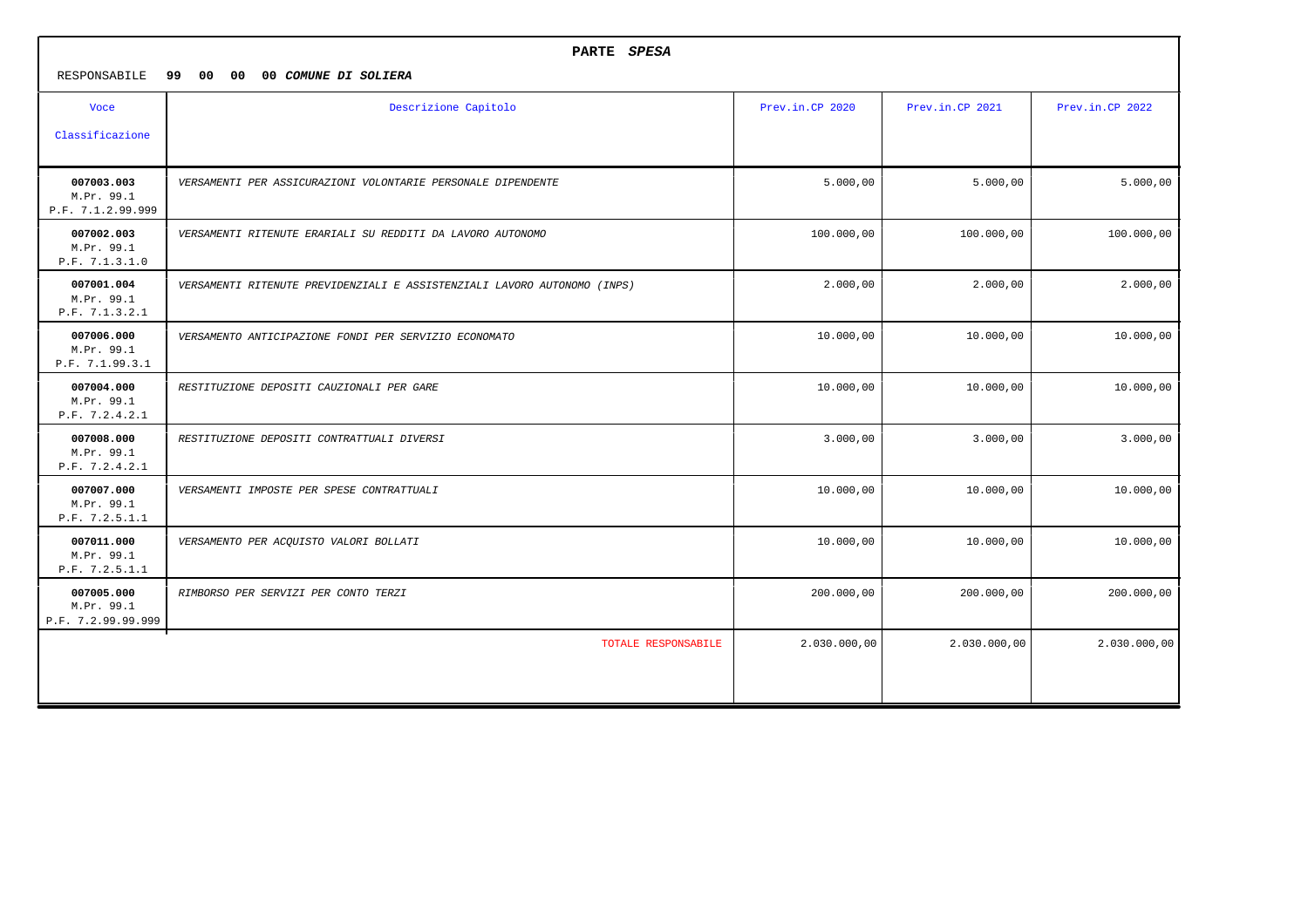**PARTE *SPESA***

RESPONSABILE **99 00 00 00 *COMUNE DI SOLIERA***

| Voce Classificazione | Descrizione Capitolo | Prev.in.CP 2020 | Prev.in.CP 2021 | Prev.in.CP 2022 |
|---|---|---|---|---|
| **007003.003** M.Pr. 99.1 P.F. 7.1.2.99.999 | *VERSAMENTI PER ASSICURAZIONI VOLONTARIE PERSONALE DIPENDENTE* | 5.000,00 | 5.000,00 | 5.000,00 |
| **007002.003** M.Pr. 99.1 P.F. 7.1.3.1.0 | *VERSAMENTI RITENUTE ERARIALI SU REDDITI DA LAVORO AUTONOMO* | 100.000,00 | 100.000,00 | 100.000,00 |
| **007001.004** M.Pr. 99.1 P.F. 7.1.3.2.1 | *VERSAMENTI RITENUTE PREVIDENZIALI E ASSISTENZIALI LAVORO AUTONOMO (INPS)* | 2.000,00 | 2.000,00 | 2.000,00 |
| **007006.000** M.Pr. 99.1 P.F. 7.1.99.3.1 | *VERSAMENTO ANTICIPAZIONE FONDI PER SERVIZIO ECONOMATO* | 10.000,00 | 10.000,00 | 10.000,00 |
| **007004.000** M.Pr. 99.1 P.F. 7.2.4.2.1 | *RESTITUZIONE DEPOSITI CAUZIONALI PER GARE* | 10.000,00 | 10.000,00 | 10.000,00 |
| **007008.000** M.Pr. 99.1 P.F. 7.2.4.2.1 | *RESTITUZIONE DEPOSITI CONTRATTUALI DIVERSI* | 3.000,00 | 3.000,00 | 3.000,00 |
| **007007.000** M.Pr. 99.1 P.F. 7.2.5.1.1 | *VERSAMENTI IMPOSTE PER SPESE CONTRATTUALI* | 10.000,00 | 10.000,00 | 10.000,00 |
| **007011.000** M.Pr. 99.1 P.F. 7.2.5.1.1 | *VERSAMENTO PER ACQUISTO VALORI BOLLATI* | 10.000,00 | 10.000,00 | 10.000,00 |
| **007005.000** M.Pr. 99.1 P.F. 7.2.99.99.999 | *RIMBORSO PER SERVIZI PER CONTO TERZI* | 200.000,00 | 200.000,00 | 200.000,00 |
| | TOTALE RESPONSABILE | 2.030.000,00 | 2.030.000,00 | 2.030.000,00 |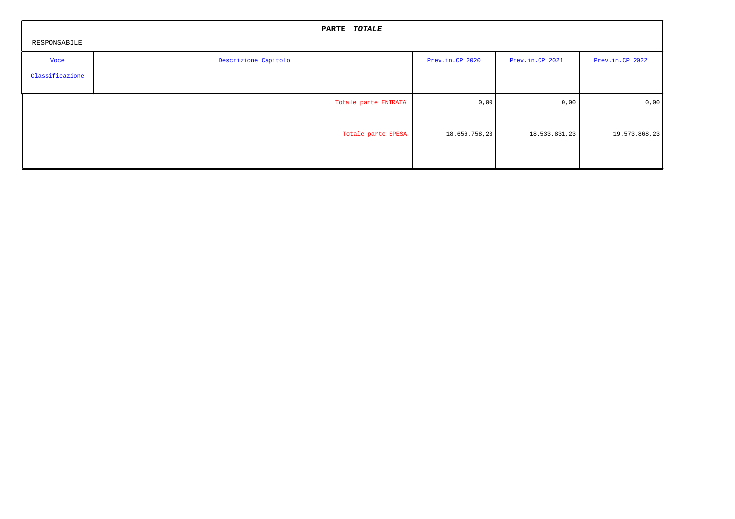**PARTE *TOTALE***

RESPONSABILE

| Voce Classificazione | Descrizione Capitolo | Prev.in.CP 2020 | Prev.in.CP 2021 | Prev.in.CP 2022 |
|---|---|---|---|---|
| | Totale parte ENTRATA | 0,00 | 0,00 | 0,00 |
| | Totale parte SPESA | 18.656.758,23 | 18.533.831,23 | 19.573.868,23 |